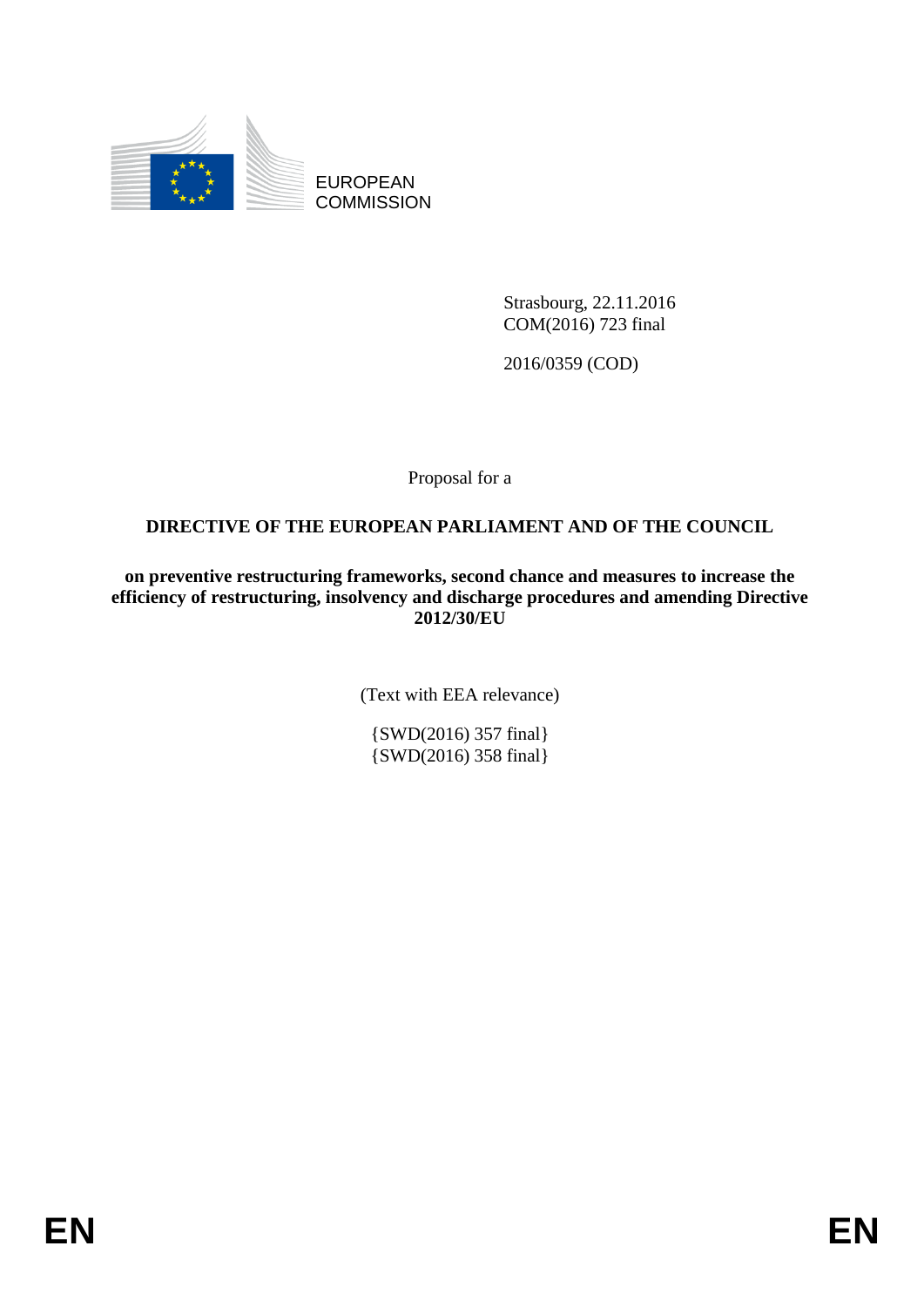EUROPEAN COMMISSION

Strasbourg, 22.11.2016
COM(2016) 723 final

2016/0359 (COD)

Proposal for a

**DIRECTIVE OF THE EUROPEAN PARLIAMENT AND OF THE COUNCIL**

**on preventive restructuring frameworks, second chance and measures to increase the efficiency of restructuring, insolvency and discharge procedures and amending Directive 2012/30/EU**

(Text with EEA relevance)

{SWD(2016) 357 final}
{SWD(2016) 358 final}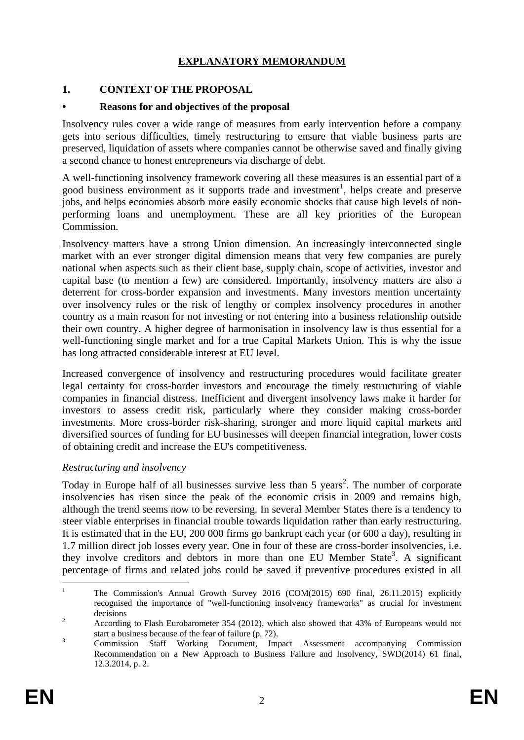# EXPLANATORY MEMORANDUM

## 1. CONTEXT OF THE PROPOSAL

### • Reasons for and objectives of the proposal

Insolvency rules cover a wide range of measures from early intervention before a company gets into serious difficulties, timely restructuring to ensure that viable business parts are preserved, liquidation of assets where companies cannot be otherwise saved and finally giving a second chance to honest entrepreneurs via discharge of debt.

A well-functioning insolvency framework covering all these measures is an essential part of a good business environment as it supports trade and investment[1], helps create and preserve jobs, and helps economies absorb more easily economic shocks that cause high levels of non-performing loans and unemployment. These are all key priorities of the European Commission.

Insolvency matters have a strong Union dimension. An increasingly interconnected single market with an ever stronger digital dimension means that very few companies are purely national when aspects such as their client base, supply chain, scope of activities, investor and capital base (to mention a few) are considered. Importantly, insolvency matters are also a deterrent for cross-border expansion and investments. Many investors mention uncertainty over insolvency rules or the risk of lengthy or complex insolvency procedures in another country as a main reason for not investing or not entering into a business relationship outside their own country. A higher degree of harmonisation in insolvency law is thus essential for a well-functioning single market and for a true Capital Markets Union. This is why the issue has long attracted considerable interest at EU level.

Increased convergence of insolvency and restructuring procedures would facilitate greater legal certainty for cross-border investors and encourage the timely restructuring of viable companies in financial distress. Inefficient and divergent insolvency laws make it harder for investors to assess credit risk, particularly where they consider making cross-border investments. More cross-border risk-sharing, stronger and more liquid capital markets and diversified sources of funding for EU businesses will deepen financial integration, lower costs of obtaining credit and increase the EU's competitiveness.

*Restructuring and insolvency*

Today in Europe half of all businesses survive less than 5 years[2]. The number of corporate insolvencies has risen since the peak of the economic crisis in 2009 and remains high, although the trend seems now to be reversing. In several Member States there is a tendency to steer viable enterprises in financial trouble towards liquidation rather than early restructuring. It is estimated that in the EU, 200 000 firms go bankrupt each year (or 600 a day), resulting in 1.7 million direct job losses every year. One in four of these are cross-border insolvencies, i.e. they involve creditors and debtors in more than one EU Member State[3]. A significant percentage of firms and related jobs could be saved if preventive procedures existed in all

---

[1] The Commission's Annual Growth Survey 2016 (COM(2015) 690 final, 26.11.2015) explicitly recognised the importance of "well-functioning insolvency frameworks" as crucial for investment decisions

[2] According to Flash Eurobarometer 354 (2012), which also showed that 43% of Europeans would not start a business because of the fear of failure (p. 72).

[3] Commission Staff Working Document, Impact Assessment accompanying Commission Recommendation on a New Approach to Business Failure and Insolvency, SWD(2014) 61 final, 12.3.2014, p. 2.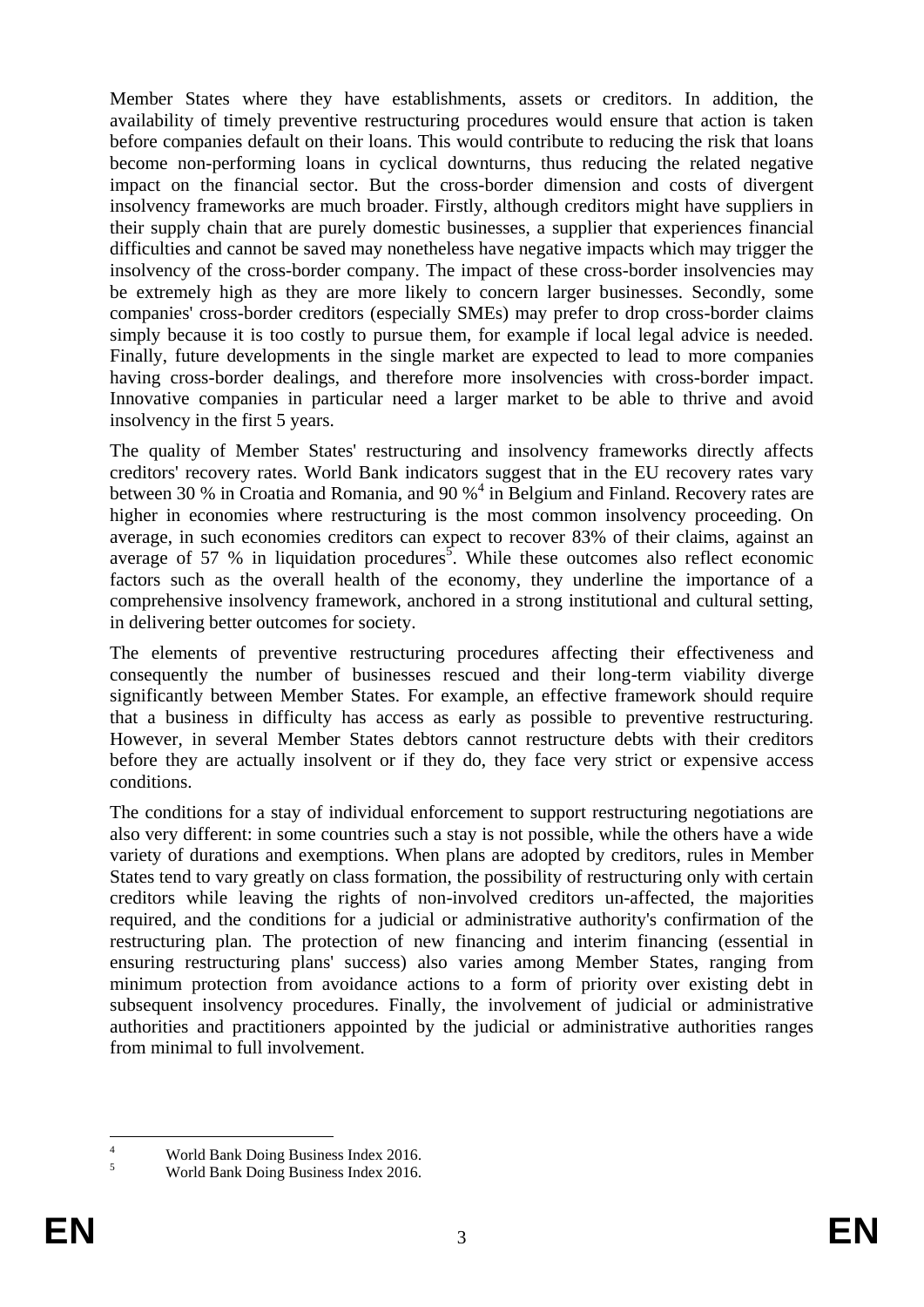Member States where they have establishments, assets or creditors. In addition, the availability of timely preventive restructuring procedures would ensure that action is taken before companies default on their loans. This would contribute to reducing the risk that loans become non-performing loans in cyclical downturns, thus reducing the related negative impact on the financial sector. But the cross-border dimension and costs of divergent insolvency frameworks are much broader. Firstly, although creditors might have suppliers in their supply chain that are purely domestic businesses, a supplier that experiences financial difficulties and cannot be saved may nonetheless have negative impacts which may trigger the insolvency of the cross-border company. The impact of these cross-border insolvencies may be extremely high as they are more likely to concern larger businesses. Secondly, some companies' cross-border creditors (especially SMEs) may prefer to drop cross-border claims simply because it is too costly to pursue them, for example if local legal advice is needed. Finally, future developments in the single market are expected to lead to more companies having cross-border dealings, and therefore more insolvencies with cross-border impact. Innovative companies in particular need a larger market to be able to thrive and avoid insolvency in the first 5 years.

The quality of Member States' restructuring and insolvency frameworks directly affects creditors' recovery rates. World Bank indicators suggest that in the EU recovery rates vary between 30 % in Croatia and Romania, and 90 %[4] in Belgium and Finland. Recovery rates are higher in economies where restructuring is the most common insolvency proceeding. On average, in such economies creditors can expect to recover 83% of their claims, against an average of 57 % in liquidation procedures[5]. While these outcomes also reflect economic factors such as the overall health of the economy, they underline the importance of a comprehensive insolvency framework, anchored in a strong institutional and cultural setting, in delivering better outcomes for society.

The elements of preventive restructuring procedures affecting their effectiveness and consequently the number of businesses rescued and their long-term viability diverge significantly between Member States. For example, an effective framework should require that a business in difficulty has access as early as possible to preventive restructuring. However, in several Member States debtors cannot restructure debts with their creditors before they are actually insolvent or if they do, they face very strict or expensive access conditions.

The conditions for a stay of individual enforcement to support restructuring negotiations are also very different: in some countries such a stay is not possible, while the others have a wide variety of durations and exemptions. When plans are adopted by creditors, rules in Member States tend to vary greatly on class formation, the possibility of restructuring only with certain creditors while leaving the rights of non-involved creditors un-affected, the majorities required, and the conditions for a judicial or administrative authority's confirmation of the restructuring plan. The protection of new financing and interim financing (essential in ensuring restructuring plans' success) also varies among Member States, ranging from minimum protection from avoidance actions to a form of priority over existing debt in subsequent insolvency procedures. Finally, the involvement of judicial or administrative authorities and practitioners appointed by the judicial or administrative authorities ranges from minimal to full involvement.

[4] World Bank Doing Business Index 2016.

[5] World Bank Doing Business Index 2016.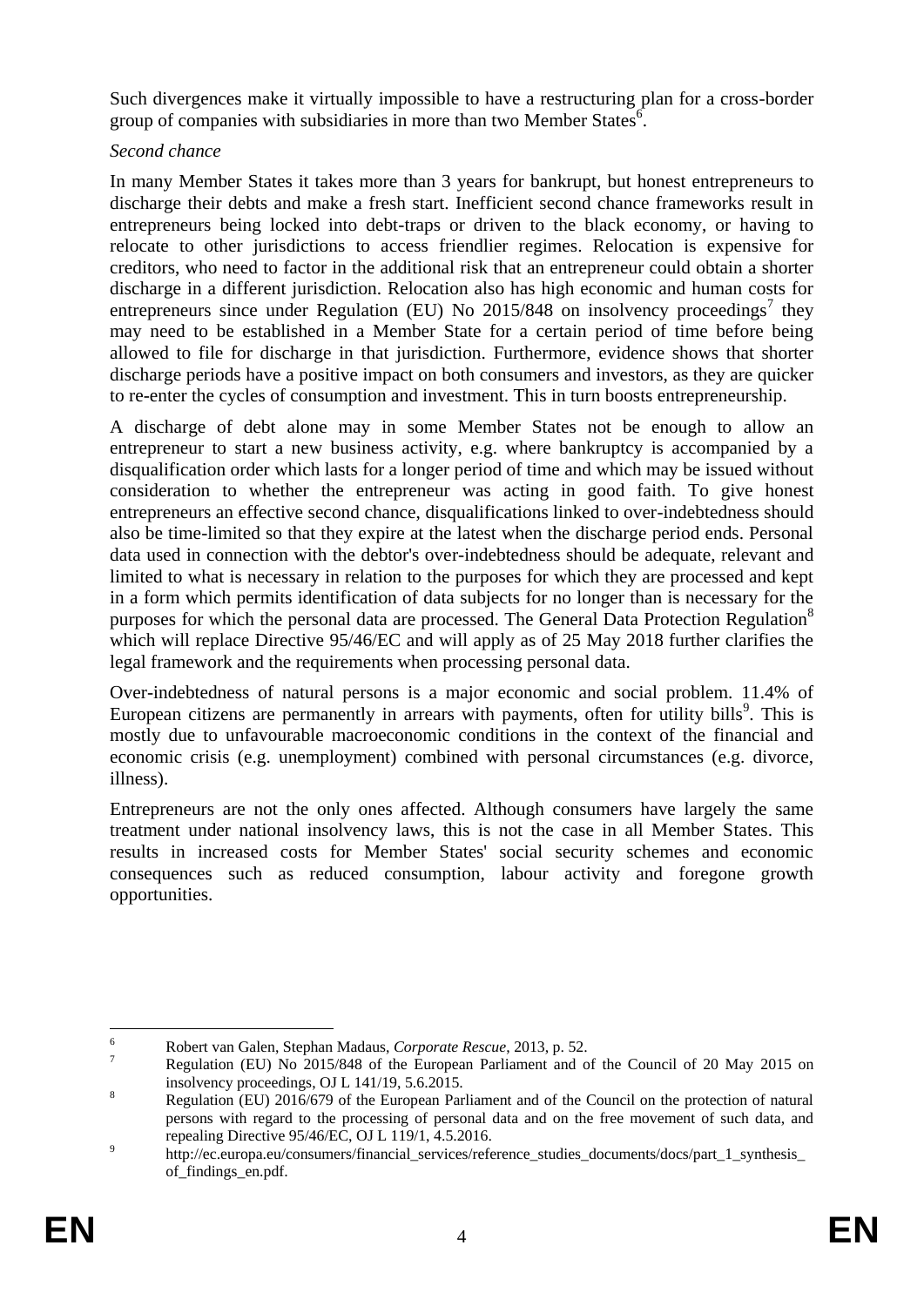Such divergences make it virtually impossible to have a restructuring plan for a cross-border group of companies with subsidiaries in more than two Member States[6].

*Second chance*

In many Member States it takes more than 3 years for bankrupt, but honest entrepreneurs to discharge their debts and make a fresh start. Inefficient second chance frameworks result in entrepreneurs being locked into debt-traps or driven to the black economy, or having to relocate to other jurisdictions to access friendlier regimes. Relocation is expensive for creditors, who need to factor in the additional risk that an entrepreneur could obtain a shorter discharge in a different jurisdiction. Relocation also has high economic and human costs for entrepreneurs since under Regulation (EU) No 2015/848 on insolvency proceedings[7] they may need to be established in a Member State for a certain period of time before being allowed to file for discharge in that jurisdiction. Furthermore, evidence shows that shorter discharge periods have a positive impact on both consumers and investors, as they are quicker to re-enter the cycles of consumption and investment. This in turn boosts entrepreneurship.

A discharge of debt alone may in some Member States not be enough to allow an entrepreneur to start a new business activity, e.g. where bankruptcy is accompanied by a disqualification order which lasts for a longer period of time and which may be issued without consideration to whether the entrepreneur was acting in good faith. To give honest entrepreneurs an effective second chance, disqualifications linked to over-indebtedness should also be time-limited so that they expire at the latest when the discharge period ends. Personal data used in connection with the debtor's over-indebtedness should be adequate, relevant and limited to what is necessary in relation to the purposes for which they are processed and kept in a form which permits identification of data subjects for no longer than is necessary for the purposes for which the personal data are processed. The General Data Protection Regulation[8] which will replace Directive 95/46/EC and will apply as of 25 May 2018 further clarifies the legal framework and the requirements when processing personal data.

Over-indebtedness of natural persons is a major economic and social problem. 11.4% of European citizens are permanently in arrears with payments, often for utility bills[9]. This is mostly due to unfavourable macroeconomic conditions in the context of the financial and economic crisis (e.g. unemployment) combined with personal circumstances (e.g. divorce, illness).

Entrepreneurs are not the only ones affected. Although consumers have largely the same treatment under national insolvency laws, this is not the case in all Member States. This results in increased costs for Member States' social security schemes and economic consequences such as reduced consumption, labour activity and foregone growth opportunities.

---

[6] Robert van Galen, Stephan Madaus, *Corporate Rescue*, 2013, p. 52.

[7] Regulation (EU) No 2015/848 of the European Parliament and of the Council of 20 May 2015 on insolvency proceedings, OJ L 141/19, 5.6.2015.

[8] Regulation (EU) 2016/679 of the European Parliament and of the Council on the protection of natural persons with regard to the processing of personal data and on the free movement of such data, and repealing Directive 95/46/EC, OJ L 119/1, 4.5.2016.

[9] http://ec.europa.eu/consumers/financial_services/reference_studies_documents/docs/part_1_synthesis_of_findings_en.pdf.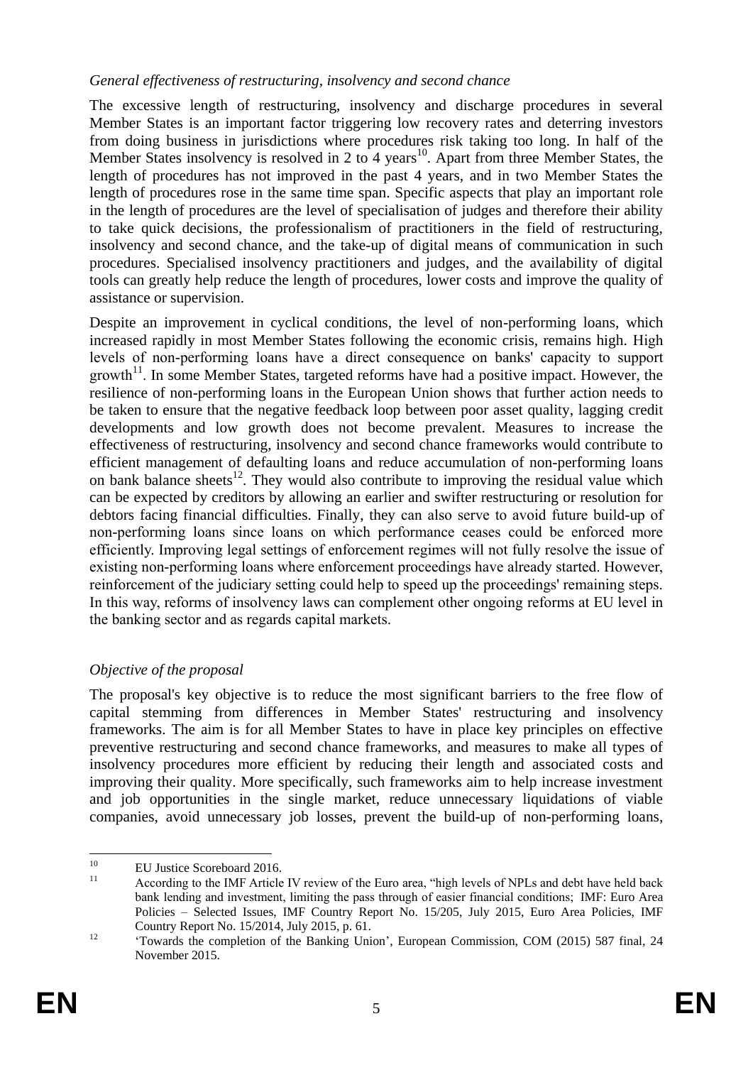*General effectiveness of restructuring, insolvency and second chance*

The excessive length of restructuring, insolvency and discharge procedures in several Member States is an important factor triggering low recovery rates and deterring investors from doing business in jurisdictions where procedures risk taking too long. In half of the Member States insolvency is resolved in 2 to 4 years[10]. Apart from three Member States, the length of procedures has not improved in the past 4 years, and in two Member States the length of procedures rose in the same time span. Specific aspects that play an important role in the length of procedures are the level of specialisation of judges and therefore their ability to take quick decisions, the professionalism of practitioners in the field of restructuring, insolvency and second chance, and the take-up of digital means of communication in such procedures. Specialised insolvency practitioners and judges, and the availability of digital tools can greatly help reduce the length of procedures, lower costs and improve the quality of assistance or supervision.

Despite an improvement in cyclical conditions, the level of non-performing loans, which increased rapidly in most Member States following the economic crisis, remains high. High levels of non-performing loans have a direct consequence on banks' capacity to support growth[11]. In some Member States, targeted reforms have had a positive impact. However, the resilience of non-performing loans in the European Union shows that further action needs to be taken to ensure that the negative feedback loop between poor asset quality, lagging credit developments and low growth does not become prevalent. Measures to increase the effectiveness of restructuring, insolvency and second chance frameworks would contribute to efficient management of defaulting loans and reduce accumulation of non-performing loans on bank balance sheets[12]. They would also contribute to improving the residual value which can be expected by creditors by allowing an earlier and swifter restructuring or resolution for debtors facing financial difficulties. Finally, they can also serve to avoid future build-up of non-performing loans since loans on which performance ceases could be enforced more efficiently. Improving legal settings of enforcement regimes will not fully resolve the issue of existing non-performing loans where enforcement proceedings have already started. However, reinforcement of the judiciary setting could help to speed up the proceedings' remaining steps. In this way, reforms of insolvency laws can complement other ongoing reforms at EU level in the banking sector and as regards capital markets.

*Objective of the proposal*

The proposal's key objective is to reduce the most significant barriers to the free flow of capital stemming from differences in Member States' restructuring and insolvency frameworks. The aim is for all Member States to have in place key principles on effective preventive restructuring and second chance frameworks, and measures to make all types of insolvency procedures more efficient by reducing their length and associated costs and improving their quality. More specifically, such frameworks aim to help increase investment and job opportunities in the single market, reduce unnecessary liquidations of viable companies, avoid unnecessary job losses, prevent the build-up of non-performing loans,

---

[10] EU Justice Scoreboard 2016.

[11] According to the IMF Article IV review of the Euro area, "high levels of NPLs and debt have held back bank lending and investment, limiting the pass through of easier financial conditions; IMF: Euro Area Policies – Selected Issues, IMF Country Report No. 15/205, July 2015, Euro Area Policies, IMF Country Report No. 15/2014, July 2015, p. 61.

[12] 'Towards the completion of the Banking Union', European Commission, COM (2015) 587 final, 24 November 2015.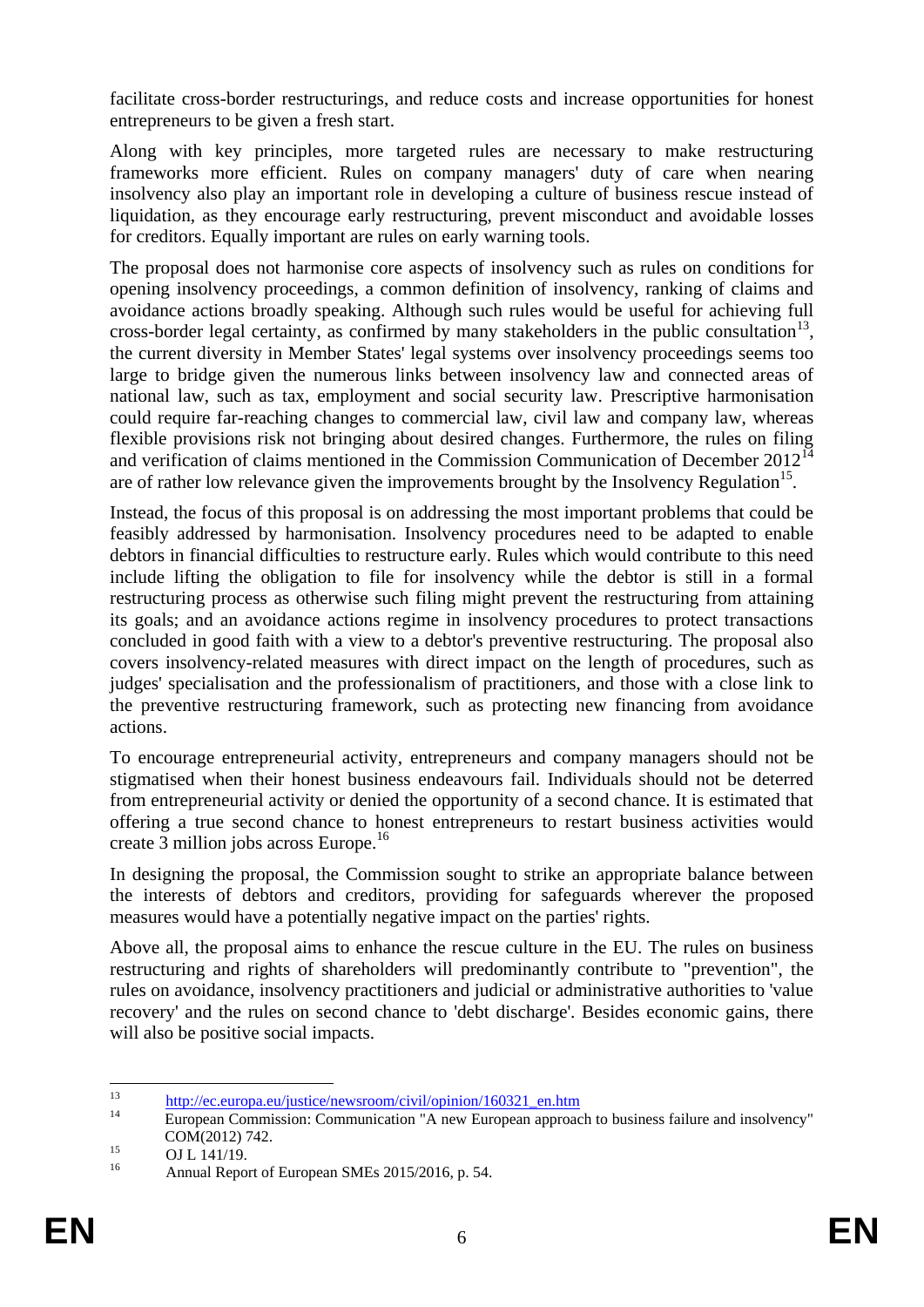facilitate cross-border restructurings, and reduce costs and increase opportunities for honest entrepreneurs to be given a fresh start.

Along with key principles, more targeted rules are necessary to make restructuring frameworks more efficient. Rules on company managers' duty of care when nearing insolvency also play an important role in developing a culture of business rescue instead of liquidation, as they encourage early restructuring, prevent misconduct and avoidable losses for creditors. Equally important are rules on early warning tools.

The proposal does not harmonise core aspects of insolvency such as rules on conditions for opening insolvency proceedings, a common definition of insolvency, ranking of claims and avoidance actions broadly speaking. Although such rules would be useful for achieving full cross-border legal certainty, as confirmed by many stakeholders in the public consultation[13], the current diversity in Member States' legal systems over insolvency proceedings seems too large to bridge given the numerous links between insolvency law and connected areas of national law, such as tax, employment and social security law. Prescriptive harmonisation could require far-reaching changes to commercial law, civil law and company law, whereas flexible provisions risk not bringing about desired changes. Furthermore, the rules on filing and verification of claims mentioned in the Commission Communication of December 2012[14] are of rather low relevance given the improvements brought by the Insolvency Regulation[15].

Instead, the focus of this proposal is on addressing the most important problems that could be feasibly addressed by harmonisation. Insolvency procedures need to be adapted to enable debtors in financial difficulties to restructure early. Rules which would contribute to this need include lifting the obligation to file for insolvency while the debtor is still in a formal restructuring process as otherwise such filing might prevent the restructuring from attaining its goals; and an avoidance actions regime in insolvency procedures to protect transactions concluded in good faith with a view to a debtor's preventive restructuring. The proposal also covers insolvency-related measures with direct impact on the length of procedures, such as judges' specialisation and the professionalism of practitioners, and those with a close link to the preventive restructuring framework, such as protecting new financing from avoidance actions.

To encourage entrepreneurial activity, entrepreneurs and company managers should not be stigmatised when their honest business endeavours fail. Individuals should not be deterred from entrepreneurial activity or denied the opportunity of a second chance. It is estimated that offering a true second chance to honest entrepreneurs to restart business activities would create 3 million jobs across Europe.[16]

In designing the proposal, the Commission sought to strike an appropriate balance between the interests of debtors and creditors, providing for safeguards wherever the proposed measures would have a potentially negative impact on the parties' rights.

Above all, the proposal aims to enhance the rescue culture in the EU. The rules on business restructuring and rights of shareholders will predominantly contribute to "prevention", the rules on avoidance, insolvency practitioners and judicial or administrative authorities to 'value recovery' and the rules on second chance to 'debt discharge'. Besides economic gains, there will also be positive social impacts.

---

[13] http://ec.europa.eu/justice/newsroom/civil/opinion/160321_en.htm

[14] European Commission: Communication "A new European approach to business failure and insolvency" COM(2012) 742.

[15] OJ L 141/19.

[16] Annual Report of European SMEs 2015/2016, p. 54.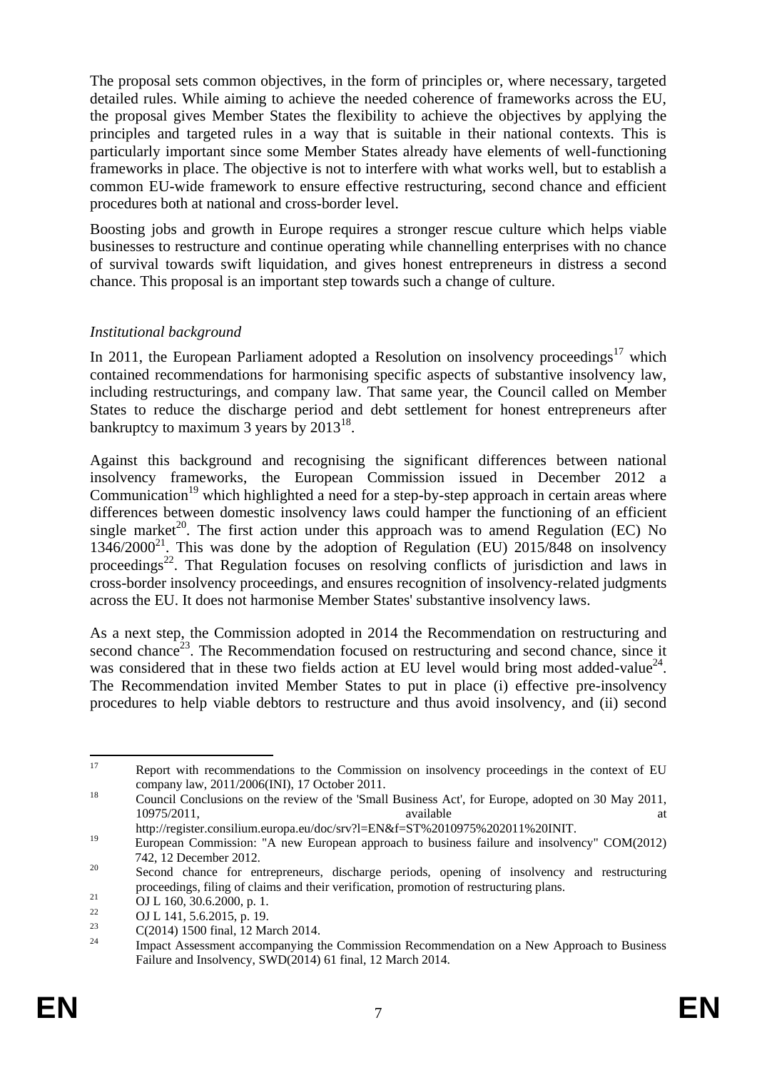The proposal sets common objectives, in the form of principles or, where necessary, targeted detailed rules. While aiming to achieve the needed coherence of frameworks across the EU, the proposal gives Member States the flexibility to achieve the objectives by applying the principles and targeted rules in a way that is suitable in their national contexts. This is particularly important since some Member States already have elements of well-functioning frameworks in place. The objective is not to interfere with what works well, but to establish a common EU-wide framework to ensure effective restructuring, second chance and efficient procedures both at national and cross-border level.

Boosting jobs and growth in Europe requires a stronger rescue culture which helps viable businesses to restructure and continue operating while channelling enterprises with no chance of survival towards swift liquidation, and gives honest entrepreneurs in distress a second chance. This proposal is an important step towards such a change of culture.

*Institutional background*

In 2011, the European Parliament adopted a Resolution on insolvency proceedings[17] which contained recommendations for harmonising specific aspects of substantive insolvency law, including restructurings, and company law. That same year, the Council called on Member States to reduce the discharge period and debt settlement for honest entrepreneurs after bankruptcy to maximum 3 years by 2013[18].

Against this background and recognising the significant differences between national insolvency frameworks, the European Commission issued in December 2012 a Communication[19] which highlighted a need for a step-by-step approach in certain areas where differences between domestic insolvency laws could hamper the functioning of an efficient single market[20]. The first action under this approach was to amend Regulation (EC) No 1346/2000[21]. This was done by the adoption of Regulation (EU) 2015/848 on insolvency proceedings[22]. That Regulation focuses on resolving conflicts of jurisdiction and laws in cross-border insolvency proceedings, and ensures recognition of insolvency-related judgments across the EU. It does not harmonise Member States' substantive insolvency laws.

As a next step, the Commission adopted in 2014 the Recommendation on restructuring and second chance[23]. The Recommendation focused on restructuring and second chance, since it was considered that in these two fields action at EU level would bring most added-value[24]. The Recommendation invited Member States to put in place (i) effective pre-insolvency procedures to help viable debtors to restructure and thus avoid insolvency, and (ii) second

---

[17] Report with recommendations to the Commission on insolvency proceedings in the context of EU company law, 2011/2006(INI), 17 October 2011.

[18] Council Conclusions on the review of the 'Small Business Act', for Europe, adopted on 30 May 2011, 10975/2011, available at http://register.consilium.europa.eu/doc/srv?l=EN&f=ST%2010975%202011%20INIT.

[19] European Commission: "A new European approach to business failure and insolvency" COM(2012) 742, 12 December 2012.

[20] Second chance for entrepreneurs, discharge periods, opening of insolvency and restructuring proceedings, filing of claims and their verification, promotion of restructuring plans.

[21] OJ L 160, 30.6.2000, p. 1.

[22] OJ L 141, 5.6.2015, p. 19.

[23] C(2014) 1500 final, 12 March 2014.

[24] Impact Assessment accompanying the Commission Recommendation on a New Approach to Business Failure and Insolvency, SWD(2014) 61 final, 12 March 2014.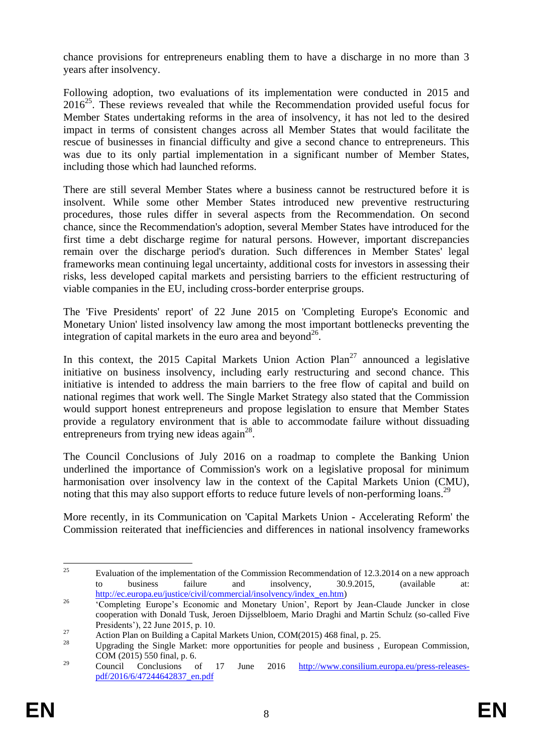chance provisions for entrepreneurs enabling them to have a discharge in no more than 3 years after insolvency.

Following adoption, two evaluations of its implementation were conducted in 2015 and 2016[25]. These reviews revealed that while the Recommendation provided useful focus for Member States undertaking reforms in the area of insolvency, it has not led to the desired impact in terms of consistent changes across all Member States that would facilitate the rescue of businesses in financial difficulty and give a second chance to entrepreneurs. This was due to its only partial implementation in a significant number of Member States, including those which had launched reforms.

There are still several Member States where a business cannot be restructured before it is insolvent. While some other Member States introduced new preventive restructuring procedures, those rules differ in several aspects from the Recommendation. On second chance, since the Recommendation's adoption, several Member States have introduced for the first time a debt discharge regime for natural persons. However, important discrepancies remain over the discharge period's duration. Such differences in Member States' legal frameworks mean continuing legal uncertainty, additional costs for investors in assessing their risks, less developed capital markets and persisting barriers to the efficient restructuring of viable companies in the EU, including cross-border enterprise groups.

The 'Five Presidents' report' of 22 June 2015 on 'Completing Europe's Economic and Monetary Union' listed insolvency law among the most important bottlenecks preventing the integration of capital markets in the euro area and beyond[26].

In this context, the 2015 Capital Markets Union Action Plan[27] announced a legislative initiative on business insolvency, including early restructuring and second chance. This initiative is intended to address the main barriers to the free flow of capital and build on national regimes that work well. The Single Market Strategy also stated that the Commission would support honest entrepreneurs and propose legislation to ensure that Member States provide a regulatory environment that is able to accommodate failure without dissuading entrepreneurs from trying new ideas again[28].

The Council Conclusions of July 2016 on a roadmap to complete the Banking Union underlined the importance of Commission's work on a legislative proposal for minimum harmonisation over insolvency law in the context of the Capital Markets Union (CMU), noting that this may also support efforts to reduce future levels of non-performing loans.[29]

More recently, in its Communication on 'Capital Markets Union - Accelerating Reform' the Commission reiterated that inefficiencies and differences in national insolvency frameworks

---

[25] Evaluation of the implementation of the Commission Recommendation of 12.3.2014 on a new approach to business failure and insolvency, 30.9.2015, (available at: http://ec.europa.eu/justice/civil/commercial/insolvency/index_en.htm)

[26] 'Completing Europe's Economic and Monetary Union', Report by Jean-Claude Juncker in close cooperation with Donald Tusk, Jeroen Dijsselbloem, Mario Draghi and Martin Schulz (so-called Five Presidents'), 22 June 2015, p. 10.

[27] Action Plan on Building a Capital Markets Union, COM(2015) 468 final, p. 25.

[28] Upgrading the Single Market: more opportunities for people and business , European Commission, COM (2015) 550 final, p. 6.

[29] Council Conclusions of 17 June 2016 http://www.consilium.europa.eu/press-releases-pdf/2016/6/47244642837_en.pdf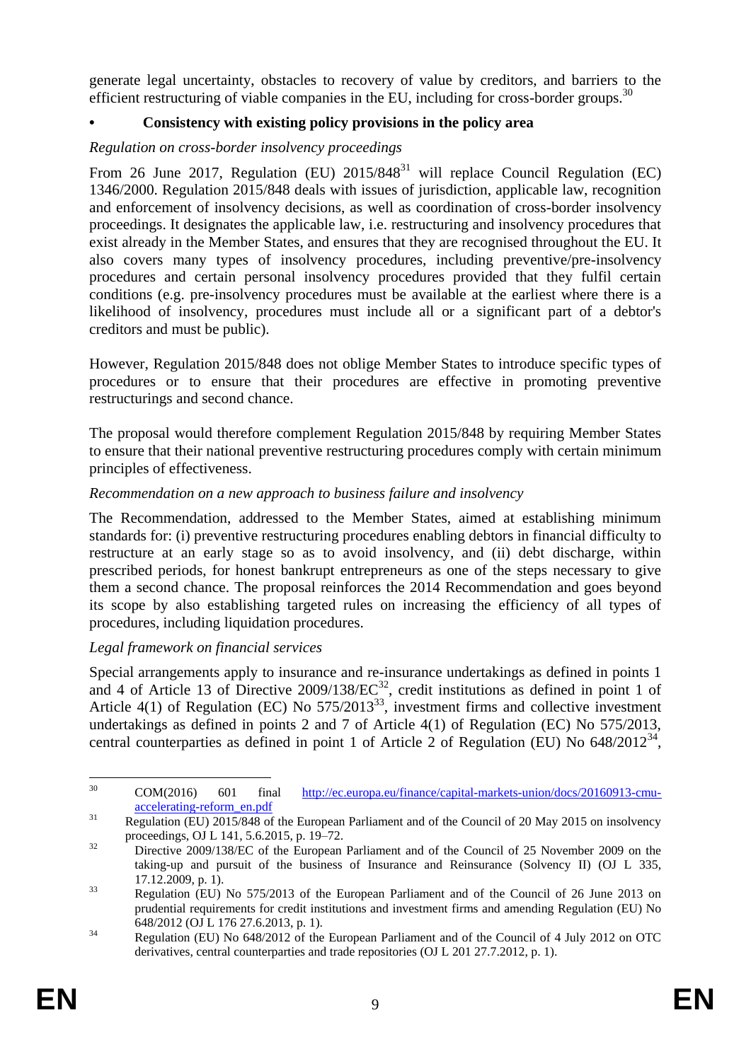generate legal uncertainty, obstacles to recovery of value by creditors, and barriers to the efficient restructuring of viable companies in the EU, including for cross-border groups.[30]

- **Consistency with existing policy provisions in the policy area**

*Regulation on cross-border insolvency proceedings*

From 26 June 2017, Regulation (EU) 2015/848[31] will replace Council Regulation (EC) 1346/2000. Regulation 2015/848 deals with issues of jurisdiction, applicable law, recognition and enforcement of insolvency decisions, as well as coordination of cross-border insolvency proceedings. It designates the applicable law, i.e. restructuring and insolvency procedures that exist already in the Member States, and ensures that they are recognised throughout the EU. It also covers many types of insolvency procedures, including preventive/pre-insolvency procedures and certain personal insolvency procedures provided that they fulfil certain conditions (e.g. pre-insolvency procedures must be available at the earliest where there is a likelihood of insolvency, procedures must include all or a significant part of a debtor's creditors and must be public).

However, Regulation 2015/848 does not oblige Member States to introduce specific types of procedures or to ensure that their procedures are effective in promoting preventive restructurings and second chance.

The proposal would therefore complement Regulation 2015/848 by requiring Member States to ensure that their national preventive restructuring procedures comply with certain minimum principles of effectiveness.

*Recommendation on a new approach to business failure and insolvency*

The Recommendation, addressed to the Member States, aimed at establishing minimum standards for: (i) preventive restructuring procedures enabling debtors in financial difficulty to restructure at an early stage so as to avoid insolvency, and (ii) debt discharge, within prescribed periods, for honest bankrupt entrepreneurs as one of the steps necessary to give them a second chance. The proposal reinforces the 2014 Recommendation and goes beyond its scope by also establishing targeted rules on increasing the efficiency of all types of procedures, including liquidation procedures.

*Legal framework on financial services*

Special arrangements apply to insurance and re-insurance undertakings as defined in points 1 and 4 of Article 13 of Directive 2009/138/EC[32], credit institutions as defined in point 1 of Article 4(1) of Regulation (EC) No 575/2013[33], investment firms and collective investment undertakings as defined in points 2 and 7 of Article 4(1) of Regulation (EC) No 575/2013, central counterparties as defined in point 1 of Article 2 of Regulation (EU) No 648/2012[34],

---

[30] COM(2016) 601 final http://ec.europa.eu/finance/capital-markets-union/docs/20160913-cmu-accelerating-reform_en.pdf

[31] Regulation (EU) 2015/848 of the European Parliament and of the Council of 20 May 2015 on insolvency proceedings, OJ L 141, 5.6.2015, p. 19–72.

[32] Directive 2009/138/EC of the European Parliament and of the Council of 25 November 2009 on the taking-up and pursuit of the business of Insurance and Reinsurance (Solvency II) (OJ L 335, 17.12.2009, p. 1).

[33] Regulation (EU) No 575/2013 of the European Parliament and of the Council of 26 June 2013 on prudential requirements for credit institutions and investment firms and amending Regulation (EU) No 648/2012 (OJ L 176 27.6.2013, p. 1).

[34] Regulation (EU) No 648/2012 of the European Parliament and of the Council of 4 July 2012 on OTC derivatives, central counterparties and trade repositories (OJ L 201 27.7.2012, p. 1).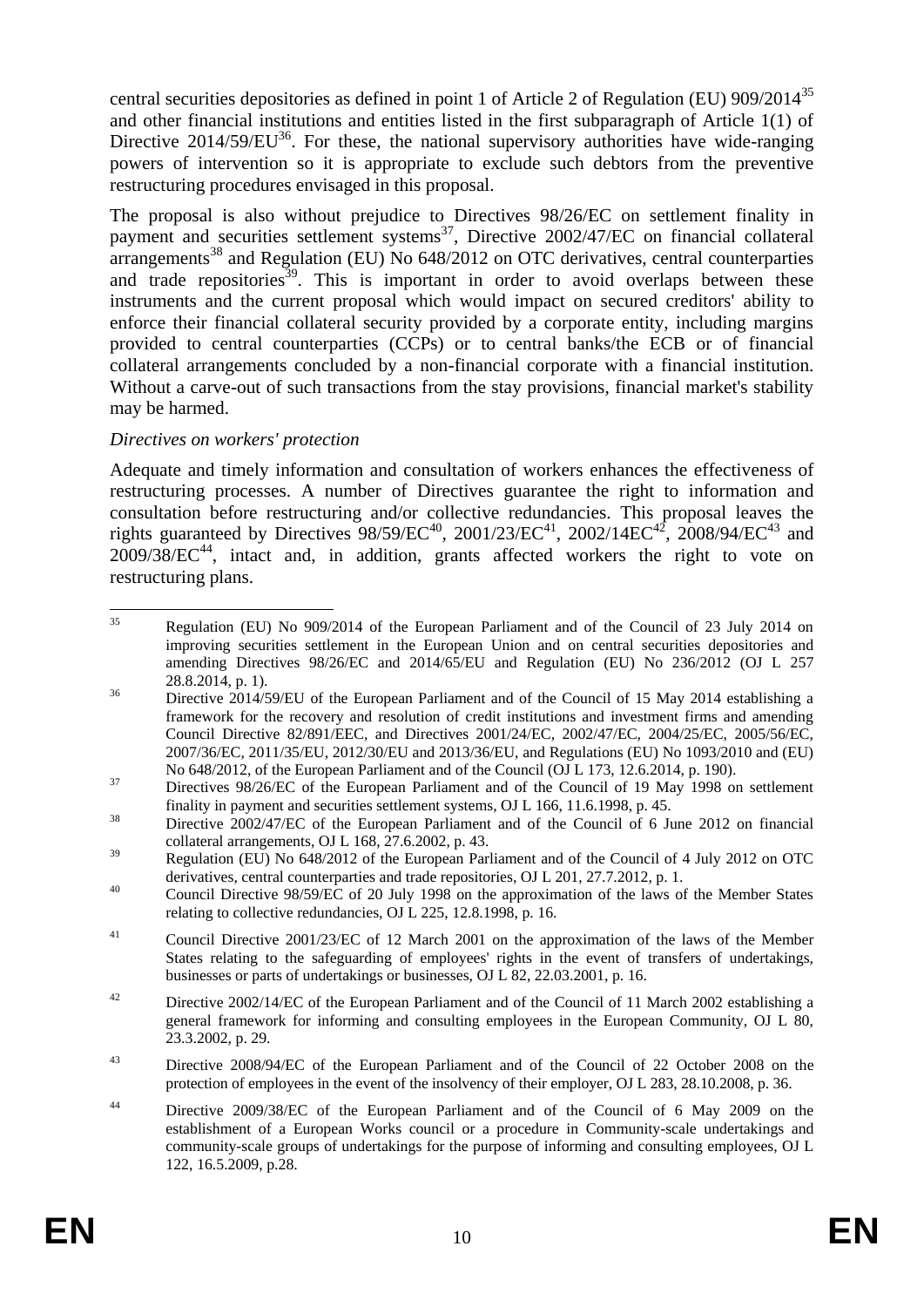central securities depositories as defined in point 1 of Article 2 of Regulation (EU) 909/2014[35] and other financial institutions and entities listed in the first subparagraph of Article 1(1) of Directive 2014/59/EU[36]. For these, the national supervisory authorities have wide-ranging powers of intervention so it is appropriate to exclude such debtors from the preventive restructuring procedures envisaged in this proposal.

The proposal is also without prejudice to Directives 98/26/EC on settlement finality in payment and securities settlement systems[37], Directive 2002/47/EC on financial collateral arrangements[38] and Regulation (EU) No 648/2012 on OTC derivatives, central counterparties and trade repositories[39]. This is important in order to avoid overlaps between these instruments and the current proposal which would impact on secured creditors' ability to enforce their financial collateral security provided by a corporate entity, including margins provided to central counterparties (CCPs) or to central banks/the ECB or of financial collateral arrangements concluded by a non-financial corporate with a financial institution. Without a carve-out of such transactions from the stay provisions, financial market's stability may be harmed.

*Directives on workers' protection*

Adequate and timely information and consultation of workers enhances the effectiveness of restructuring processes. A number of Directives guarantee the right to information and consultation before restructuring and/or collective redundancies. This proposal leaves the rights guaranteed by Directives 98/59/EC[40], 2001/23/EC[41], 2002/14EC[42], 2008/94/EC[43] and 2009/38/EC[44], intact and, in addition, grants affected workers the right to vote on restructuring plans.

---

[35] Regulation (EU) No 909/2014 of the European Parliament and of the Council of 23 July 2014 on improving securities settlement in the European Union and on central securities depositories and amending Directives 98/26/EC and 2014/65/EU and Regulation (EU) No 236/2012 (OJ L 257 28.8.2014, p. 1).

[36] Directive 2014/59/EU of the European Parliament and of the Council of 15 May 2014 establishing a framework for the recovery and resolution of credit institutions and investment firms and amending Council Directive 82/891/EEC, and Directives 2001/24/EC, 2002/47/EC, 2004/25/EC, 2005/56/EC, 2007/36/EC, 2011/35/EU, 2012/30/EU and 2013/36/EU, and Regulations (EU) No 1093/2010 and (EU) No 648/2012, of the European Parliament and of the Council (OJ L 173, 12.6.2014, p. 190).

[37] Directives 98/26/EC of the European Parliament and of the Council of 19 May 1998 on settlement finality in payment and securities settlement systems, OJ L 166, 11.6.1998, p. 45.

[38] Directive 2002/47/EC of the European Parliament and of the Council of 6 June 2012 on financial collateral arrangements, OJ L 168, 27.6.2002, p. 43.

[39] Regulation (EU) No 648/2012 of the European Parliament and of the Council of 4 July 2012 on OTC derivatives, central counterparties and trade repositories, OJ L 201, 27.7.2012, p. 1.

[40] Council Directive 98/59/EC of 20 July 1998 on the approximation of the laws of the Member States relating to collective redundancies, OJ L 225, 12.8.1998, p. 16.

[41] Council Directive 2001/23/EC of 12 March 2001 on the approximation of the laws of the Member States relating to the safeguarding of employees' rights in the event of transfers of undertakings, businesses or parts of undertakings or businesses, OJ L 82, 22.03.2001, p. 16.

[42] Directive 2002/14/EC of the European Parliament and of the Council of 11 March 2002 establishing a general framework for informing and consulting employees in the European Community, OJ L 80, 23.3.2002, p. 29.

[43] Directive 2008/94/EC of the European Parliament and of the Council of 22 October 2008 on the protection of employees in the event of the insolvency of their employer, OJ L 283, 28.10.2008, p. 36.

[44] Directive 2009/38/EC of the European Parliament and of the Council of 6 May 2009 on the establishment of a European Works council or a procedure in Community-scale undertakings and community-scale groups of undertakings for the purpose of informing and consulting employees, OJ L 122, 16.5.2009, p.28.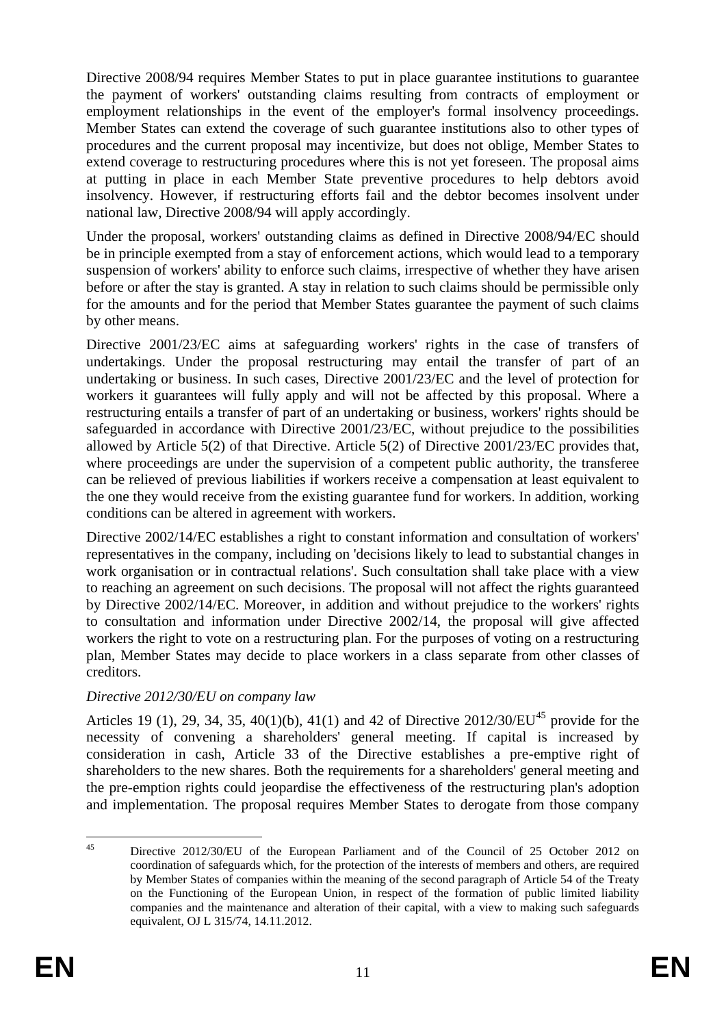Directive 2008/94 requires Member States to put in place guarantee institutions to guarantee the payment of workers' outstanding claims resulting from contracts of employment or employment relationships in the event of the employer's formal insolvency proceedings. Member States can extend the coverage of such guarantee institutions also to other types of procedures and the current proposal may incentivize, but does not oblige, Member States to extend coverage to restructuring procedures where this is not yet foreseen. The proposal aims at putting in place in each Member State preventive procedures to help debtors avoid insolvency. However, if restructuring efforts fail and the debtor becomes insolvent under national law, Directive 2008/94 will apply accordingly.

Under the proposal, workers' outstanding claims as defined in Directive 2008/94/EC should be in principle exempted from a stay of enforcement actions, which would lead to a temporary suspension of workers' ability to enforce such claims, irrespective of whether they have arisen before or after the stay is granted. A stay in relation to such claims should be permissible only for the amounts and for the period that Member States guarantee the payment of such claims by other means.

Directive 2001/23/EC aims at safeguarding workers' rights in the case of transfers of undertakings. Under the proposal restructuring may entail the transfer of part of an undertaking or business. In such cases, Directive 2001/23/EC and the level of protection for workers it guarantees will fully apply and will not be affected by this proposal. Where a restructuring entails a transfer of part of an undertaking or business, workers' rights should be safeguarded in accordance with Directive 2001/23/EC, without prejudice to the possibilities allowed by Article 5(2) of that Directive. Article 5(2) of Directive 2001/23/EC provides that, where proceedings are under the supervision of a competent public authority, the transferee can be relieved of previous liabilities if workers receive a compensation at least equivalent to the one they would receive from the existing guarantee fund for workers. In addition, working conditions can be altered in agreement with workers.

Directive 2002/14/EC establishes a right to constant information and consultation of workers' representatives in the company, including on 'decisions likely to lead to substantial changes in work organisation or in contractual relations'. Such consultation shall take place with a view to reaching an agreement on such decisions. The proposal will not affect the rights guaranteed by Directive 2002/14/EC. Moreover, in addition and without prejudice to the workers' rights to consultation and information under Directive 2002/14, the proposal will give affected workers the right to vote on a restructuring plan. For the purposes of voting on a restructuring plan, Member States may decide to place workers in a class separate from other classes of creditors.

*Directive 2012/30/EU on company law*

Articles 19 (1), 29, 34, 35, 40(1)(b), 41(1) and 42 of Directive 2012/30/EU[45] provide for the necessity of convening a shareholders' general meeting. If capital is increased by consideration in cash, Article 33 of the Directive establishes a pre-emptive right of shareholders to the new shares. Both the requirements for a shareholders' general meeting and the pre-emption rights could jeopardise the effectiveness of the restructuring plan's adoption and implementation. The proposal requires Member States to derogate from those company

---

[45] Directive 2012/30/EU of the European Parliament and of the Council of 25 October 2012 on coordination of safeguards which, for the protection of the interests of members and others, are required by Member States of companies within the meaning of the second paragraph of Article 54 of the Treaty on the Functioning of the European Union, in respect of the formation of public limited liability companies and the maintenance and alteration of their capital, with a view to making such safeguards equivalent, OJ L 315/74, 14.11.2012.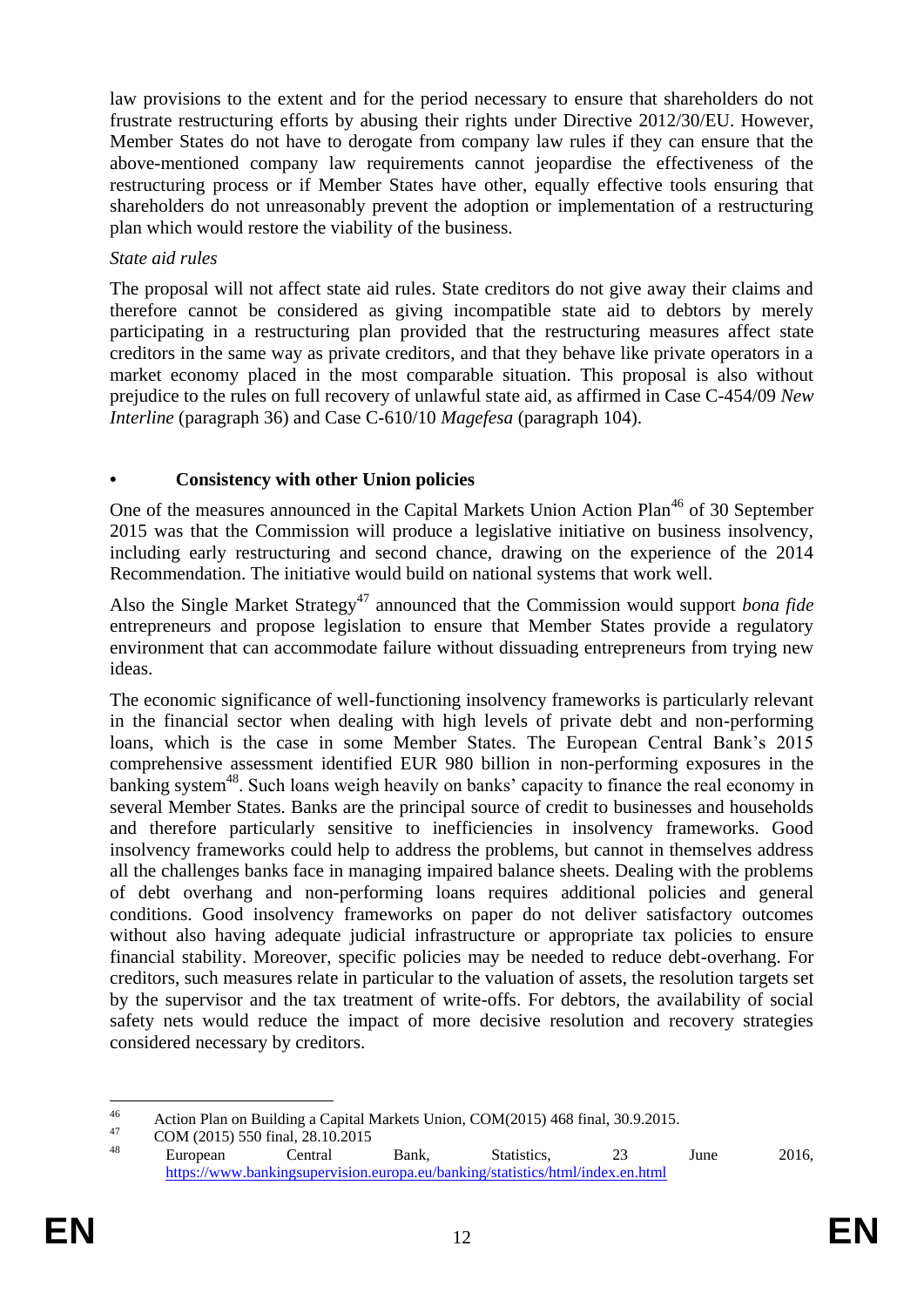law provisions to the extent and for the period necessary to ensure that shareholders do not frustrate restructuring efforts by abusing their rights under Directive 2012/30/EU. However, Member States do not have to derogate from company law rules if they can ensure that the above-mentioned company law requirements cannot jeopardise the effectiveness of the restructuring process or if Member States have other, equally effective tools ensuring that shareholders do not unreasonably prevent the adoption or implementation of a restructuring plan which would restore the viability of the business.

*State aid rules*

The proposal will not affect state aid rules. State creditors do not give away their claims and therefore cannot be considered as giving incompatible state aid to debtors by merely participating in a restructuring plan provided that the restructuring measures affect state creditors in the same way as private creditors, and that they behave like private operators in a market economy placed in the most comparable situation. This proposal is also without prejudice to the rules on full recovery of unlawful state aid, as affirmed in Case C-454/09 *New Interline* (paragraph 36) and Case C-610/10 *Magefesa* (paragraph 104).

- **Consistency with other Union policies**

One of the measures announced in the Capital Markets Union Action Plan[46] of 30 September 2015 was that the Commission will produce a legislative initiative on business insolvency, including early restructuring and second chance, drawing on the experience of the 2014 Recommendation. The initiative would build on national systems that work well.

Also the Single Market Strategy[47] announced that the Commission would support *bona fide* entrepreneurs and propose legislation to ensure that Member States provide a regulatory environment that can accommodate failure without dissuading entrepreneurs from trying new ideas.

The economic significance of well-functioning insolvency frameworks is particularly relevant in the financial sector when dealing with high levels of private debt and non-performing loans, which is the case in some Member States. The European Central Bank's 2015 comprehensive assessment identified EUR 980 billion in non-performing exposures in the banking system[48]. Such loans weigh heavily on banks' capacity to finance the real economy in several Member States. Banks are the principal source of credit to businesses and households and therefore particularly sensitive to inefficiencies in insolvency frameworks. Good insolvency frameworks could help to address the problems, but cannot in themselves address all the challenges banks face in managing impaired balance sheets. Dealing with the problems of debt overhang and non-performing loans requires additional policies and general conditions. Good insolvency frameworks on paper do not deliver satisfactory outcomes without also having adequate judicial infrastructure or appropriate tax policies to ensure financial stability. Moreover, specific policies may be needed to reduce debt-overhang. For creditors, such measures relate in particular to the valuation of assets, the resolution targets set by the supervisor and the tax treatment of write-offs. For debtors, the availability of social safety nets would reduce the impact of more decisive resolution and recovery strategies considered necessary by creditors.

---

[46] Action Plan on Building a Capital Markets Union, COM(2015) 468 final, 30.9.2015.

[47] COM (2015) 550 final, 28.10.2015

[48] European Central Bank, Statistics, 23 June 2016, https://www.bankingsupervision.europa.eu/banking/statistics/html/index.en.html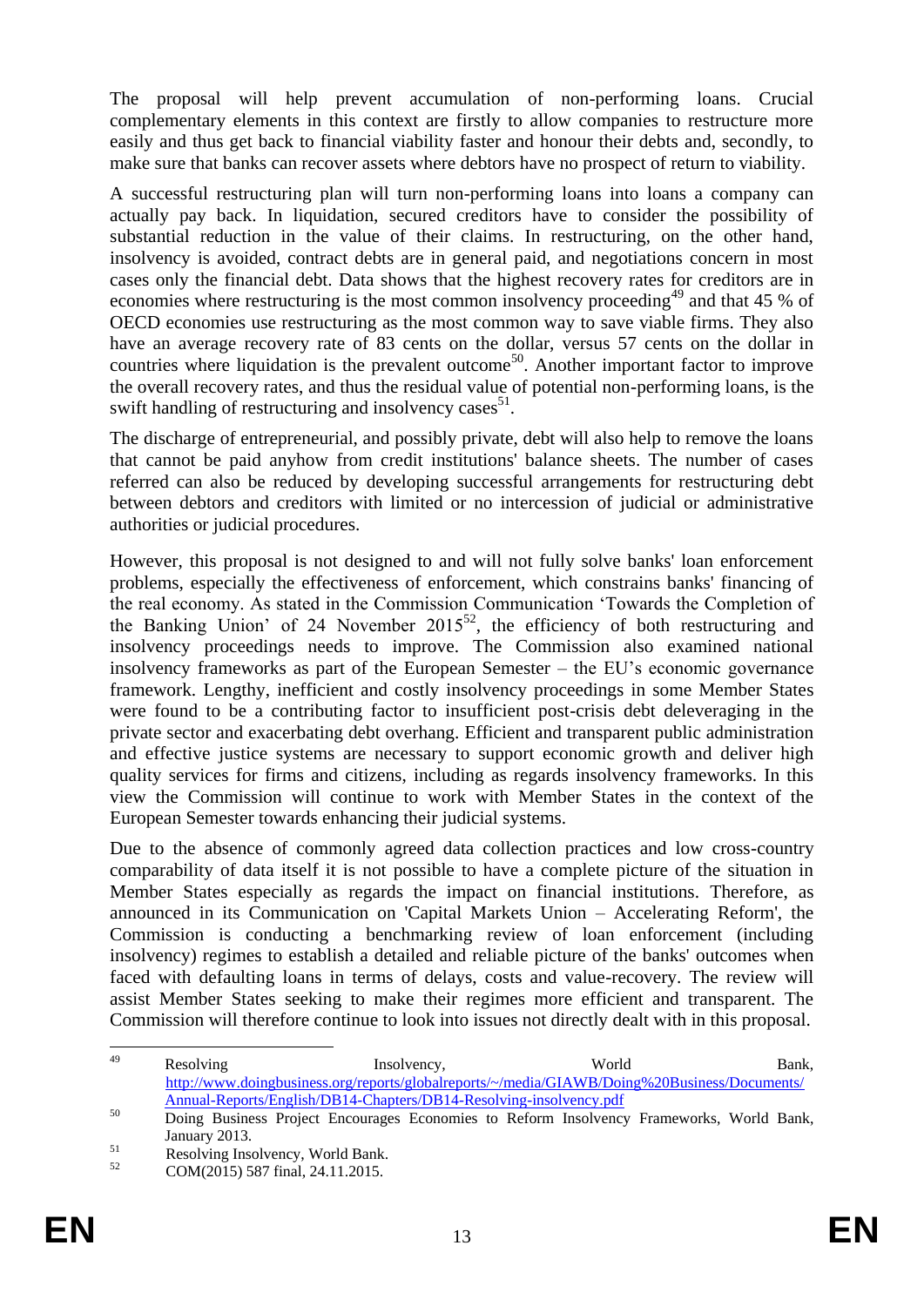The proposal will help prevent accumulation of non-performing loans. Crucial complementary elements in this context are firstly to allow companies to restructure more easily and thus get back to financial viability faster and honour their debts and, secondly, to make sure that banks can recover assets where debtors have no prospect of return to viability.

A successful restructuring plan will turn non-performing loans into loans a company can actually pay back. In liquidation, secured creditors have to consider the possibility of substantial reduction in the value of their claims. In restructuring, on the other hand, insolvency is avoided, contract debts are in general paid, and negotiations concern in most cases only the financial debt. Data shows that the highest recovery rates for creditors are in economies where restructuring is the most common insolvency proceeding[49] and that 45 % of OECD economies use restructuring as the most common way to save viable firms. They also have an average recovery rate of 83 cents on the dollar, versus 57 cents on the dollar in countries where liquidation is the prevalent outcome[50]. Another important factor to improve the overall recovery rates, and thus the residual value of potential non-performing loans, is the swift handling of restructuring and insolvency cases[51].

The discharge of entrepreneurial, and possibly private, debt will also help to remove the loans that cannot be paid anyhow from credit institutions' balance sheets. The number of cases referred can also be reduced by developing successful arrangements for restructuring debt between debtors and creditors with limited or no intercession of judicial or administrative authorities or judicial procedures.

However, this proposal is not designed to and will not fully solve banks' loan enforcement problems, especially the effectiveness of enforcement, which constrains banks' financing of the real economy. As stated in the Commission Communication 'Towards the Completion of the Banking Union' of 24 November 2015[52], the efficiency of both restructuring and insolvency proceedings needs to improve. The Commission also examined national insolvency frameworks as part of the European Semester – the EU's economic governance framework. Lengthy, inefficient and costly insolvency proceedings in some Member States were found to be a contributing factor to insufficient post-crisis debt deleveraging in the private sector and exacerbating debt overhang. Efficient and transparent public administration and effective justice systems are necessary to support economic growth and deliver high quality services for firms and citizens, including as regards insolvency frameworks. In this view the Commission will continue to work with Member States in the context of the European Semester towards enhancing their judicial systems.

Due to the absence of commonly agreed data collection practices and low cross-country comparability of data itself it is not possible to have a complete picture of the situation in Member States especially as regards the impact on financial institutions. Therefore, as announced in its Communication on 'Capital Markets Union – Accelerating Reform', the Commission is conducting a benchmarking review of loan enforcement (including insolvency) regimes to establish a detailed and reliable picture of the banks' outcomes when faced with defaulting loans in terms of delays, costs and value-recovery. The review will assist Member States seeking to make their regimes more efficient and transparent. The Commission will therefore continue to look into issues not directly dealt with in this proposal.

---

[49] Resolving Insolvency, World Bank, http://www.doingbusiness.org/reports/globalreports/~/media/GIAWB/Doing%20Business/Documents/Annual-Reports/English/DB14-Chapters/DB14-Resolving-insolvency.pdf

[50] Doing Business Project Encourages Economies to Reform Insolvency Frameworks, World Bank, January 2013.

[51] Resolving Insolvency, World Bank.

[52] COM(2015) 587 final, 24.11.2015.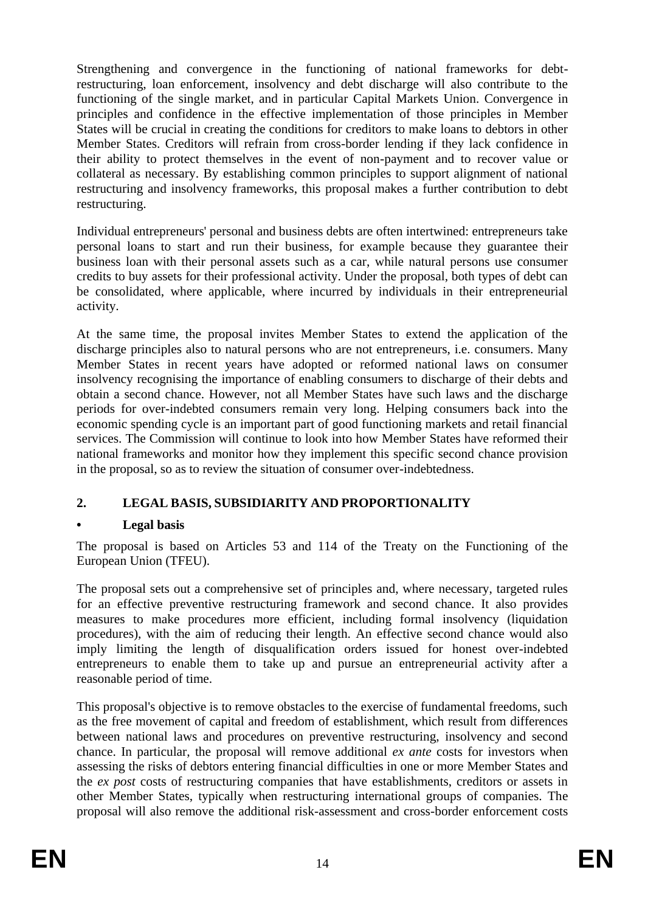Strengthening and convergence in the functioning of national frameworks for debt-restructuring, loan enforcement, insolvency and debt discharge will also contribute to the functioning of the single market, and in particular Capital Markets Union. Convergence in principles and confidence in the effective implementation of those principles in Member States will be crucial in creating the conditions for creditors to make loans to debtors in other Member States. Creditors will refrain from cross-border lending if they lack confidence in their ability to protect themselves in the event of non-payment and to recover value or collateral as necessary. By establishing common principles to support alignment of national restructuring and insolvency frameworks, this proposal makes a further contribution to debt restructuring.

Individual entrepreneurs' personal and business debts are often intertwined: entrepreneurs take personal loans to start and run their business, for example because they guarantee their business loan with their personal assets such as a car, while natural persons use consumer credits to buy assets for their professional activity. Under the proposal, both types of debt can be consolidated, where applicable, where incurred by individuals in their entrepreneurial activity.

At the same time, the proposal invites Member States to extend the application of the discharge principles also to natural persons who are not entrepreneurs, i.e. consumers. Many Member States in recent years have adopted or reformed national laws on consumer insolvency recognising the importance of enabling consumers to discharge of their debts and obtain a second chance. However, not all Member States have such laws and the discharge periods for over-indebted consumers remain very long. Helping consumers back into the economic spending cycle is an important part of good functioning markets and retail financial services. The Commission will continue to look into how Member States have reformed their national frameworks and monitor how they implement this specific second chance provision in the proposal, so as to review the situation of consumer over-indebtedness.

## 2. LEGAL BASIS, SUBSIDIARITY AND PROPORTIONALITY

### • Legal basis

The proposal is based on Articles 53 and 114 of the Treaty on the Functioning of the European Union (TFEU).

The proposal sets out a comprehensive set of principles and, where necessary, targeted rules for an effective preventive restructuring framework and second chance. It also provides measures to make procedures more efficient, including formal insolvency (liquidation procedures), with the aim of reducing their length. An effective second chance would also imply limiting the length of disqualification orders issued for honest over-indebted entrepreneurs to enable them to take up and pursue an entrepreneurial activity after a reasonable period of time.

This proposal's objective is to remove obstacles to the exercise of fundamental freedoms, such as the free movement of capital and freedom of establishment, which result from differences between national laws and procedures on preventive restructuring, insolvency and second chance. In particular, the proposal will remove additional *ex ante* costs for investors when assessing the risks of debtors entering financial difficulties in one or more Member States and the *ex post* costs of restructuring companies that have establishments, creditors or assets in other Member States, typically when restructuring international groups of companies. The proposal will also remove the additional risk-assessment and cross-border enforcement costs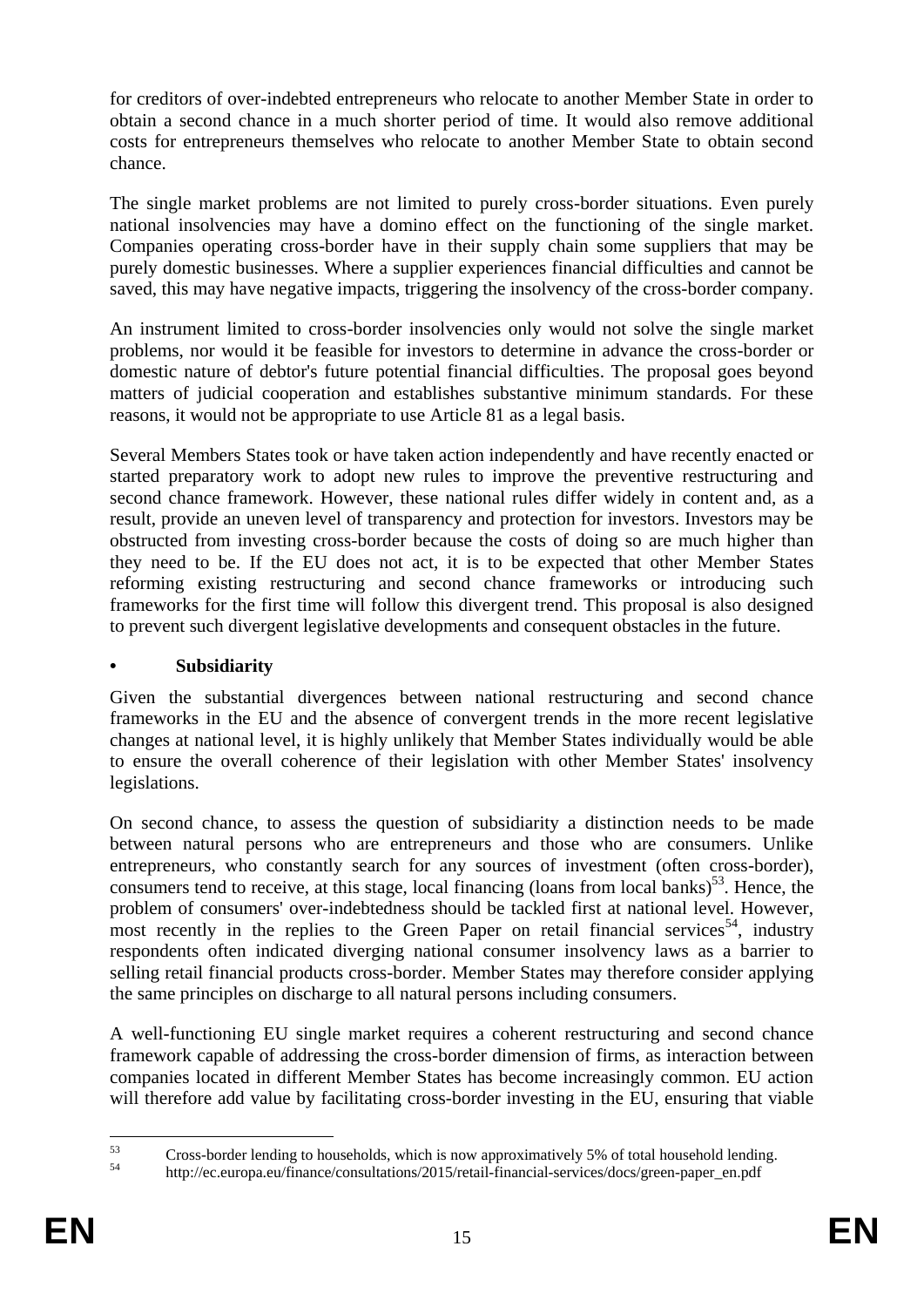for creditors of over-indebted entrepreneurs who relocate to another Member State in order to obtain a second chance in a much shorter period of time. It would also remove additional costs for entrepreneurs themselves who relocate to another Member State to obtain second chance.

The single market problems are not limited to purely cross-border situations. Even purely national insolvencies may have a domino effect on the functioning of the single market. Companies operating cross-border have in their supply chain some suppliers that may be purely domestic businesses. Where a supplier experiences financial difficulties and cannot be saved, this may have negative impacts, triggering the insolvency of the cross-border company.

An instrument limited to cross-border insolvencies only would not solve the single market problems, nor would it be feasible for investors to determine in advance the cross-border or domestic nature of debtor's future potential financial difficulties. The proposal goes beyond matters of judicial cooperation and establishes substantive minimum standards. For these reasons, it would not be appropriate to use Article 81 as a legal basis.

Several Members States took or have taken action independently and have recently enacted or started preparatory work to adopt new rules to improve the preventive restructuring and second chance framework. However, these national rules differ widely in content and, as a result, provide an uneven level of transparency and protection for investors. Investors may be obstructed from investing cross-border because the costs of doing so are much higher than they need to be. If the EU does not act, it is to be expected that other Member States reforming existing restructuring and second chance frameworks or introducing such frameworks for the first time will follow this divergent trend. This proposal is also designed to prevent such divergent legislative developments and consequent obstacles in the future.

- **Subsidiarity**

Given the substantial divergences between national restructuring and second chance frameworks in the EU and the absence of convergent trends in the more recent legislative changes at national level, it is highly unlikely that Member States individually would be able to ensure the overall coherence of their legislation with other Member States' insolvency legislations.

On second chance, to assess the question of subsidiarity a distinction needs to be made between natural persons who are entrepreneurs and those who are consumers. Unlike entrepreneurs, who constantly search for any sources of investment (often cross-border), consumers tend to receive, at this stage, local financing (loans from local banks)[53]. Hence, the problem of consumers' over-indebtedness should be tackled first at national level. However, most recently in the replies to the Green Paper on retail financial services[54], industry respondents often indicated diverging national consumer insolvency laws as a barrier to selling retail financial products cross-border. Member States may therefore consider applying the same principles on discharge to all natural persons including consumers.

A well-functioning EU single market requires a coherent restructuring and second chance framework capable of addressing the cross-border dimension of firms, as interaction between companies located in different Member States has become increasingly common. EU action will therefore add value by facilitating cross-border investing in the EU, ensuring that viable

---

[53] Cross-border lending to households, which is now approximatively 5% of total household lending.

[54] http://ec.europa.eu/finance/consultations/2015/retail-financial-services/docs/green-paper_en.pdf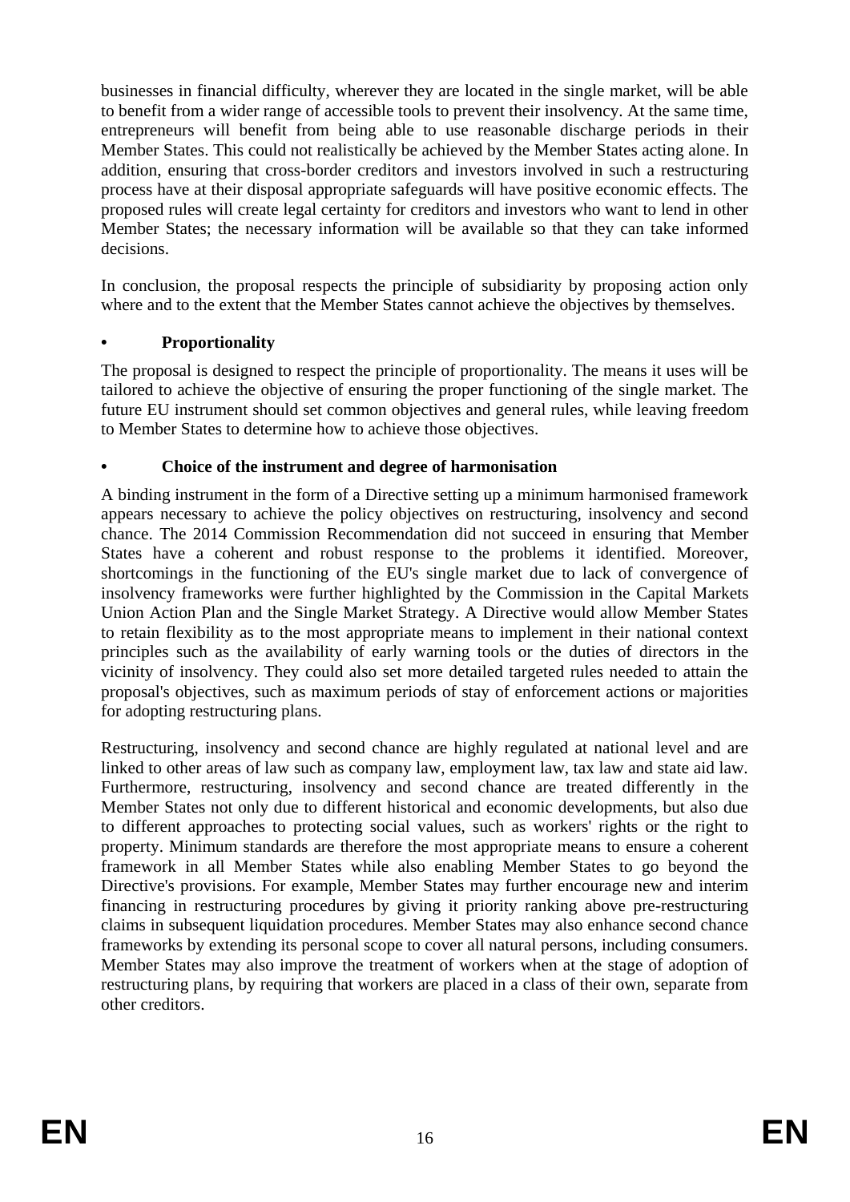businesses in financial difficulty, wherever they are located in the single market, will be able to benefit from a wider range of accessible tools to prevent their insolvency. At the same time, entrepreneurs will benefit from being able to use reasonable discharge periods in their Member States. This could not realistically be achieved by the Member States acting alone. In addition, ensuring that cross-border creditors and investors involved in such a restructuring process have at their disposal appropriate safeguards will have positive economic effects. The proposed rules will create legal certainty for creditors and investors who want to lend in other Member States; the necessary information will be available so that they can take informed decisions.

In conclusion, the proposal respects the principle of subsidiarity by proposing action only where and to the extent that the Member States cannot achieve the objectives by themselves.

- **Proportionality**

The proposal is designed to respect the principle of proportionality. The means it uses will be tailored to achieve the objective of ensuring the proper functioning of the single market. The future EU instrument should set common objectives and general rules, while leaving freedom to Member States to determine how to achieve those objectives.

- **Choice of the instrument and degree of harmonisation**

A binding instrument in the form of a Directive setting up a minimum harmonised framework appears necessary to achieve the policy objectives on restructuring, insolvency and second chance. The 2014 Commission Recommendation did not succeed in ensuring that Member States have a coherent and robust response to the problems it identified. Moreover, shortcomings in the functioning of the EU's single market due to lack of convergence of insolvency frameworks were further highlighted by the Commission in the Capital Markets Union Action Plan and the Single Market Strategy. A Directive would allow Member States to retain flexibility as to the most appropriate means to implement in their national context principles such as the availability of early warning tools or the duties of directors in the vicinity of insolvency. They could also set more detailed targeted rules needed to attain the proposal's objectives, such as maximum periods of stay of enforcement actions or majorities for adopting restructuring plans.

Restructuring, insolvency and second chance are highly regulated at national level and are linked to other areas of law such as company law, employment law, tax law and state aid law. Furthermore, restructuring, insolvency and second chance are treated differently in the Member States not only due to different historical and economic developments, but also due to different approaches to protecting social values, such as workers' rights or the right to property. Minimum standards are therefore the most appropriate means to ensure a coherent framework in all Member States while also enabling Member States to go beyond the Directive's provisions. For example, Member States may further encourage new and interim financing in restructuring procedures by giving it priority ranking above pre-restructuring claims in subsequent liquidation procedures. Member States may also enhance second chance frameworks by extending its personal scope to cover all natural persons, including consumers. Member States may also improve the treatment of workers when at the stage of adoption of restructuring plans, by requiring that workers are placed in a class of their own, separate from other creditors.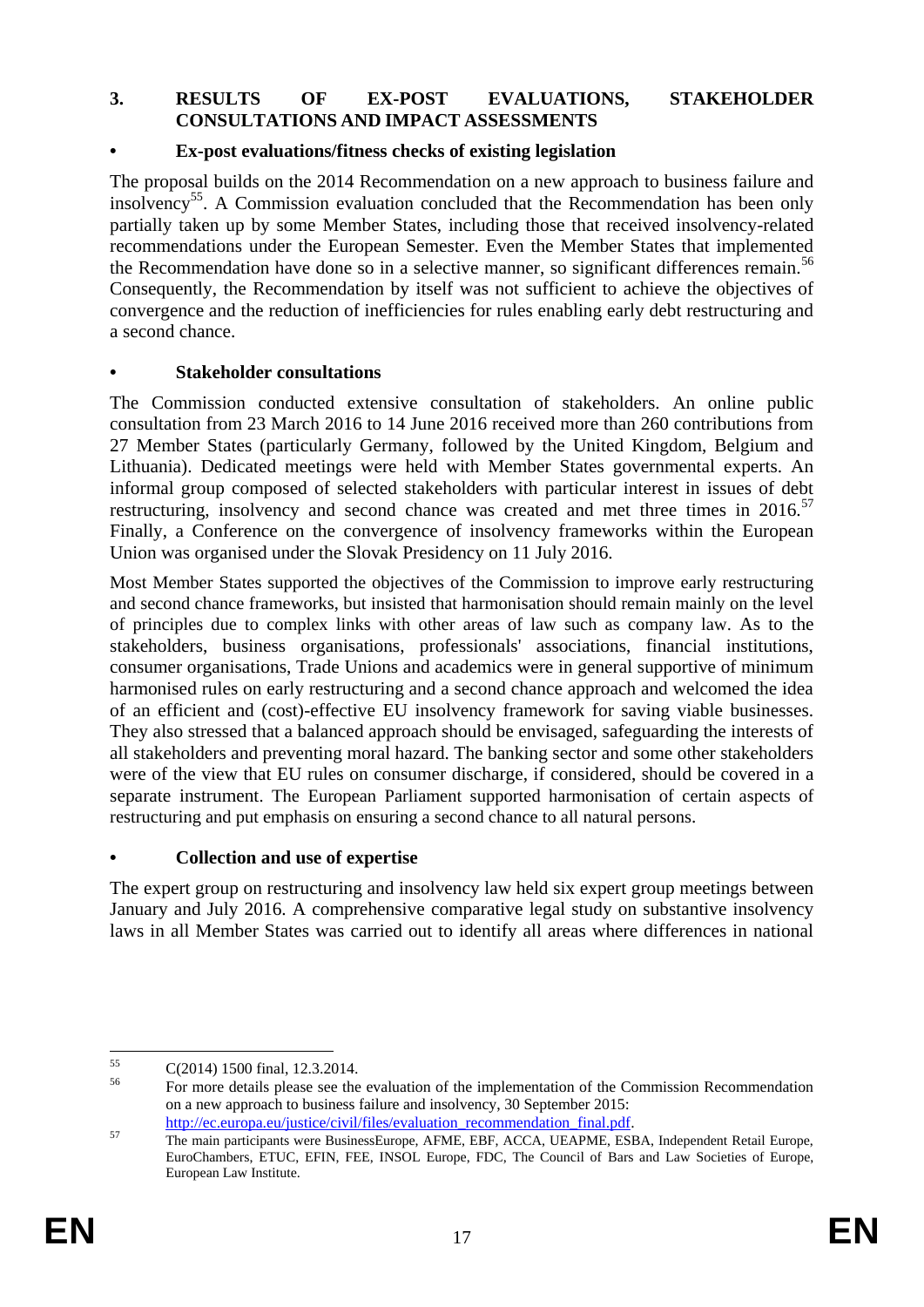## 3. RESULTS OF EX-POST EVALUATIONS, STAKEHOLDER CONSULTATIONS AND IMPACT ASSESSMENTS

### • Ex-post evaluations/fitness checks of existing legislation

The proposal builds on the 2014 Recommendation on a new approach to business failure and insolvency[55]. A Commission evaluation concluded that the Recommendation has been only partially taken up by some Member States, including those that received insolvency-related recommendations under the European Semester. Even the Member States that implemented the Recommendation have done so in a selective manner, so significant differences remain.[56] Consequently, the Recommendation by itself was not sufficient to achieve the objectives of convergence and the reduction of inefficiencies for rules enabling early debt restructuring and a second chance.

### • Stakeholder consultations

The Commission conducted extensive consultation of stakeholders. An online public consultation from 23 March 2016 to 14 June 2016 received more than 260 contributions from 27 Member States (particularly Germany, followed by the United Kingdom, Belgium and Lithuania). Dedicated meetings were held with Member States governmental experts. An informal group composed of selected stakeholders with particular interest in issues of debt restructuring, insolvency and second chance was created and met three times in 2016.[57] Finally, a Conference on the convergence of insolvency frameworks within the European Union was organised under the Slovak Presidency on 11 July 2016.

Most Member States supported the objectives of the Commission to improve early restructuring and second chance frameworks, but insisted that harmonisation should remain mainly on the level of principles due to complex links with other areas of law such as company law. As to the stakeholders, business organisations, professionals' associations, financial institutions, consumer organisations, Trade Unions and academics were in general supportive of minimum harmonised rules on early restructuring and a second chance approach and welcomed the idea of an efficient and (cost)-effective EU insolvency framework for saving viable businesses. They also stressed that a balanced approach should be envisaged, safeguarding the interests of all stakeholders and preventing moral hazard. The banking sector and some other stakeholders were of the view that EU rules on consumer discharge, if considered, should be covered in a separate instrument. The European Parliament supported harmonisation of certain aspects of restructuring and put emphasis on ensuring a second chance to all natural persons.

### • Collection and use of expertise

The expert group on restructuring and insolvency law held six expert group meetings between January and July 2016. A comprehensive comparative legal study on substantive insolvency laws in all Member States was carried out to identify all areas where differences in national

---

[55] C(2014) 1500 final, 12.3.2014.

[56] For more details please see the evaluation of the implementation of the Commission Recommendation on a new approach to business failure and insolvency, 30 September 2015: http://ec.europa.eu/justice/civil/files/evaluation_recommendation_final.pdf.

[57] The main participants were BusinessEurope, AFME, EBF, ACCA, UEAPME, ESBA, Independent Retail Europe, EuroChambers, ETUC, EFIN, FEE, INSOL Europe, FDC, The Council of Bars and Law Societies of Europe, European Law Institute.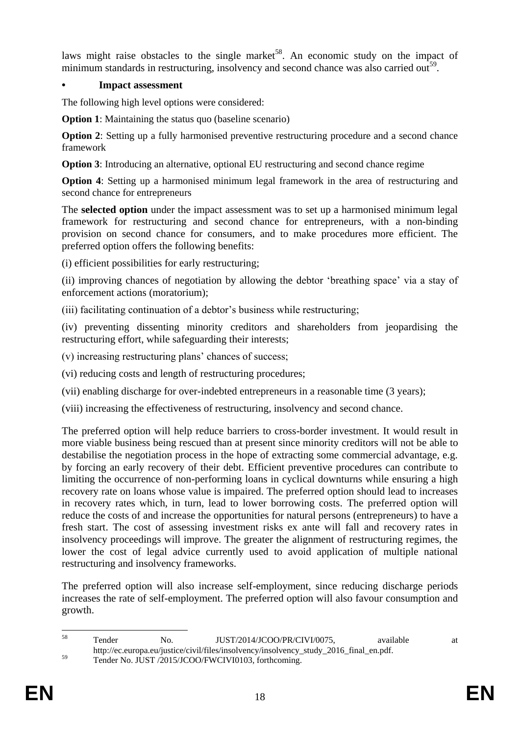laws might raise obstacles to the single market[58]. An economic study on the impact of minimum standards in restructuring, insolvency and second chance was also carried out[59].

- **Impact assessment**

The following high level options were considered:

**Option 1**: Maintaining the status quo (baseline scenario)

**Option 2**: Setting up a fully harmonised preventive restructuring procedure and a second chance framework

**Option 3**: Introducing an alternative, optional EU restructuring and second chance regime

**Option 4**: Setting up a harmonised minimum legal framework in the area of restructuring and second chance for entrepreneurs

The **selected option** under the impact assessment was to set up a harmonised minimum legal framework for restructuring and second chance for entrepreneurs, with a non-binding provision on second chance for consumers, and to make procedures more efficient. The preferred option offers the following benefits:

(i) efficient possibilities for early restructuring;

(ii) improving chances of negotiation by allowing the debtor 'breathing space' via a stay of enforcement actions (moratorium);

(iii) facilitating continuation of a debtor's business while restructuring;

(iv) preventing dissenting minority creditors and shareholders from jeopardising the restructuring effort, while safeguarding their interests;

(v) increasing restructuring plans' chances of success;

(vi) reducing costs and length of restructuring procedures;

(vii) enabling discharge for over-indebted entrepreneurs in a reasonable time (3 years);

(viii) increasing the effectiveness of restructuring, insolvency and second chance.

The preferred option will help reduce barriers to cross-border investment. It would result in more viable business being rescued than at present since minority creditors will not be able to destabilise the negotiation process in the hope of extracting some commercial advantage, e.g. by forcing an early recovery of their debt. Efficient preventive procedures can contribute to limiting the occurrence of non-performing loans in cyclical downturns while ensuring a high recovery rate on loans whose value is impaired. The preferred option should lead to increases in recovery rates which, in turn, lead to lower borrowing costs. The preferred option will reduce the costs of and increase the opportunities for natural persons (entrepreneurs) to have a fresh start. The cost of assessing investment risks ex ante will fall and recovery rates in insolvency proceedings will improve. The greater the alignment of restructuring regimes, the lower the cost of legal advice currently used to avoid application of multiple national restructuring and insolvency frameworks.

The preferred option will also increase self-employment, since reducing discharge periods increases the rate of self-employment. The preferred option will also favour consumption and growth.

---

[58] Tender No. JUST/2014/JCOO/PR/CIVI/0075, available at http://ec.europa.eu/justice/civil/files/insolvency/insolvency_study_2016_final_en.pdf.

[59] Tender No. JUST /2015/JCOO/FWCIVI0103, forthcoming.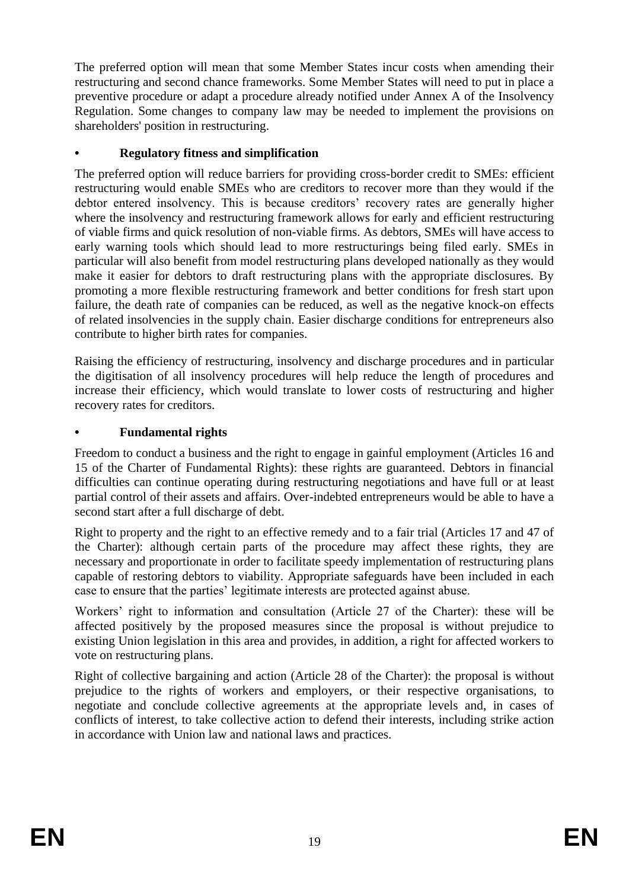The preferred option will mean that some Member States incur costs when amending their restructuring and second chance frameworks. Some Member States will need to put in place a preventive procedure or adapt a procedure already notified under Annex A of the Insolvency Regulation. Some changes to company law may be needed to implement the provisions on shareholders' position in restructuring.

- **Regulatory fitness and simplification**

The preferred option will reduce barriers for providing cross-border credit to SMEs: efficient restructuring would enable SMEs who are creditors to recover more than they would if the debtor entered insolvency. This is because creditors' recovery rates are generally higher where the insolvency and restructuring framework allows for early and efficient restructuring of viable firms and quick resolution of non-viable firms. As debtors, SMEs will have access to early warning tools which should lead to more restructurings being filed early. SMEs in particular will also benefit from model restructuring plans developed nationally as they would make it easier for debtors to draft restructuring plans with the appropriate disclosures. By promoting a more flexible restructuring framework and better conditions for fresh start upon failure, the death rate of companies can be reduced, as well as the negative knock-on effects of related insolvencies in the supply chain. Easier discharge conditions for entrepreneurs also contribute to higher birth rates for companies.

Raising the efficiency of restructuring, insolvency and discharge procedures and in particular the digitisation of all insolvency procedures will help reduce the length of procedures and increase their efficiency, which would translate to lower costs of restructuring and higher recovery rates for creditors.

- **Fundamental rights**

Freedom to conduct a business and the right to engage in gainful employment (Articles 16 and 15 of the Charter of Fundamental Rights): these rights are guaranteed. Debtors in financial difficulties can continue operating during restructuring negotiations and have full or at least partial control of their assets and affairs. Over-indebted entrepreneurs would be able to have a second start after a full discharge of debt.

Right to property and the right to an effective remedy and to a fair trial (Articles 17 and 47 of the Charter): although certain parts of the procedure may affect these rights, they are necessary and proportionate in order to facilitate speedy implementation of restructuring plans capable of restoring debtors to viability. Appropriate safeguards have been included in each case to ensure that the parties' legitimate interests are protected against abuse.

Workers' right to information and consultation (Article 27 of the Charter): these will be affected positively by the proposed measures since the proposal is without prejudice to existing Union legislation in this area and provides, in addition, a right for affected workers to vote on restructuring plans.

Right of collective bargaining and action (Article 28 of the Charter): the proposal is without prejudice to the rights of workers and employers, or their respective organisations, to negotiate and conclude collective agreements at the appropriate levels and, in cases of conflicts of interest, to take collective action to defend their interests, including strike action in accordance with Union law and national laws and practices.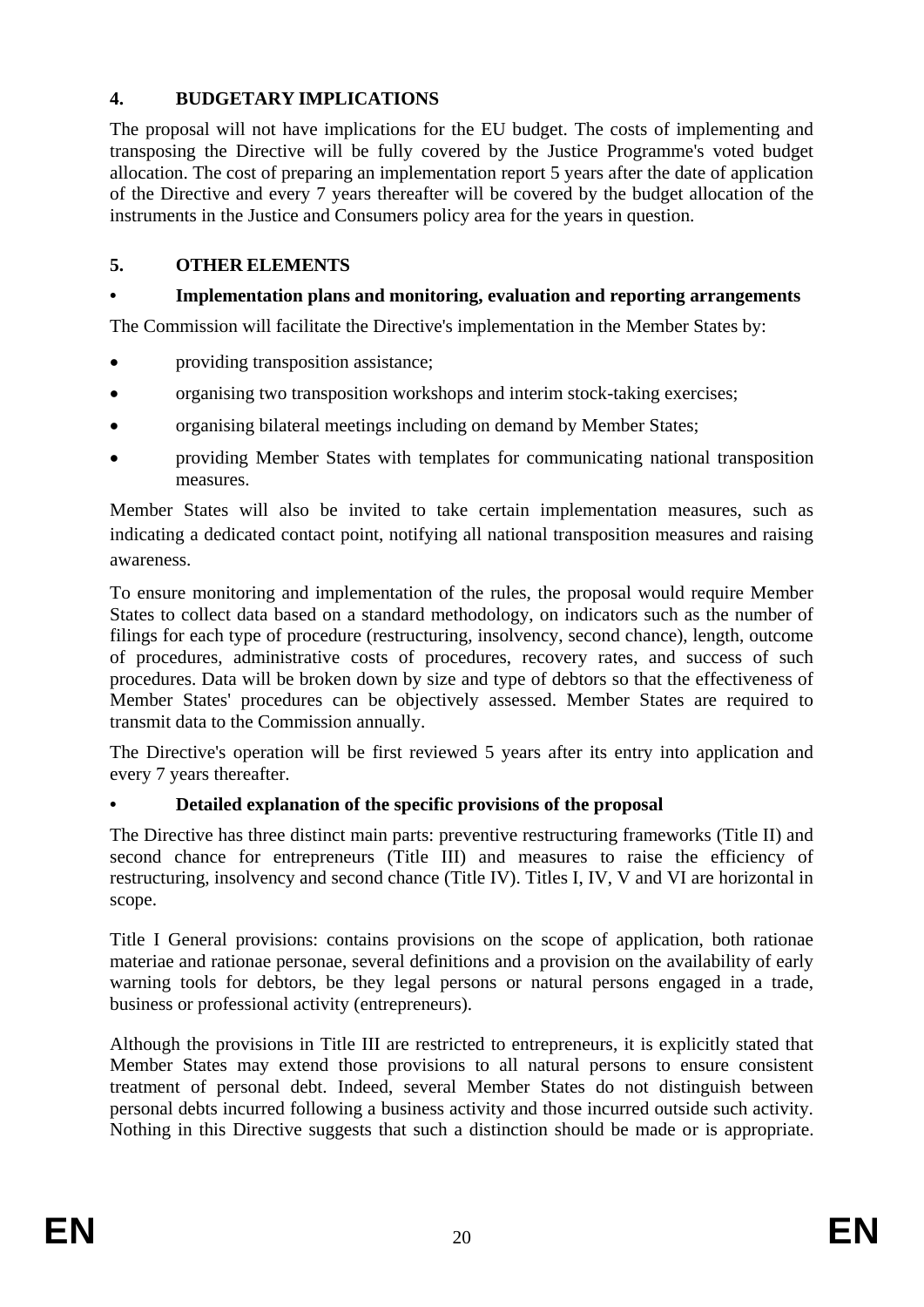## 4. BUDGETARY IMPLICATIONS

The proposal will not have implications for the EU budget. The costs of implementing and transposing the Directive will be fully covered by the Justice Programme's voted budget allocation. The cost of preparing an implementation report 5 years after the date of application of the Directive and every 7 years thereafter will be covered by the budget allocation of the instruments in the Justice and Consumers policy area for the years in question.

## 5. OTHER ELEMENTS

### • Implementation plans and monitoring, evaluation and reporting arrangements

The Commission will facilitate the Directive's implementation in the Member States by:

- providing transposition assistance;
- organising two transposition workshops and interim stock-taking exercises;
- organising bilateral meetings including on demand by Member States;
- providing Member States with templates for communicating national transposition measures.

Member States will also be invited to take certain implementation measures, such as indicating a dedicated contact point, notifying all national transposition measures and raising awareness.

To ensure monitoring and implementation of the rules, the proposal would require Member States to collect data based on a standard methodology, on indicators such as the number of filings for each type of procedure (restructuring, insolvency, second chance), length, outcome of procedures, administrative costs of procedures, recovery rates, and success of such procedures. Data will be broken down by size and type of debtors so that the effectiveness of Member States' procedures can be objectively assessed. Member States are required to transmit data to the Commission annually.

The Directive's operation will be first reviewed 5 years after its entry into application and every 7 years thereafter.

### • Detailed explanation of the specific provisions of the proposal

The Directive has three distinct main parts: preventive restructuring frameworks (Title II) and second chance for entrepreneurs (Title III) and measures to raise the efficiency of restructuring, insolvency and second chance (Title IV). Titles I, IV, V and VI are horizontal in scope.

Title I General provisions: contains provisions on the scope of application, both rationae materiae and rationae personae, several definitions and a provision on the availability of early warning tools for debtors, be they legal persons or natural persons engaged in a trade, business or professional activity (entrepreneurs).

Although the provisions in Title III are restricted to entrepreneurs, it is explicitly stated that Member States may extend those provisions to all natural persons to ensure consistent treatment of personal debt. Indeed, several Member States do not distinguish between personal debts incurred following a business activity and those incurred outside such activity. Nothing in this Directive suggests that such a distinction should be made or is appropriate.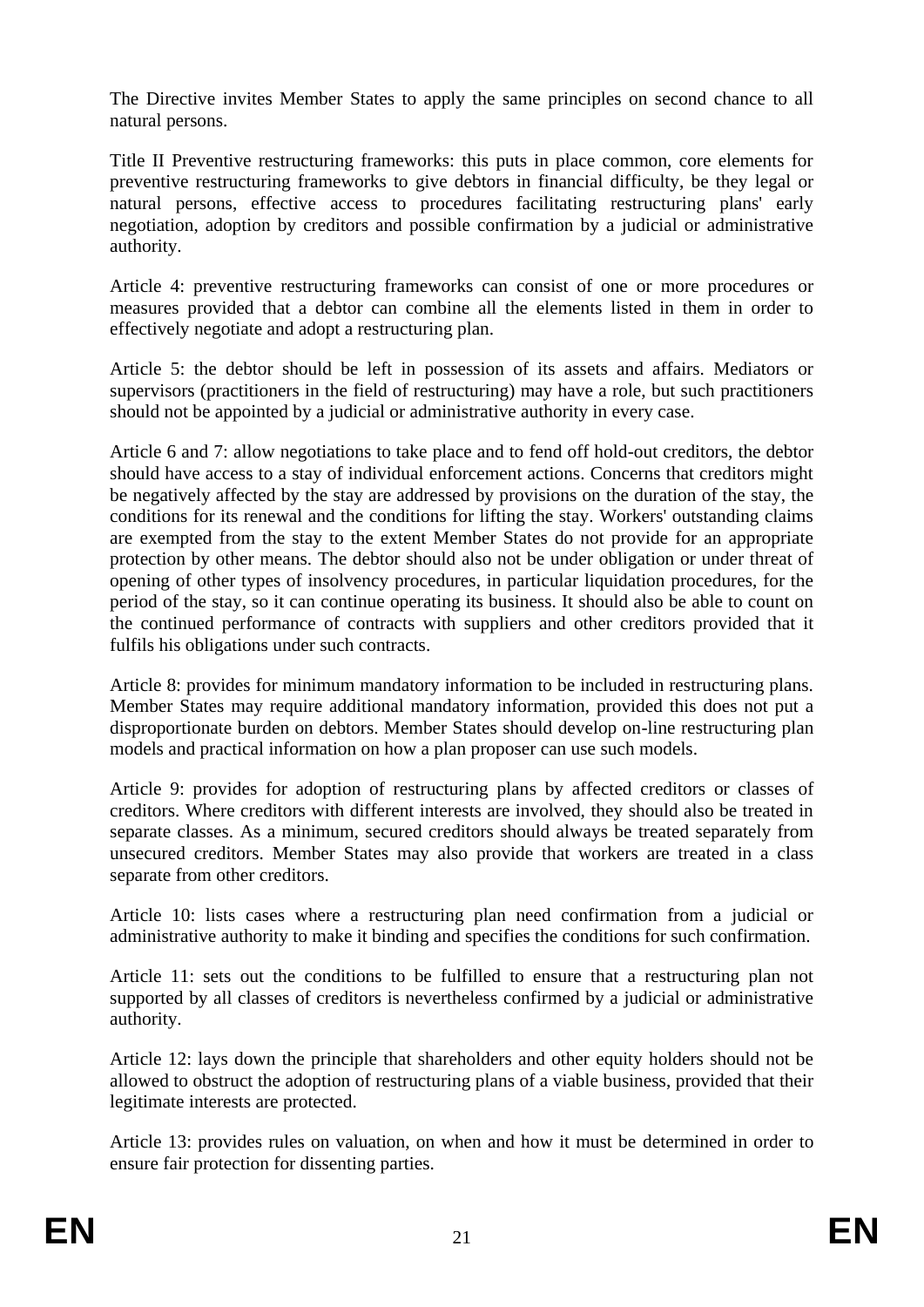The Directive invites Member States to apply the same principles on second chance to all natural persons.

Title II Preventive restructuring frameworks: this puts in place common, core elements for preventive restructuring frameworks to give debtors in financial difficulty, be they legal or natural persons, effective access to procedures facilitating restructuring plans' early negotiation, adoption by creditors and possible confirmation by a judicial or administrative authority.

Article 4: preventive restructuring frameworks can consist of one or more procedures or measures provided that a debtor can combine all the elements listed in them in order to effectively negotiate and adopt a restructuring plan.

Article 5: the debtor should be left in possession of its assets and affairs. Mediators or supervisors (practitioners in the field of restructuring) may have a role, but such practitioners should not be appointed by a judicial or administrative authority in every case.

Article 6 and 7: allow negotiations to take place and to fend off hold-out creditors, the debtor should have access to a stay of individual enforcement actions. Concerns that creditors might be negatively affected by the stay are addressed by provisions on the duration of the stay, the conditions for its renewal and the conditions for lifting the stay. Workers' outstanding claims are exempted from the stay to the extent Member States do not provide for an appropriate protection by other means. The debtor should also not be under obligation or under threat of opening of other types of insolvency procedures, in particular liquidation procedures, for the period of the stay, so it can continue operating its business. It should also be able to count on the continued performance of contracts with suppliers and other creditors provided that it fulfils his obligations under such contracts.

Article 8: provides for minimum mandatory information to be included in restructuring plans. Member States may require additional mandatory information, provided this does not put a disproportionate burden on debtors. Member States should develop on-line restructuring plan models and practical information on how a plan proposer can use such models.

Article 9: provides for adoption of restructuring plans by affected creditors or classes of creditors. Where creditors with different interests are involved, they should also be treated in separate classes. As a minimum, secured creditors should always be treated separately from unsecured creditors. Member States may also provide that workers are treated in a class separate from other creditors.

Article 10: lists cases where a restructuring plan need confirmation from a judicial or administrative authority to make it binding and specifies the conditions for such confirmation.

Article 11: sets out the conditions to be fulfilled to ensure that a restructuring plan not supported by all classes of creditors is nevertheless confirmed by a judicial or administrative authority.

Article 12: lays down the principle that shareholders and other equity holders should not be allowed to obstruct the adoption of restructuring plans of a viable business, provided that their legitimate interests are protected.

Article 13: provides rules on valuation, on when and how it must be determined in order to ensure fair protection for dissenting parties.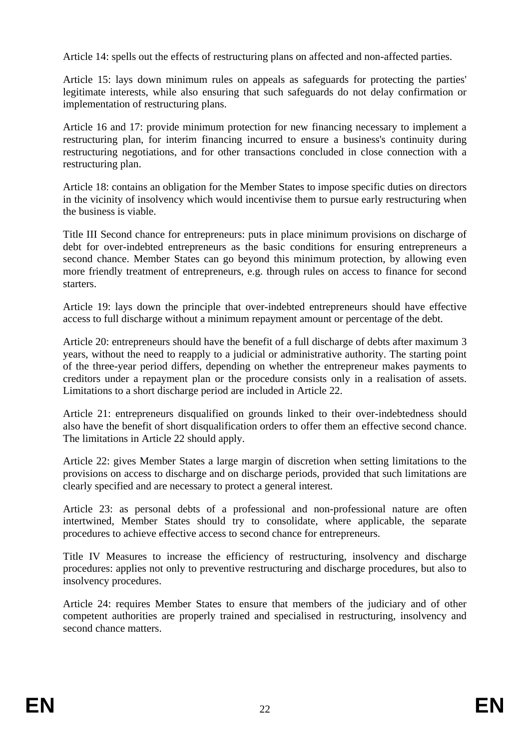Article 14: spells out the effects of restructuring plans on affected and non-affected parties.

Article 15: lays down minimum rules on appeals as safeguards for protecting the parties' legitimate interests, while also ensuring that such safeguards do not delay confirmation or implementation of restructuring plans.

Article 16 and 17: provide minimum protection for new financing necessary to implement a restructuring plan, for interim financing incurred to ensure a business's continuity during restructuring negotiations, and for other transactions concluded in close connection with a restructuring plan.

Article 18: contains an obligation for the Member States to impose specific duties on directors in the vicinity of insolvency which would incentivise them to pursue early restructuring when the business is viable.

Title III Second chance for entrepreneurs: puts in place minimum provisions on discharge of debt for over-indebted entrepreneurs as the basic conditions for ensuring entrepreneurs a second chance. Member States can go beyond this minimum protection, by allowing even more friendly treatment of entrepreneurs, e.g. through rules on access to finance for second starters.

Article 19: lays down the principle that over-indebted entrepreneurs should have effective access to full discharge without a minimum repayment amount or percentage of the debt.

Article 20: entrepreneurs should have the benefit of a full discharge of debts after maximum 3 years, without the need to reapply to a judicial or administrative authority. The starting point of the three-year period differs, depending on whether the entrepreneur makes payments to creditors under a repayment plan or the procedure consists only in a realisation of assets. Limitations to a short discharge period are included in Article 22.

Article 21: entrepreneurs disqualified on grounds linked to their over-indebtedness should also have the benefit of short disqualification orders to offer them an effective second chance. The limitations in Article 22 should apply.

Article 22: gives Member States a large margin of discretion when setting limitations to the provisions on access to discharge and on discharge periods, provided that such limitations are clearly specified and are necessary to protect a general interest.

Article 23: as personal debts of a professional and non-professional nature are often intertwined, Member States should try to consolidate, where applicable, the separate procedures to achieve effective access to second chance for entrepreneurs.

Title IV Measures to increase the efficiency of restructuring, insolvency and discharge procedures: applies not only to preventive restructuring and discharge procedures, but also to insolvency procedures.

Article 24: requires Member States to ensure that members of the judiciary and of other competent authorities are properly trained and specialised in restructuring, insolvency and second chance matters.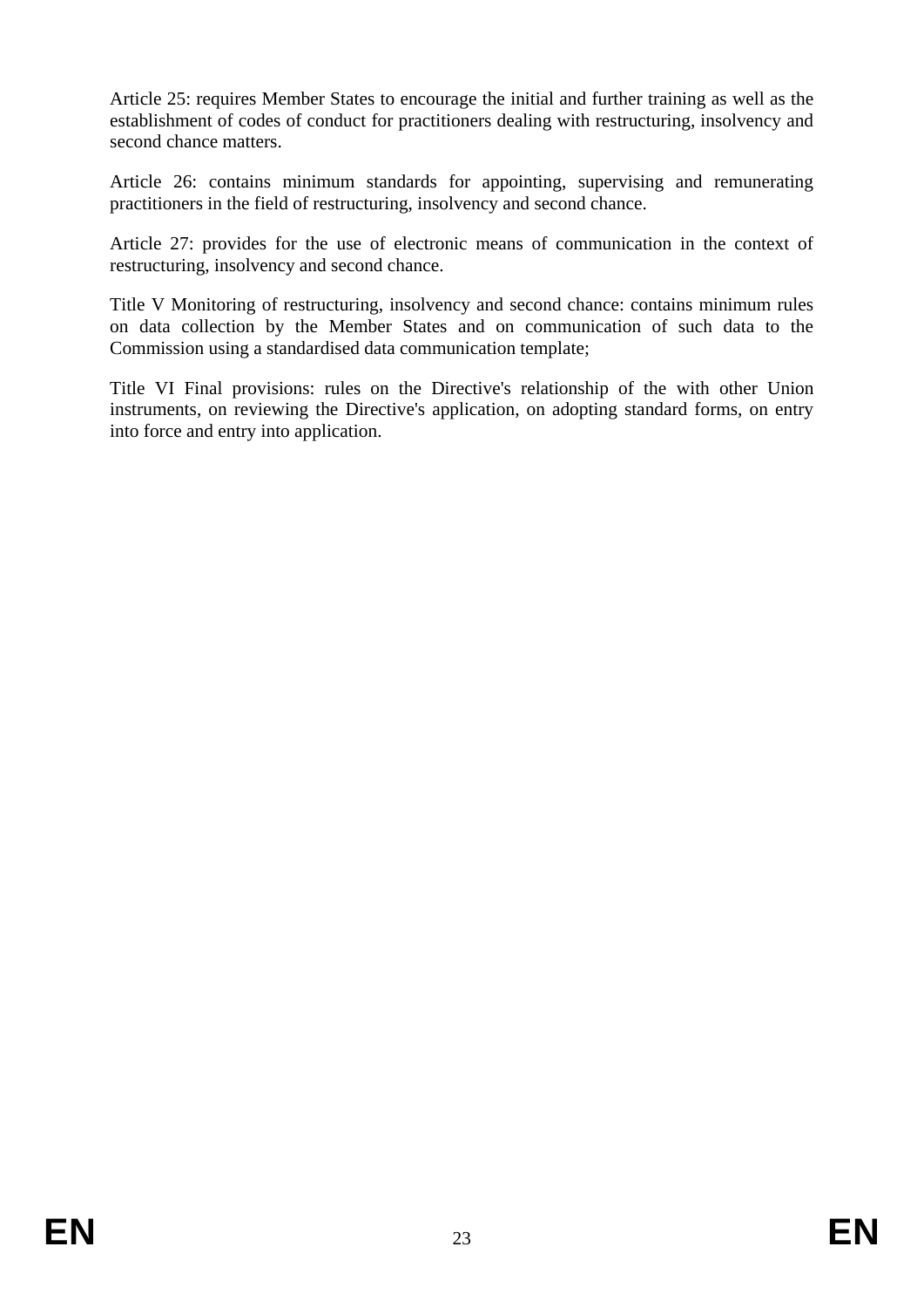Article 25: requires Member States to encourage the initial and further training as well as the establishment of codes of conduct for practitioners dealing with restructuring, insolvency and second chance matters.

Article 26: contains minimum standards for appointing, supervising and remunerating practitioners in the field of restructuring, insolvency and second chance.

Article 27: provides for the use of electronic means of communication in the context of restructuring, insolvency and second chance.

Title V Monitoring of restructuring, insolvency and second chance: contains minimum rules on data collection by the Member States and on communication of such data to the Commission using a standardised data communication template;

Title VI Final provisions: rules on the Directive's relationship of the with other Union instruments, on reviewing the Directive's application, on adopting standard forms, on entry into force and entry into application.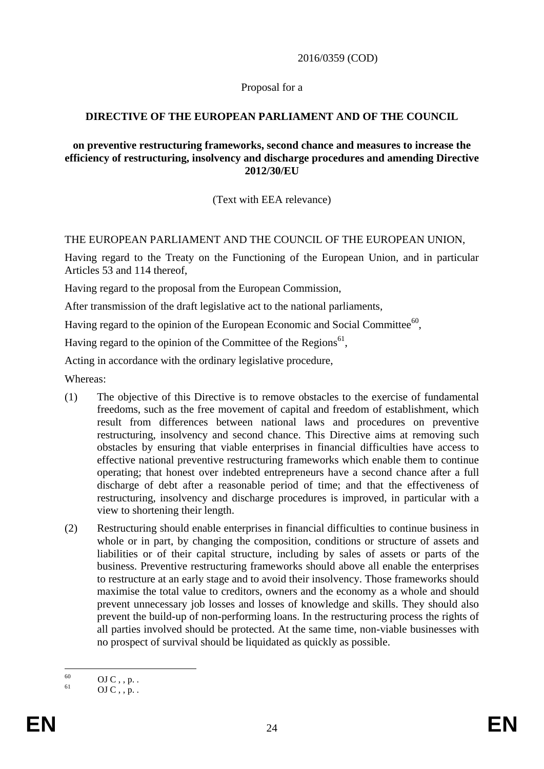2016/0359 (COD)

Proposal for a

**DIRECTIVE OF THE EUROPEAN PARLIAMENT AND OF THE COUNCIL**

**on preventive restructuring frameworks, second chance and measures to increase the efficiency of restructuring, insolvency and discharge procedures and amending Directive 2012/30/EU**

(Text with EEA relevance)

THE EUROPEAN PARLIAMENT AND THE COUNCIL OF THE EUROPEAN UNION,

Having regard to the Treaty on the Functioning of the European Union, and in particular Articles 53 and 114 thereof,

Having regard to the proposal from the European Commission,

After transmission of the draft legislative act to the national parliaments,

Having regard to the opinion of the European Economic and Social Committee[60],

Having regard to the opinion of the Committee of the Regions[61],

Acting in accordance with the ordinary legislative procedure,

Whereas:

(1) The objective of this Directive is to remove obstacles to the exercise of fundamental freedoms, such as the free movement of capital and freedom of establishment, which result from differences between national laws and procedures on preventive restructuring, insolvency and second chance. This Directive aims at removing such obstacles by ensuring that viable enterprises in financial difficulties have access to effective national preventive restructuring frameworks which enable them to continue operating; that honest over indebted entrepreneurs have a second chance after a full discharge of debt after a reasonable period of time; and that the effectiveness of restructuring, insolvency and discharge procedures is improved, in particular with a view to shortening their length.

(2) Restructuring should enable enterprises in financial difficulties to continue business in whole or in part, by changing the composition, conditions or structure of assets and liabilities or of their capital structure, including by sales of assets or parts of the business. Preventive restructuring frameworks should above all enable the enterprises to restructure at an early stage and to avoid their insolvency. Those frameworks should maximise the total value to creditors, owners and the economy as a whole and should prevent unnecessary job losses and losses of knowledge and skills. They should also prevent the build-up of non-performing loans. In the restructuring process the rights of all parties involved should be protected. At the same time, non-viable businesses with no prospect of survival should be liquidated as quickly as possible.

---

[60] OJ C , , p. .

[61] OJ C , , p. .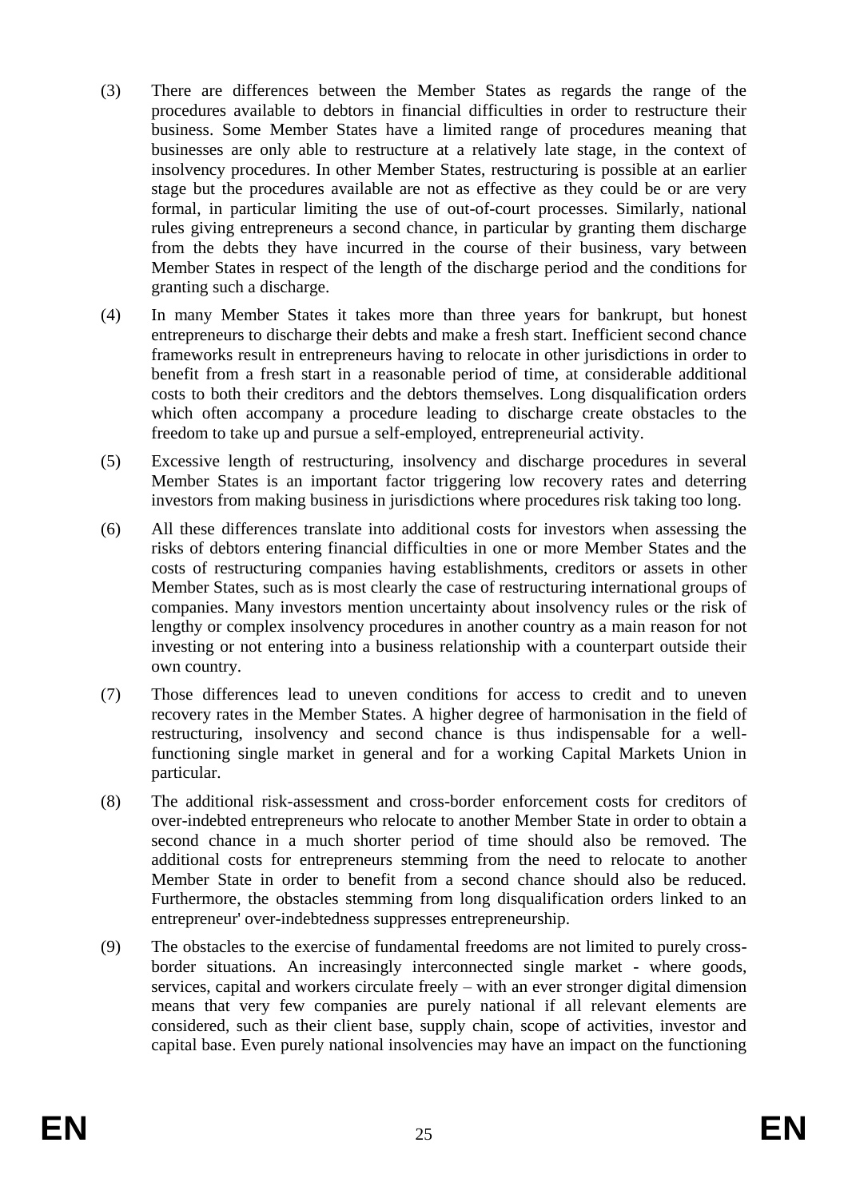(3) There are differences between the Member States as regards the range of the procedures available to debtors in financial difficulties in order to restructure their business. Some Member States have a limited range of procedures meaning that businesses are only able to restructure at a relatively late stage, in the context of insolvency procedures. In other Member States, restructuring is possible at an earlier stage but the procedures available are not as effective as they could be or are very formal, in particular limiting the use of out-of-court processes. Similarly, national rules giving entrepreneurs a second chance, in particular by granting them discharge from the debts they have incurred in the course of their business, vary between Member States in respect of the length of the discharge period and the conditions for granting such a discharge.

(4) In many Member States it takes more than three years for bankrupt, but honest entrepreneurs to discharge their debts and make a fresh start. Inefficient second chance frameworks result in entrepreneurs having to relocate in other jurisdictions in order to benefit from a fresh start in a reasonable period of time, at considerable additional costs to both their creditors and the debtors themselves. Long disqualification orders which often accompany a procedure leading to discharge create obstacles to the freedom to take up and pursue a self-employed, entrepreneurial activity.

(5) Excessive length of restructuring, insolvency and discharge procedures in several Member States is an important factor triggering low recovery rates and deterring investors from making business in jurisdictions where procedures risk taking too long.

(6) All these differences translate into additional costs for investors when assessing the risks of debtors entering financial difficulties in one or more Member States and the costs of restructuring companies having establishments, creditors or assets in other Member States, such as is most clearly the case of restructuring international groups of companies. Many investors mention uncertainty about insolvency rules or the risk of lengthy or complex insolvency procedures in another country as a main reason for not investing or not entering into a business relationship with a counterpart outside their own country.

(7) Those differences lead to uneven conditions for access to credit and to uneven recovery rates in the Member States. A higher degree of harmonisation in the field of restructuring, insolvency and second chance is thus indispensable for a well-functioning single market in general and for a working Capital Markets Union in particular.

(8) The additional risk-assessment and cross-border enforcement costs for creditors of over-indebted entrepreneurs who relocate to another Member State in order to obtain a second chance in a much shorter period of time should also be removed. The additional costs for entrepreneurs stemming from the need to relocate to another Member State in order to benefit from a second chance should also be reduced. Furthermore, the obstacles stemming from long disqualification orders linked to an entrepreneur' over-indebtedness suppresses entrepreneurship.

(9) The obstacles to the exercise of fundamental freedoms are not limited to purely cross-border situations. An increasingly interconnected single market - where goods, services, capital and workers circulate freely – with an ever stronger digital dimension means that very few companies are purely national if all relevant elements are considered, such as their client base, supply chain, scope of activities, investor and capital base. Even purely national insolvencies may have an impact on the functioning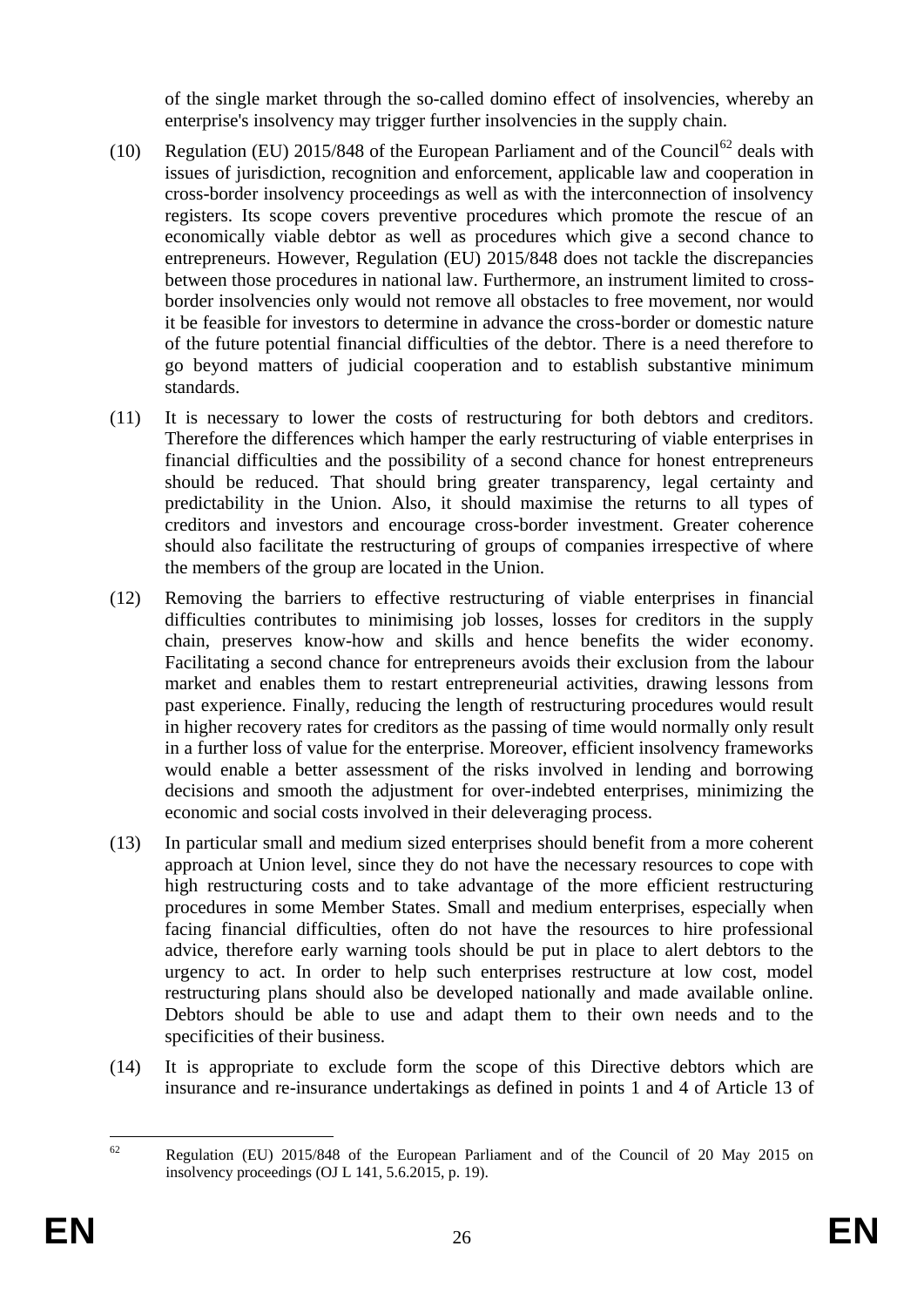of the single market through the so-called domino effect of insolvencies, whereby an enterprise's insolvency may trigger further insolvencies in the supply chain.

(10) Regulation (EU) 2015/848 of the European Parliament and of the Council[62] deals with issues of jurisdiction, recognition and enforcement, applicable law and cooperation in cross-border insolvency proceedings as well as with the interconnection of insolvency registers. Its scope covers preventive procedures which promote the rescue of an economically viable debtor as well as procedures which give a second chance to entrepreneurs. However, Regulation (EU) 2015/848 does not tackle the discrepancies between those procedures in national law. Furthermore, an instrument limited to cross-border insolvencies only would not remove all obstacles to free movement, nor would it be feasible for investors to determine in advance the cross-border or domestic nature of the future potential financial difficulties of the debtor. There is a need therefore to go beyond matters of judicial cooperation and to establish substantive minimum standards.

(11) It is necessary to lower the costs of restructuring for both debtors and creditors. Therefore the differences which hamper the early restructuring of viable enterprises in financial difficulties and the possibility of a second chance for honest entrepreneurs should be reduced. That should bring greater transparency, legal certainty and predictability in the Union. Also, it should maximise the returns to all types of creditors and investors and encourage cross-border investment. Greater coherence should also facilitate the restructuring of groups of companies irrespective of where the members of the group are located in the Union.

(12) Removing the barriers to effective restructuring of viable enterprises in financial difficulties contributes to minimising job losses, losses for creditors in the supply chain, preserves know-how and skills and hence benefits the wider economy. Facilitating a second chance for entrepreneurs avoids their exclusion from the labour market and enables them to restart entrepreneurial activities, drawing lessons from past experience. Finally, reducing the length of restructuring procedures would result in higher recovery rates for creditors as the passing of time would normally only result in a further loss of value for the enterprise. Moreover, efficient insolvency frameworks would enable a better assessment of the risks involved in lending and borrowing decisions and smooth the adjustment for over-indebted enterprises, minimizing the economic and social costs involved in their deleveraging process.

(13) In particular small and medium sized enterprises should benefit from a more coherent approach at Union level, since they do not have the necessary resources to cope with high restructuring costs and to take advantage of the more efficient restructuring procedures in some Member States. Small and medium enterprises, especially when facing financial difficulties, often do not have the resources to hire professional advice, therefore early warning tools should be put in place to alert debtors to the urgency to act. In order to help such enterprises restructure at low cost, model restructuring plans should also be developed nationally and made available online. Debtors should be able to use and adapt them to their own needs and to the specificities of their business.

(14) It is appropriate to exclude form the scope of this Directive debtors which are insurance and re-insurance undertakings as defined in points 1 and 4 of Article 13 of

[62] Regulation (EU) 2015/848 of the European Parliament and of the Council of 20 May 2015 on insolvency proceedings (OJ L 141, 5.6.2015, p. 19).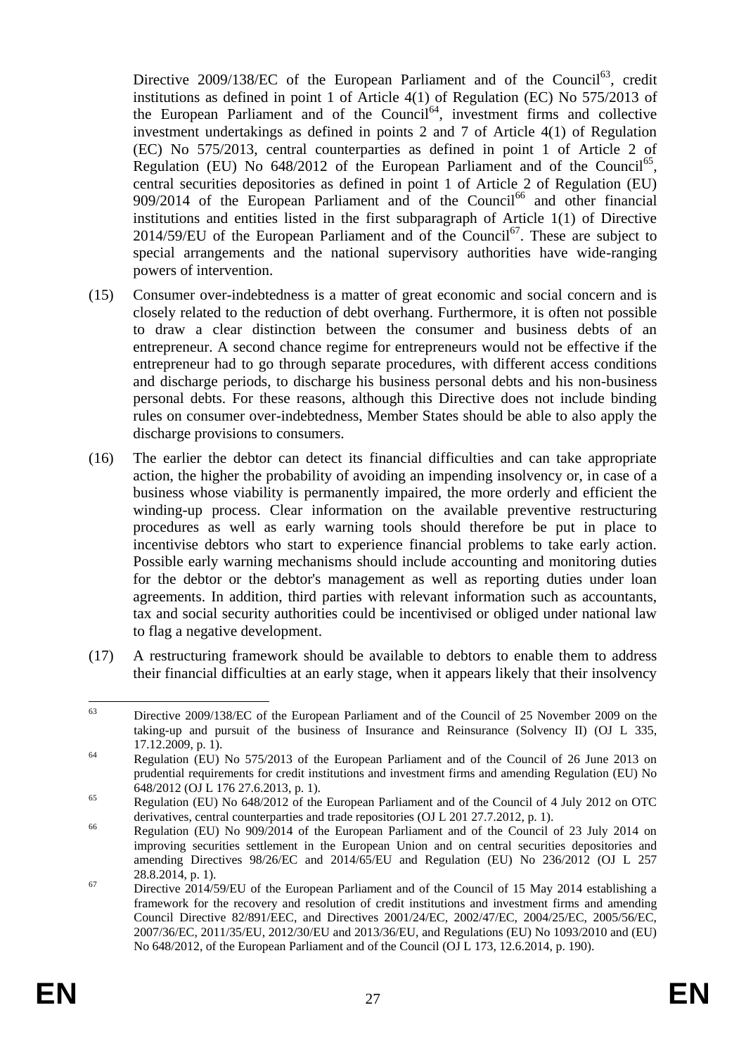Directive 2009/138/EC of the European Parliament and of the Council[63], credit institutions as defined in point 1 of Article 4(1) of Regulation (EC) No 575/2013 of the European Parliament and of the Council[64], investment firms and collective investment undertakings as defined in points 2 and 7 of Article 4(1) of Regulation (EC) No 575/2013, central counterparties as defined in point 1 of Article 2 of Regulation (EU) No 648/2012 of the European Parliament and of the Council[65], central securities depositories as defined in point 1 of Article 2 of Regulation (EU) 909/2014 of the European Parliament and of the Council[66] and other financial institutions and entities listed in the first subparagraph of Article 1(1) of Directive 2014/59/EU of the European Parliament and of the Council[67]. These are subject to special arrangements and the national supervisory authorities have wide-ranging powers of intervention.

(15) Consumer over-indebtedness is a matter of great economic and social concern and is closely related to the reduction of debt overhang. Furthermore, it is often not possible to draw a clear distinction between the consumer and business debts of an entrepreneur. A second chance regime for entrepreneurs would not be effective if the entrepreneur had to go through separate procedures, with different access conditions and discharge periods, to discharge his business personal debts and his non-business personal debts. For these reasons, although this Directive does not include binding rules on consumer over-indebtedness, Member States should be able to also apply the discharge provisions to consumers.

(16) The earlier the debtor can detect its financial difficulties and can take appropriate action, the higher the probability of avoiding an impending insolvency or, in case of a business whose viability is permanently impaired, the more orderly and efficient the winding-up process. Clear information on the available preventive restructuring procedures as well as early warning tools should therefore be put in place to incentivise debtors who start to experience financial problems to take early action. Possible early warning mechanisms should include accounting and monitoring duties for the debtor or the debtor's management as well as reporting duties under loan agreements. In addition, third parties with relevant information such as accountants, tax and social security authorities could be incentivised or obliged under national law to flag a negative development.

(17) A restructuring framework should be available to debtors to enable them to address their financial difficulties at an early stage, when it appears likely that their insolvency

---

[63] Directive 2009/138/EC of the European Parliament and of the Council of 25 November 2009 on the taking-up and pursuit of the business of Insurance and Reinsurance (Solvency II) (OJ L 335, 17.12.2009, p. 1).

[64] Regulation (EU) No 575/2013 of the European Parliament and of the Council of 26 June 2013 on prudential requirements for credit institutions and investment firms and amending Regulation (EU) No 648/2012 (OJ L 176 27.6.2013, p. 1).

[65] Regulation (EU) No 648/2012 of the European Parliament and of the Council of 4 July 2012 on OTC derivatives, central counterparties and trade repositories (OJ L 201 27.7.2012, p. 1).

[66] Regulation (EU) No 909/2014 of the European Parliament and of the Council of 23 July 2014 on improving securities settlement in the European Union and on central securities depositories and amending Directives 98/26/EC and 2014/65/EU and Regulation (EU) No 236/2012 (OJ L 257 28.8.2014, p. 1).

[67] Directive 2014/59/EU of the European Parliament and of the Council of 15 May 2014 establishing a framework for the recovery and resolution of credit institutions and investment firms and amending Council Directive 82/891/EEC, and Directives 2001/24/EC, 2002/47/EC, 2004/25/EC, 2005/56/EC, 2007/36/EC, 2011/35/EU, 2012/30/EU and 2013/36/EU, and Regulations (EU) No 1093/2010 and (EU) No 648/2012, of the European Parliament and of the Council (OJ L 173, 12.6.2014, p. 190).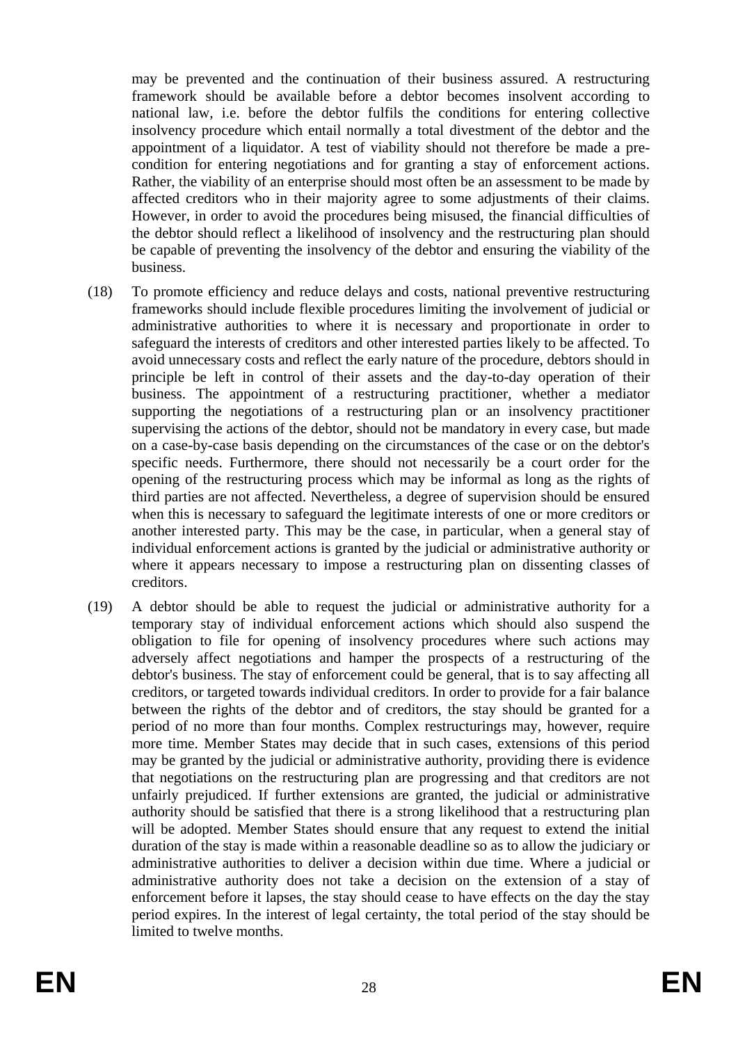may be prevented and the continuation of their business assured. A restructuring framework should be available before a debtor becomes insolvent according to national law, i.e. before the debtor fulfils the conditions for entering collective insolvency procedure which entail normally a total divestment of the debtor and the appointment of a liquidator. A test of viability should not therefore be made a pre-condition for entering negotiations and for granting a stay of enforcement actions. Rather, the viability of an enterprise should most often be an assessment to be made by affected creditors who in their majority agree to some adjustments of their claims. However, in order to avoid the procedures being misused, the financial difficulties of the debtor should reflect a likelihood of insolvency and the restructuring plan should be capable of preventing the insolvency of the debtor and ensuring the viability of the business.

(18) To promote efficiency and reduce delays and costs, national preventive restructuring frameworks should include flexible procedures limiting the involvement of judicial or administrative authorities to where it is necessary and proportionate in order to safeguard the interests of creditors and other interested parties likely to be affected. To avoid unnecessary costs and reflect the early nature of the procedure, debtors should in principle be left in control of their assets and the day-to-day operation of their business. The appointment of a restructuring practitioner, whether a mediator supporting the negotiations of a restructuring plan or an insolvency practitioner supervising the actions of the debtor, should not be mandatory in every case, but made on a case-by-case basis depending on the circumstances of the case or on the debtor's specific needs. Furthermore, there should not necessarily be a court order for the opening of the restructuring process which may be informal as long as the rights of third parties are not affected. Nevertheless, a degree of supervision should be ensured when this is necessary to safeguard the legitimate interests of one or more creditors or another interested party. This may be the case, in particular, when a general stay of individual enforcement actions is granted by the judicial or administrative authority or where it appears necessary to impose a restructuring plan on dissenting classes of creditors.

(19) A debtor should be able to request the judicial or administrative authority for a temporary stay of individual enforcement actions which should also suspend the obligation to file for opening of insolvency procedures where such actions may adversely affect negotiations and hamper the prospects of a restructuring of the debtor's business. The stay of enforcement could be general, that is to say affecting all creditors, or targeted towards individual creditors. In order to provide for a fair balance between the rights of the debtor and of creditors, the stay should be granted for a period of no more than four months. Complex restructurings may, however, require more time. Member States may decide that in such cases, extensions of this period may be granted by the judicial or administrative authority, providing there is evidence that negotiations on the restructuring plan are progressing and that creditors are not unfairly prejudiced. If further extensions are granted, the judicial or administrative authority should be satisfied that there is a strong likelihood that a restructuring plan will be adopted. Member States should ensure that any request to extend the initial duration of the stay is made within a reasonable deadline so as to allow the judiciary or administrative authorities to deliver a decision within due time. Where a judicial or administrative authority does not take a decision on the extension of a stay of enforcement before it lapses, the stay should cease to have effects on the day the stay period expires. In the interest of legal certainty, the total period of the stay should be limited to twelve months.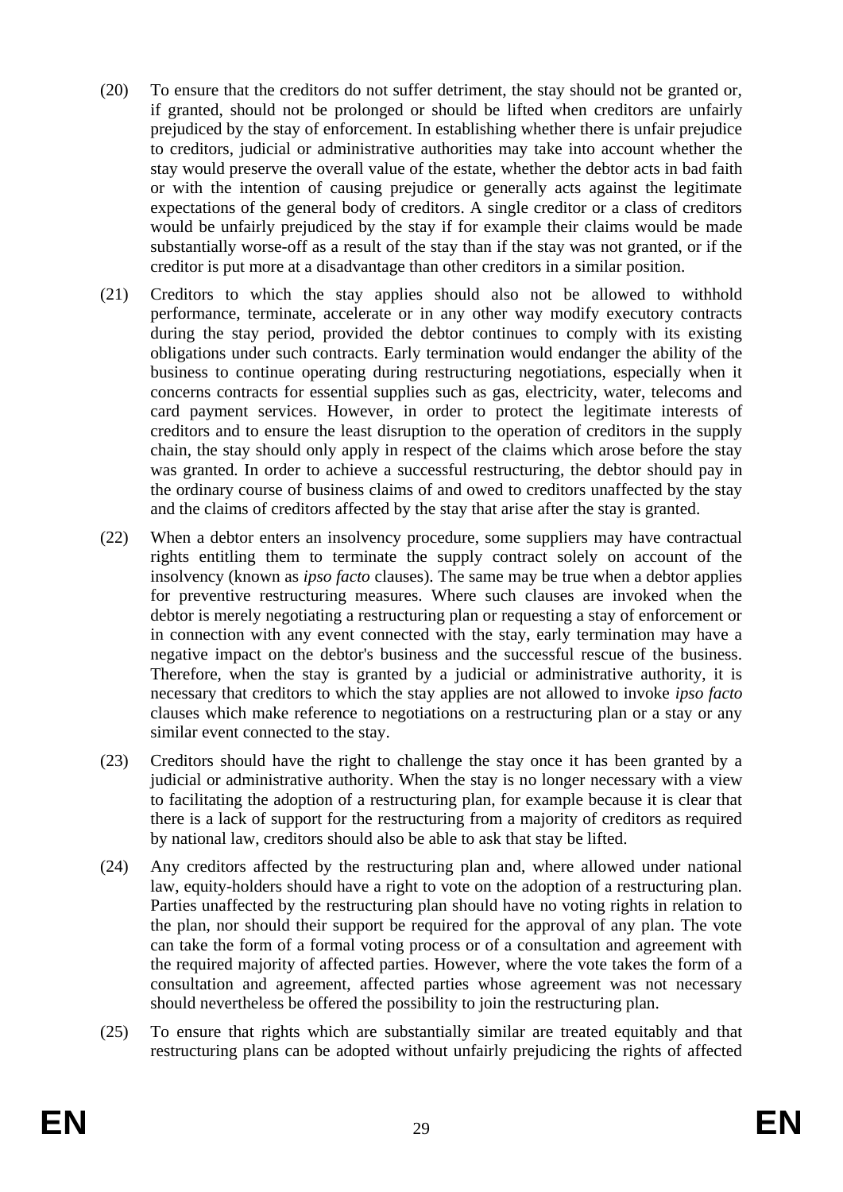(20) To ensure that the creditors do not suffer detriment, the stay should not be granted or, if granted, should not be prolonged or should be lifted when creditors are unfairly prejudiced by the stay of enforcement. In establishing whether there is unfair prejudice to creditors, judicial or administrative authorities may take into account whether the stay would preserve the overall value of the estate, whether the debtor acts in bad faith or with the intention of causing prejudice or generally acts against the legitimate expectations of the general body of creditors. A single creditor or a class of creditors would be unfairly prejudiced by the stay if for example their claims would be made substantially worse-off as a result of the stay than if the stay was not granted, or if the creditor is put more at a disadvantage than other creditors in a similar position.

(21) Creditors to which the stay applies should also not be allowed to withhold performance, terminate, accelerate or in any other way modify executory contracts during the stay period, provided the debtor continues to comply with its existing obligations under such contracts. Early termination would endanger the ability of the business to continue operating during restructuring negotiations, especially when it concerns contracts for essential supplies such as gas, electricity, water, telecoms and card payment services. However, in order to protect the legitimate interests of creditors and to ensure the least disruption to the operation of creditors in the supply chain, the stay should only apply in respect of the claims which arose before the stay was granted. In order to achieve a successful restructuring, the debtor should pay in the ordinary course of business claims of and owed to creditors unaffected by the stay and the claims of creditors affected by the stay that arise after the stay is granted.

(22) When a debtor enters an insolvency procedure, some suppliers may have contractual rights entitling them to terminate the supply contract solely on account of the insolvency (known as *ipso facto* clauses). The same may be true when a debtor applies for preventive restructuring measures. Where such clauses are invoked when the debtor is merely negotiating a restructuring plan or requesting a stay of enforcement or in connection with any event connected with the stay, early termination may have a negative impact on the debtor's business and the successful rescue of the business. Therefore, when the stay is granted by a judicial or administrative authority, it is necessary that creditors to which the stay applies are not allowed to invoke *ipso facto* clauses which make reference to negotiations on a restructuring plan or a stay or any similar event connected to the stay.

(23) Creditors should have the right to challenge the stay once it has been granted by a judicial or administrative authority. When the stay is no longer necessary with a view to facilitating the adoption of a restructuring plan, for example because it is clear that there is a lack of support for the restructuring from a majority of creditors as required by national law, creditors should also be able to ask that stay be lifted.

(24) Any creditors affected by the restructuring plan and, where allowed under national law, equity-holders should have a right to vote on the adoption of a restructuring plan. Parties unaffected by the restructuring plan should have no voting rights in relation to the plan, nor should their support be required for the approval of any plan. The vote can take the form of a formal voting process or of a consultation and agreement with the required majority of affected parties. However, where the vote takes the form of a consultation and agreement, affected parties whose agreement was not necessary should nevertheless be offered the possibility to join the restructuring plan.

(25) To ensure that rights which are substantially similar are treated equitably and that restructuring plans can be adopted without unfairly prejudicing the rights of affected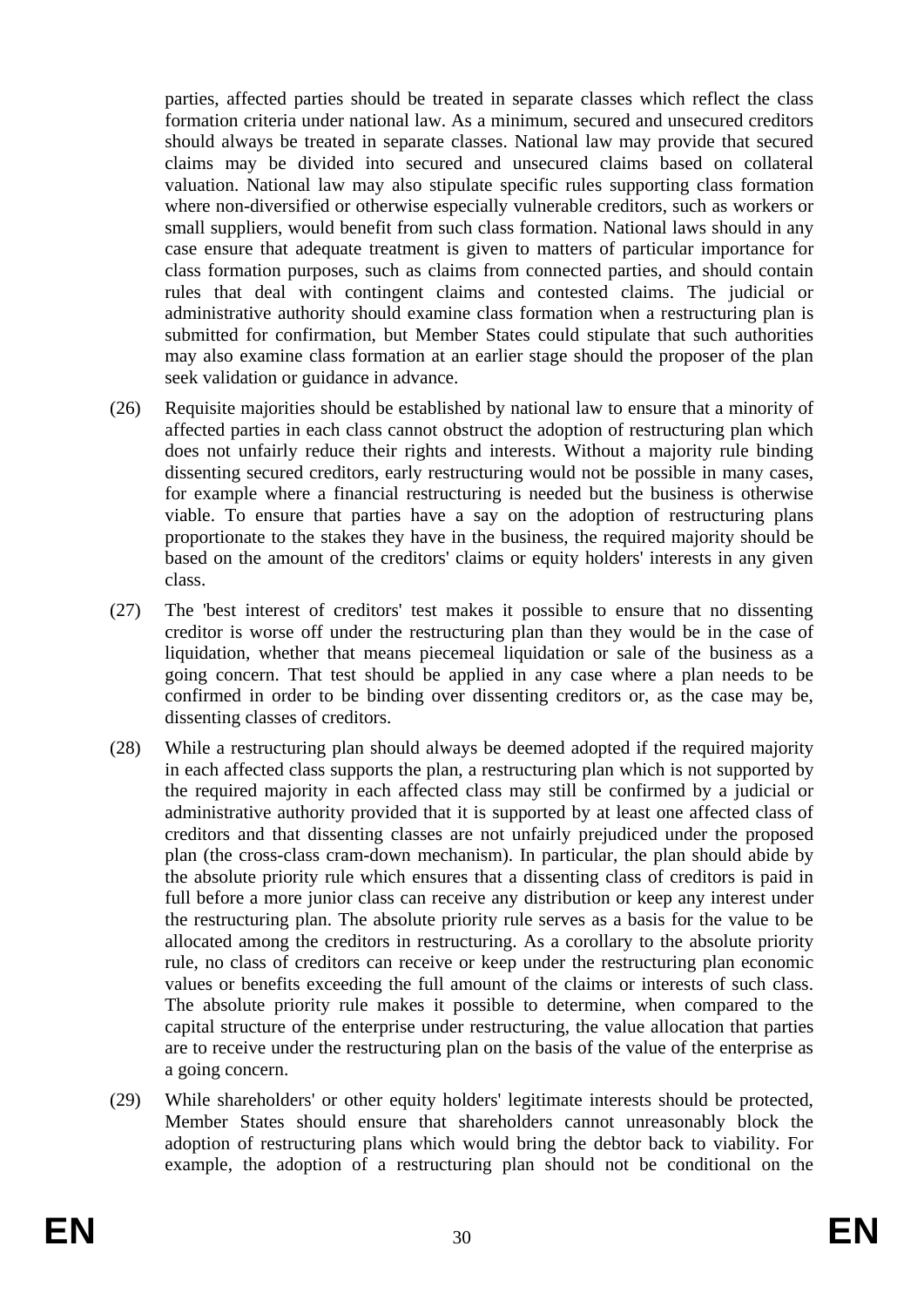parties, affected parties should be treated in separate classes which reflect the class formation criteria under national law. As a minimum, secured and unsecured creditors should always be treated in separate classes. National law may provide that secured claims may be divided into secured and unsecured claims based on collateral valuation. National law may also stipulate specific rules supporting class formation where non-diversified or otherwise especially vulnerable creditors, such as workers or small suppliers, would benefit from such class formation. National laws should in any case ensure that adequate treatment is given to matters of particular importance for class formation purposes, such as claims from connected parties, and should contain rules that deal with contingent claims and contested claims. The judicial or administrative authority should examine class formation when a restructuring plan is submitted for confirmation, but Member States could stipulate that such authorities may also examine class formation at an earlier stage should the proposer of the plan seek validation or guidance in advance.

(26) Requisite majorities should be established by national law to ensure that a minority of affected parties in each class cannot obstruct the adoption of restructuring plan which does not unfairly reduce their rights and interests. Without a majority rule binding dissenting secured creditors, early restructuring would not be possible in many cases, for example where a financial restructuring is needed but the business is otherwise viable. To ensure that parties have a say on the adoption of restructuring plans proportionate to the stakes they have in the business, the required majority should be based on the amount of the creditors' claims or equity holders' interests in any given class.

(27) The 'best interest of creditors' test makes it possible to ensure that no dissenting creditor is worse off under the restructuring plan than they would be in the case of liquidation, whether that means piecemeal liquidation or sale of the business as a going concern. That test should be applied in any case where a plan needs to be confirmed in order to be binding over dissenting creditors or, as the case may be, dissenting classes of creditors.

(28) While a restructuring plan should always be deemed adopted if the required majority in each affected class supports the plan, a restructuring plan which is not supported by the required majority in each affected class may still be confirmed by a judicial or administrative authority provided that it is supported by at least one affected class of creditors and that dissenting classes are not unfairly prejudiced under the proposed plan (the cross-class cram-down mechanism). In particular, the plan should abide by the absolute priority rule which ensures that a dissenting class of creditors is paid in full before a more junior class can receive any distribution or keep any interest under the restructuring plan. The absolute priority rule serves as a basis for the value to be allocated among the creditors in restructuring. As a corollary to the absolute priority rule, no class of creditors can receive or keep under the restructuring plan economic values or benefits exceeding the full amount of the claims or interests of such class. The absolute priority rule makes it possible to determine, when compared to the capital structure of the enterprise under restructuring, the value allocation that parties are to receive under the restructuring plan on the basis of the value of the enterprise as a going concern.

(29) While shareholders' or other equity holders' legitimate interests should be protected, Member States should ensure that shareholders cannot unreasonably block the adoption of restructuring plans which would bring the debtor back to viability. For example, the adoption of a restructuring plan should not be conditional on the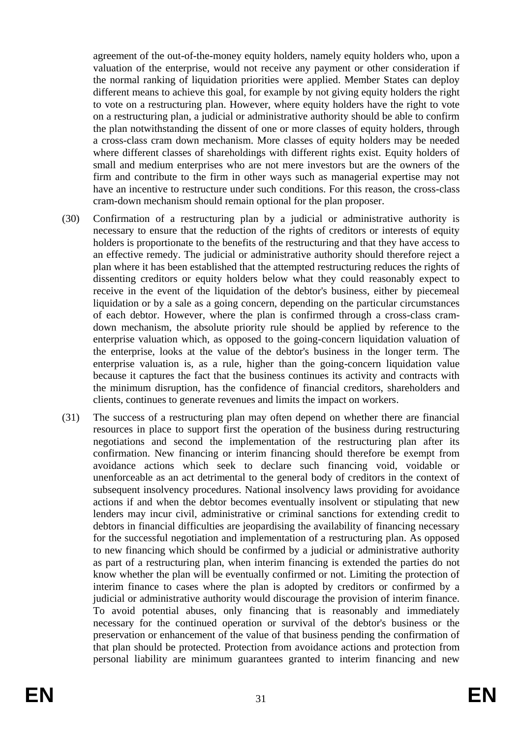agreement of the out-of-the-money equity holders, namely equity holders who, upon a valuation of the enterprise, would not receive any payment or other consideration if the normal ranking of liquidation priorities were applied. Member States can deploy different means to achieve this goal, for example by not giving equity holders the right to vote on a restructuring plan. However, where equity holders have the right to vote on a restructuring plan, a judicial or administrative authority should be able to confirm the plan notwithstanding the dissent of one or more classes of equity holders, through a cross-class cram down mechanism. More classes of equity holders may be needed where different classes of shareholdings with different rights exist. Equity holders of small and medium enterprises who are not mere investors but are the owners of the firm and contribute to the firm in other ways such as managerial expertise may not have an incentive to restructure under such conditions. For this reason, the cross-class cram-down mechanism should remain optional for the plan proposer.

(30) Confirmation of a restructuring plan by a judicial or administrative authority is necessary to ensure that the reduction of the rights of creditors or interests of equity holders is proportionate to the benefits of the restructuring and that they have access to an effective remedy. The judicial or administrative authority should therefore reject a plan where it has been established that the attempted restructuring reduces the rights of dissenting creditors or equity holders below what they could reasonably expect to receive in the event of the liquidation of the debtor's business, either by piecemeal liquidation or by a sale as a going concern, depending on the particular circumstances of each debtor. However, where the plan is confirmed through a cross-class cram-down mechanism, the absolute priority rule should be applied by reference to the enterprise valuation which, as opposed to the going-concern liquidation valuation of the enterprise, looks at the value of the debtor's business in the longer term. The enterprise valuation is, as a rule, higher than the going-concern liquidation value because it captures the fact that the business continues its activity and contracts with the minimum disruption, has the confidence of financial creditors, shareholders and clients, continues to generate revenues and limits the impact on workers.

(31) The success of a restructuring plan may often depend on whether there are financial resources in place to support first the operation of the business during restructuring negotiations and second the implementation of the restructuring plan after its confirmation. New financing or interim financing should therefore be exempt from avoidance actions which seek to declare such financing void, voidable or unenforceable as an act detrimental to the general body of creditors in the context of subsequent insolvency procedures. National insolvency laws providing for avoidance actions if and when the debtor becomes eventually insolvent or stipulating that new lenders may incur civil, administrative or criminal sanctions for extending credit to debtors in financial difficulties are jeopardising the availability of financing necessary for the successful negotiation and implementation of a restructuring plan. As opposed to new financing which should be confirmed by a judicial or administrative authority as part of a restructuring plan, when interim financing is extended the parties do not know whether the plan will be eventually confirmed or not. Limiting the protection of interim finance to cases where the plan is adopted by creditors or confirmed by a judicial or administrative authority would discourage the provision of interim finance. To avoid potential abuses, only financing that is reasonably and immediately necessary for the continued operation or survival of the debtor's business or the preservation or enhancement of the value of that business pending the confirmation of that plan should be protected. Protection from avoidance actions and protection from personal liability are minimum guarantees granted to interim financing and new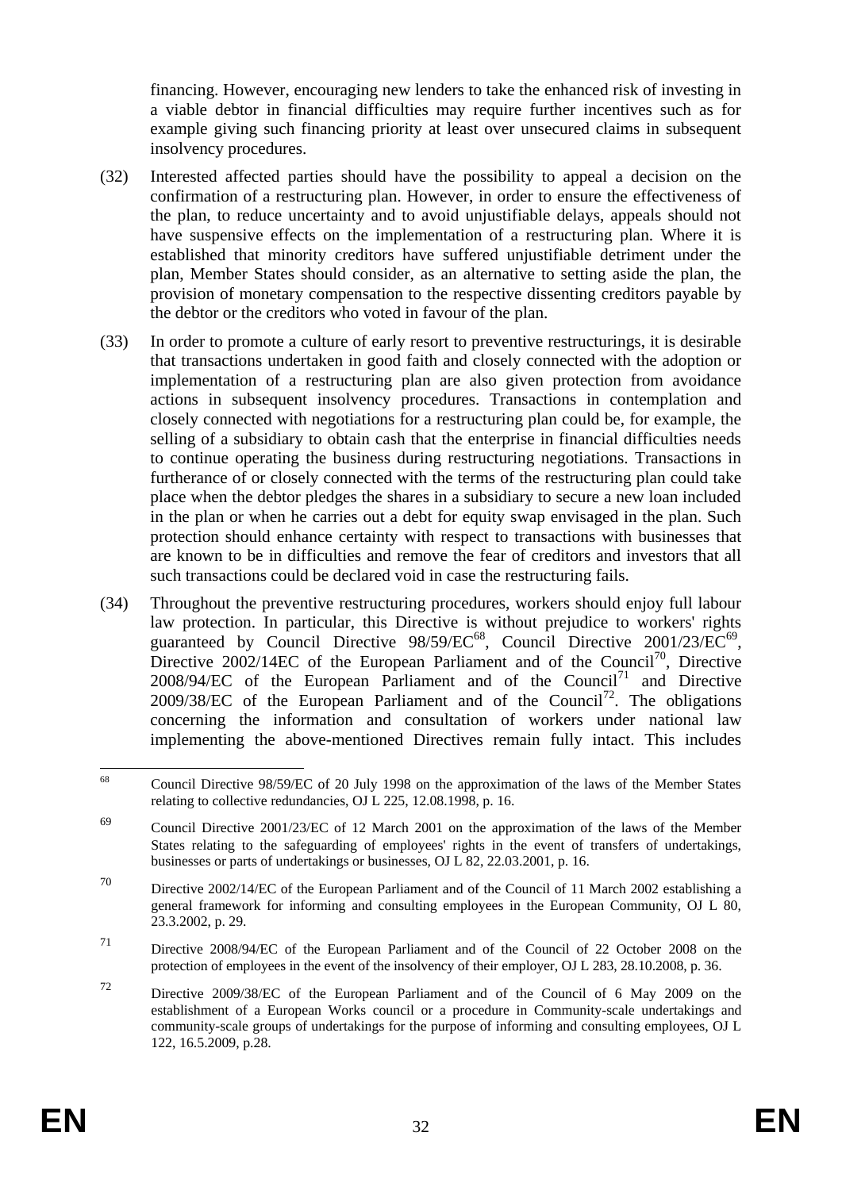financing. However, encouraging new lenders to take the enhanced risk of investing in a viable debtor in financial difficulties may require further incentives such as for example giving such financing priority at least over unsecured claims in subsequent insolvency procedures.

(32) Interested affected parties should have the possibility to appeal a decision on the confirmation of a restructuring plan. However, in order to ensure the effectiveness of the plan, to reduce uncertainty and to avoid unjustifiable delays, appeals should not have suspensive effects on the implementation of a restructuring plan. Where it is established that minority creditors have suffered unjustifiable detriment under the plan, Member States should consider, as an alternative to setting aside the plan, the provision of monetary compensation to the respective dissenting creditors payable by the debtor or the creditors who voted in favour of the plan.

(33) In order to promote a culture of early resort to preventive restructurings, it is desirable that transactions undertaken in good faith and closely connected with the adoption or implementation of a restructuring plan are also given protection from avoidance actions in subsequent insolvency procedures. Transactions in contemplation and closely connected with negotiations for a restructuring plan could be, for example, the selling of a subsidiary to obtain cash that the enterprise in financial difficulties needs to continue operating the business during restructuring negotiations. Transactions in furtherance of or closely connected with the terms of the restructuring plan could take place when the debtor pledges the shares in a subsidiary to secure a new loan included in the plan or when he carries out a debt for equity swap envisaged in the plan. Such protection should enhance certainty with respect to transactions with businesses that are known to be in difficulties and remove the fear of creditors and investors that all such transactions could be declared void in case the restructuring fails.

(34) Throughout the preventive restructuring procedures, workers should enjoy full labour law protection. In particular, this Directive is without prejudice to workers' rights guaranteed by Council Directive 98/59/EC[68], Council Directive 2001/23/EC[69], Directive 2002/14EC of the European Parliament and of the Council[70], Directive 2008/94/EC of the European Parliament and of the Council[71] and Directive 2009/38/EC of the European Parliament and of the Council[72]. The obligations concerning the information and consultation of workers under national law implementing the above-mentioned Directives remain fully intact. This includes

---

[68] Council Directive 98/59/EC of 20 July 1998 on the approximation of the laws of the Member States relating to collective redundancies, OJ L 225, 12.08.1998, p. 16.

[69] Council Directive 2001/23/EC of 12 March 2001 on the approximation of the laws of the Member States relating to the safeguarding of employees' rights in the event of transfers of undertakings, businesses or parts of undertakings or businesses, OJ L 82, 22.03.2001, p. 16.

[70] Directive 2002/14/EC of the European Parliament and of the Council of 11 March 2002 establishing a general framework for informing and consulting employees in the European Community, OJ L 80, 23.3.2002, p. 29.

[71] Directive 2008/94/EC of the European Parliament and of the Council of 22 October 2008 on the protection of employees in the event of the insolvency of their employer, OJ L 283, 28.10.2008, p. 36.

[72] Directive 2009/38/EC of the European Parliament and of the Council of 6 May 2009 on the establishment of a European Works council or a procedure in Community-scale undertakings and community-scale groups of undertakings for the purpose of informing and consulting employees, OJ L 122, 16.5.2009, p.28.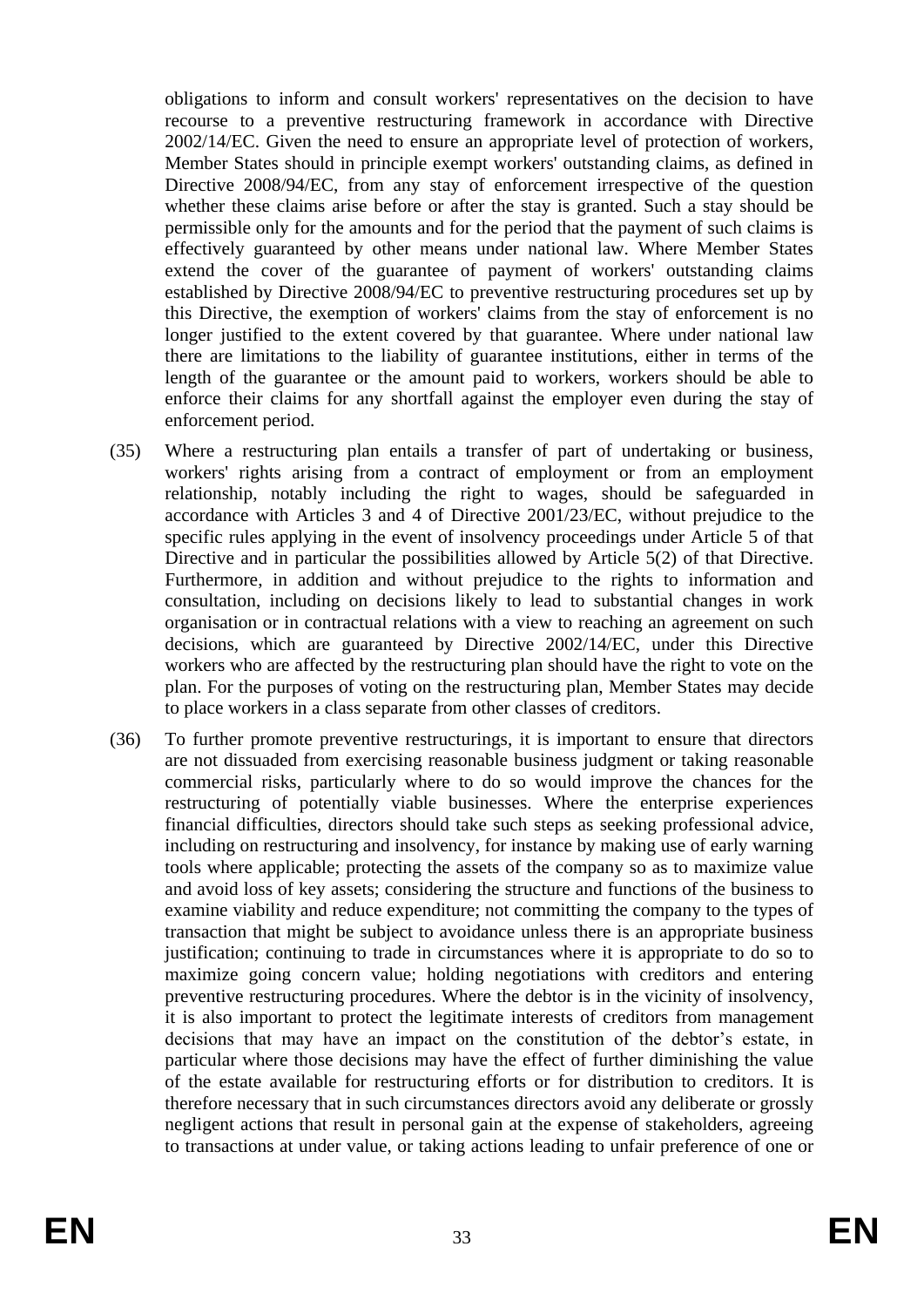obligations to inform and consult workers' representatives on the decision to have recourse to a preventive restructuring framework in accordance with Directive 2002/14/EC. Given the need to ensure an appropriate level of protection of workers, Member States should in principle exempt workers' outstanding claims, as defined in Directive 2008/94/EC, from any stay of enforcement irrespective of the question whether these claims arise before or after the stay is granted. Such a stay should be permissible only for the amounts and for the period that the payment of such claims is effectively guaranteed by other means under national law. Where Member States extend the cover of the guarantee of payment of workers' outstanding claims established by Directive 2008/94/EC to preventive restructuring procedures set up by this Directive, the exemption of workers' claims from the stay of enforcement is no longer justified to the extent covered by that guarantee. Where under national law there are limitations to the liability of guarantee institutions, either in terms of the length of the guarantee or the amount paid to workers, workers should be able to enforce their claims for any shortfall against the employer even during the stay of enforcement period.

(35) Where a restructuring plan entails a transfer of part of undertaking or business, workers' rights arising from a contract of employment or from an employment relationship, notably including the right to wages, should be safeguarded in accordance with Articles 3 and 4 of Directive 2001/23/EC, without prejudice to the specific rules applying in the event of insolvency proceedings under Article 5 of that Directive and in particular the possibilities allowed by Article 5(2) of that Directive. Furthermore, in addition and without prejudice to the rights to information and consultation, including on decisions likely to lead to substantial changes in work organisation or in contractual relations with a view to reaching an agreement on such decisions, which are guaranteed by Directive 2002/14/EC, under this Directive workers who are affected by the restructuring plan should have the right to vote on the plan. For the purposes of voting on the restructuring plan, Member States may decide to place workers in a class separate from other classes of creditors.

(36) To further promote preventive restructurings, it is important to ensure that directors are not dissuaded from exercising reasonable business judgment or taking reasonable commercial risks, particularly where to do so would improve the chances for the restructuring of potentially viable businesses. Where the enterprise experiences financial difficulties, directors should take such steps as seeking professional advice, including on restructuring and insolvency, for instance by making use of early warning tools where applicable; protecting the assets of the company so as to maximize value and avoid loss of key assets; considering the structure and functions of the business to examine viability and reduce expenditure; not committing the company to the types of transaction that might be subject to avoidance unless there is an appropriate business justification; continuing to trade in circumstances where it is appropriate to do so to maximize going concern value; holding negotiations with creditors and entering preventive restructuring procedures. Where the debtor is in the vicinity of insolvency, it is also important to protect the legitimate interests of creditors from management decisions that may have an impact on the constitution of the debtor's estate, in particular where those decisions may have the effect of further diminishing the value of the estate available for restructuring efforts or for distribution to creditors. It is therefore necessary that in such circumstances directors avoid any deliberate or grossly negligent actions that result in personal gain at the expense of stakeholders, agreeing to transactions at under value, or taking actions leading to unfair preference of one or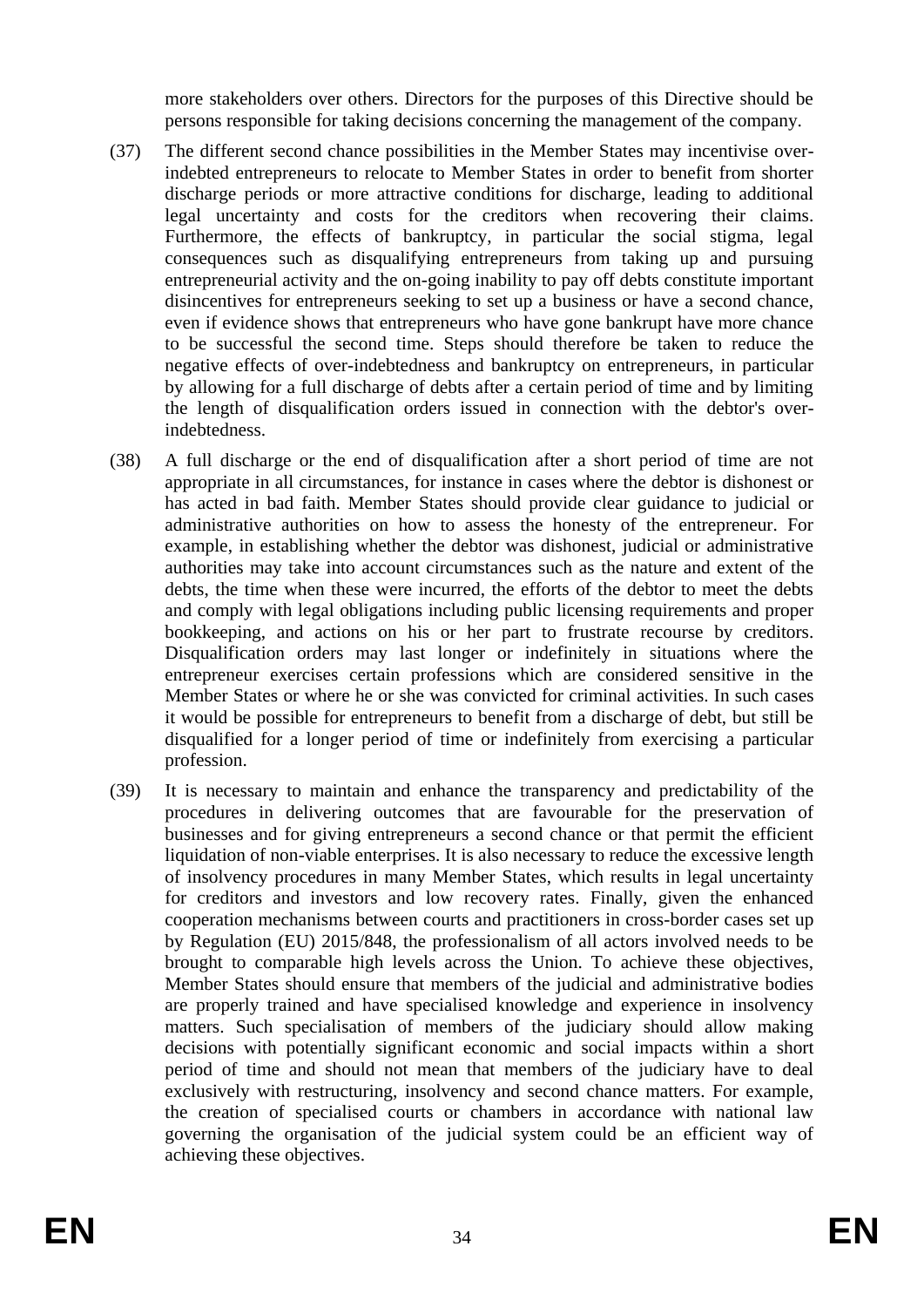more stakeholders over others. Directors for the purposes of this Directive should be persons responsible for taking decisions concerning the management of the company.

(37) The different second chance possibilities in the Member States may incentivise over-indebted entrepreneurs to relocate to Member States in order to benefit from shorter discharge periods or more attractive conditions for discharge, leading to additional legal uncertainty and costs for the creditors when recovering their claims. Furthermore, the effects of bankruptcy, in particular the social stigma, legal consequences such as disqualifying entrepreneurs from taking up and pursuing entrepreneurial activity and the on-going inability to pay off debts constitute important disincentives for entrepreneurs seeking to set up a business or have a second chance, even if evidence shows that entrepreneurs who have gone bankrupt have more chance to be successful the second time. Steps should therefore be taken to reduce the negative effects of over-indebtedness and bankruptcy on entrepreneurs, in particular by allowing for a full discharge of debts after a certain period of time and by limiting the length of disqualification orders issued in connection with the debtor's over-indebtedness.

(38) A full discharge or the end of disqualification after a short period of time are not appropriate in all circumstances, for instance in cases where the debtor is dishonest or has acted in bad faith. Member States should provide clear guidance to judicial or administrative authorities on how to assess the honesty of the entrepreneur. For example, in establishing whether the debtor was dishonest, judicial or administrative authorities may take into account circumstances such as the nature and extent of the debts, the time when these were incurred, the efforts of the debtor to meet the debts and comply with legal obligations including public licensing requirements and proper bookkeeping, and actions on his or her part to frustrate recourse by creditors. Disqualification orders may last longer or indefinitely in situations where the entrepreneur exercises certain professions which are considered sensitive in the Member States or where he or she was convicted for criminal activities. In such cases it would be possible for entrepreneurs to benefit from a discharge of debt, but still be disqualified for a longer period of time or indefinitely from exercising a particular profession.

(39) It is necessary to maintain and enhance the transparency and predictability of the procedures in delivering outcomes that are favourable for the preservation of businesses and for giving entrepreneurs a second chance or that permit the efficient liquidation of non-viable enterprises. It is also necessary to reduce the excessive length of insolvency procedures in many Member States, which results in legal uncertainty for creditors and investors and low recovery rates. Finally, given the enhanced cooperation mechanisms between courts and practitioners in cross-border cases set up by Regulation (EU) 2015/848, the professionalism of all actors involved needs to be brought to comparable high levels across the Union. To achieve these objectives, Member States should ensure that members of the judicial and administrative bodies are properly trained and have specialised knowledge and experience in insolvency matters. Such specialisation of members of the judiciary should allow making decisions with potentially significant economic and social impacts within a short period of time and should not mean that members of the judiciary have to deal exclusively with restructuring, insolvency and second chance matters. For example, the creation of specialised courts or chambers in accordance with national law governing the organisation of the judicial system could be an efficient way of achieving these objectives.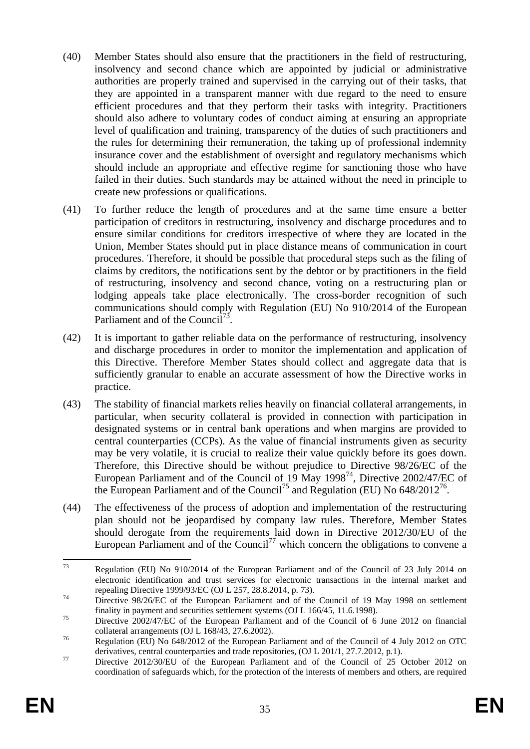(40) Member States should also ensure that the practitioners in the field of restructuring, insolvency and second chance which are appointed by judicial or administrative authorities are properly trained and supervised in the carrying out of their tasks, that they are appointed in a transparent manner with due regard to the need to ensure efficient procedures and that they perform their tasks with integrity. Practitioners should also adhere to voluntary codes of conduct aiming at ensuring an appropriate level of qualification and training, transparency of the duties of such practitioners and the rules for determining their remuneration, the taking up of professional indemnity insurance cover and the establishment of oversight and regulatory mechanisms which should include an appropriate and effective regime for sanctioning those who have failed in their duties. Such standards may be attained without the need in principle to create new professions or qualifications.

(41) To further reduce the length of procedures and at the same time ensure a better participation of creditors in restructuring, insolvency and discharge procedures and to ensure similar conditions for creditors irrespective of where they are located in the Union, Member States should put in place distance means of communication in court procedures. Therefore, it should be possible that procedural steps such as the filing of claims by creditors, the notifications sent by the debtor or by practitioners in the field of restructuring, insolvency and second chance, voting on a restructuring plan or lodging appeals take place electronically. The cross-border recognition of such communications should comply with Regulation (EU) No 910/2014 of the European Parliament and of the Council[73].

(42) It is important to gather reliable data on the performance of restructuring, insolvency and discharge procedures in order to monitor the implementation and application of this Directive. Therefore Member States should collect and aggregate data that is sufficiently granular to enable an accurate assessment of how the Directive works in practice.

(43) The stability of financial markets relies heavily on financial collateral arrangements, in particular, when security collateral is provided in connection with participation in designated systems or in central bank operations and when margins are provided to central counterparties (CCPs). As the value of financial instruments given as security may be very volatile, it is crucial to realize their value quickly before its goes down. Therefore, this Directive should be without prejudice to Directive 98/26/EC of the European Parliament and of the Council of 19 May 1998[74], Directive 2002/47/EC of the European Parliament and of the Council[75] and Regulation (EU) No 648/2012[76].

(44) The effectiveness of the process of adoption and implementation of the restructuring plan should not be jeopardised by company law rules. Therefore, Member States should derogate from the requirements laid down in Directive 2012/30/EU of the European Parliament and of the Council[77] which concern the obligations to convene a

---

[73] Regulation (EU) No 910/2014 of the European Parliament and of the Council of 23 July 2014 on electronic identification and trust services for electronic transactions in the internal market and repealing Directive 1999/93/EC (OJ L 257, 28.8.2014, p. 73).

[74] Directive 98/26/EC of the European Parliament and of the Council of 19 May 1998 on settlement finality in payment and securities settlement systems (OJ L 166/45, 11.6.1998).

[75] Directive 2002/47/EC of the European Parliament and of the Council of 6 June 2012 on financial collateral arrangements (OJ L 168/43, 27.6.2002).

[76] Regulation (EU) No 648/2012 of the European Parliament and of the Council of 4 July 2012 on OTC derivatives, central counterparties and trade repositories, (OJ L 201/1, 27.7.2012, p.1).

[77] Directive 2012/30/EU of the European Parliament and of the Council of 25 October 2012 on coordination of safeguards which, for the protection of the interests of members and others, are required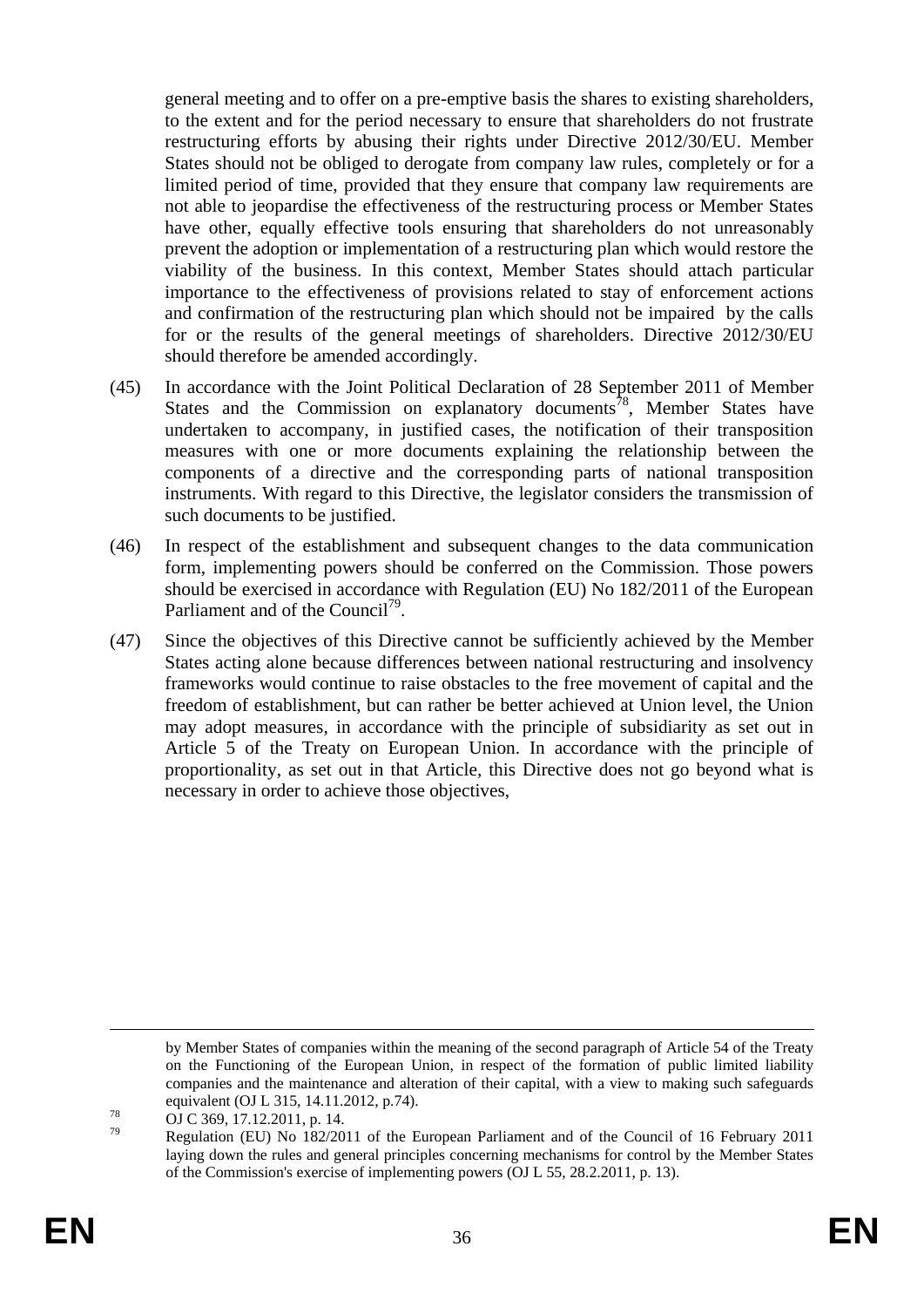general meeting and to offer on a pre-emptive basis the shares to existing shareholders, to the extent and for the period necessary to ensure that shareholders do not frustrate restructuring efforts by abusing their rights under Directive 2012/30/EU. Member States should not be obliged to derogate from company law rules, completely or for a limited period of time, provided that they ensure that company law requirements are not able to jeopardise the effectiveness of the restructuring process or Member States have other, equally effective tools ensuring that shareholders do not unreasonably prevent the adoption or implementation of a restructuring plan which would restore the viability of the business. In this context, Member States should attach particular importance to the effectiveness of provisions related to stay of enforcement actions and confirmation of the restructuring plan which should not be impaired by the calls for or the results of the general meetings of shareholders. Directive 2012/30/EU should therefore be amended accordingly.

(45) In accordance with the Joint Political Declaration of 28 September 2011 of Member States and the Commission on explanatory documents[78], Member States have undertaken to accompany, in justified cases, the notification of their transposition measures with one or more documents explaining the relationship between the components of a directive and the corresponding parts of national transposition instruments. With regard to this Directive, the legislator considers the transmission of such documents to be justified.

(46) In respect of the establishment and subsequent changes to the data communication form, implementing powers should be conferred on the Commission. Those powers should be exercised in accordance with Regulation (EU) No 182/2011 of the European Parliament and of the Council[79].

(47) Since the objectives of this Directive cannot be sufficiently achieved by the Member States acting alone because differences between national restructuring and insolvency frameworks would continue to raise obstacles to the free movement of capital and the freedom of establishment, but can rather be better achieved at Union level, the Union may adopt measures, in accordance with the principle of subsidiarity as set out in Article 5 of the Treaty on European Union. In accordance with the principle of proportionality, as set out in that Article, this Directive does not go beyond what is necessary in order to achieve those objectives,

---

by Member States of companies within the meaning of the second paragraph of Article 54 of the Treaty on the Functioning of the European Union, in respect of the formation of public limited liability companies and the maintenance and alteration of their capital, with a view to making such safeguards equivalent (OJ L 315, 14.11.2012, p.74).

[78] OJ C 369, 17.12.2011, p. 14.

[79] Regulation (EU) No 182/2011 of the European Parliament and of the Council of 16 February 2011 laying down the rules and general principles concerning mechanisms for control by the Member States of the Commission's exercise of implementing powers (OJ L 55, 28.2.2011, p. 13).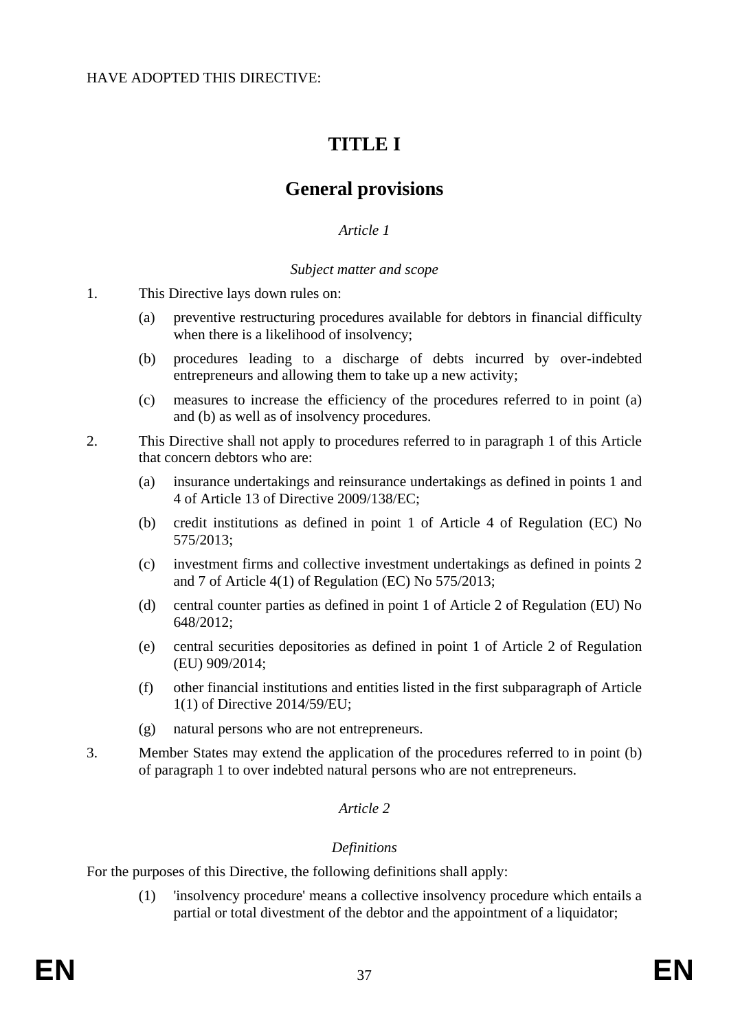HAVE ADOPTED THIS DIRECTIVE:

# TITLE I

# General provisions

*Article 1*

*Subject matter and scope*

1. This Directive lays down rules on:

   (a) preventive restructuring procedures available for debtors in financial difficulty when there is a likelihood of insolvency;

   (b) procedures leading to a discharge of debts incurred by over-indebted entrepreneurs and allowing them to take up a new activity;

   (c) measures to increase the efficiency of the procedures referred to in point (a) and (b) as well as of insolvency procedures.

2. This Directive shall not apply to procedures referred to in paragraph 1 of this Article that concern debtors who are:

   (a) insurance undertakings and reinsurance undertakings as defined in points 1 and 4 of Article 13 of Directive 2009/138/EC;

   (b) credit institutions as defined in point 1 of Article 4 of Regulation (EC) No 575/2013;

   (c) investment firms and collective investment undertakings as defined in points 2 and 7 of Article 4(1) of Regulation (EC) No 575/2013;

   (d) central counter parties as defined in point 1 of Article 2 of Regulation (EU) No 648/2012;

   (e) central securities depositories as defined in point 1 of Article 2 of Regulation (EU) 909/2014;

   (f) other financial institutions and entities listed in the first subparagraph of Article 1(1) of Directive 2014/59/EU;

   (g) natural persons who are not entrepreneurs.

3. Member States may extend the application of the procedures referred to in point (b) of paragraph 1 to over indebted natural persons who are not entrepreneurs.

*Article 2*

*Definitions*

For the purposes of this Directive, the following definitions shall apply:

(1) 'insolvency procedure' means a collective insolvency procedure which entails a partial or total divestment of the debtor and the appointment of a liquidator;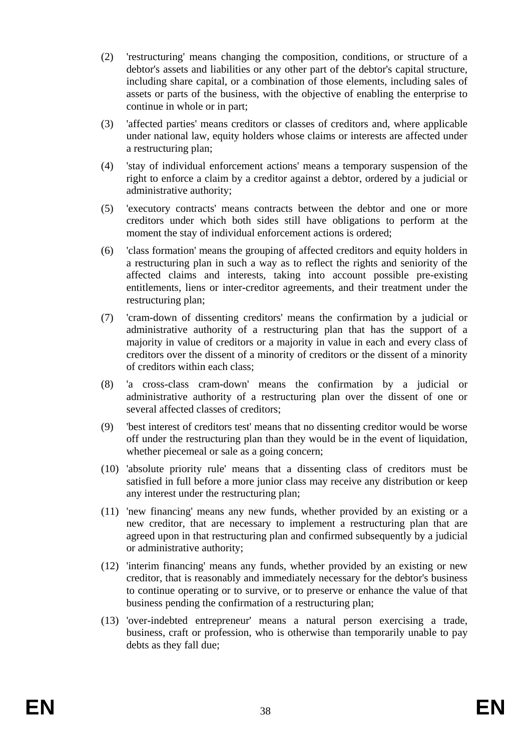(2) 'restructuring' means changing the composition, conditions, or structure of a debtor's assets and liabilities or any other part of the debtor's capital structure, including share capital, or a combination of those elements, including sales of assets or parts of the business, with the objective of enabling the enterprise to continue in whole or in part;

(3) 'affected parties' means creditors or classes of creditors and, where applicable under national law, equity holders whose claims or interests are affected under a restructuring plan;

(4) 'stay of individual enforcement actions' means a temporary suspension of the right to enforce a claim by a creditor against a debtor, ordered by a judicial or administrative authority;

(5) 'executory contracts' means contracts between the debtor and one or more creditors under which both sides still have obligations to perform at the moment the stay of individual enforcement actions is ordered;

(6) 'class formation' means the grouping of affected creditors and equity holders in a restructuring plan in such a way as to reflect the rights and seniority of the affected claims and interests, taking into account possible pre-existing entitlements, liens or inter-creditor agreements, and their treatment under the restructuring plan;

(7) 'cram-down of dissenting creditors' means the confirmation by a judicial or administrative authority of a restructuring plan that has the support of a majority in value of creditors or a majority in value in each and every class of creditors over the dissent of a minority of creditors or the dissent of a minority of creditors within each class;

(8) 'a cross-class cram-down' means the confirmation by a judicial or administrative authority of a restructuring plan over the dissent of one or several affected classes of creditors;

(9) 'best interest of creditors test' means that no dissenting creditor would be worse off under the restructuring plan than they would be in the event of liquidation, whether piecemeal or sale as a going concern;

(10) 'absolute priority rule' means that a dissenting class of creditors must be satisfied in full before a more junior class may receive any distribution or keep any interest under the restructuring plan;

(11) 'new financing' means any new funds, whether provided by an existing or a new creditor, that are necessary to implement a restructuring plan that are agreed upon in that restructuring plan and confirmed subsequently by a judicial or administrative authority;

(12) 'interim financing' means any funds, whether provided by an existing or new creditor, that is reasonably and immediately necessary for the debtor's business to continue operating or to survive, or to preserve or enhance the value of that business pending the confirmation of a restructuring plan;

(13) 'over-indebted entrepreneur' means a natural person exercising a trade, business, craft or profession, who is otherwise than temporarily unable to pay debts as they fall due;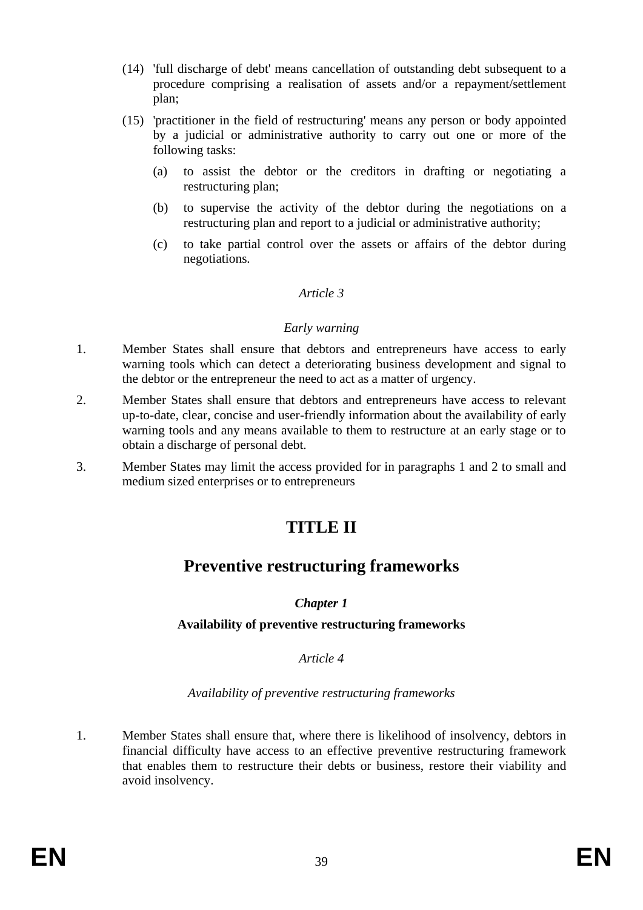(14) 'full discharge of debt' means cancellation of outstanding debt subsequent to a procedure comprising a realisation of assets and/or a repayment/settlement plan;

(15) 'practitioner in the field of restructuring' means any person or body appointed by a judicial or administrative authority to carry out one or more of the following tasks:

(a) to assist the debtor or the creditors in drafting or negotiating a restructuring plan;

(b) to supervise the activity of the debtor during the negotiations on a restructuring plan and report to a judicial or administrative authority;

(c) to take partial control over the assets or affairs of the debtor during negotiations.

*Article 3*

*Early warning*

1. Member States shall ensure that debtors and entrepreneurs have access to early warning tools which can detect a deteriorating business development and signal to the debtor or the entrepreneur the need to act as a matter of urgency.

2. Member States shall ensure that debtors and entrepreneurs have access to relevant up-to-date, clear, concise and user-friendly information about the availability of early warning tools and any means available to them to restructure at an early stage or to obtain a discharge of personal debt.

3. Member States may limit the access provided for in paragraphs 1 and 2 to small and medium sized enterprises or to entrepreneurs

# TITLE II

# Preventive restructuring frameworks

***Chapter 1***

**Availability of preventive restructuring frameworks**

*Article 4*

*Availability of preventive restructuring frameworks*

1. Member States shall ensure that, where there is likelihood of insolvency, debtors in financial difficulty have access to an effective preventive restructuring framework that enables them to restructure their debts or business, restore their viability and avoid insolvency.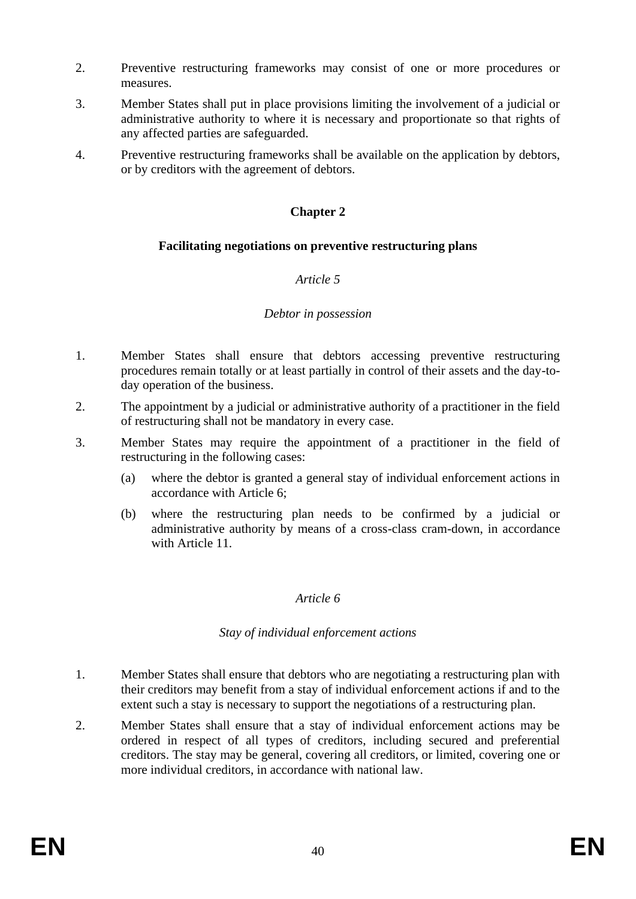2. Preventive restructuring frameworks may consist of one or more procedures or measures.

3. Member States shall put in place provisions limiting the involvement of a judicial or administrative authority to where it is necessary and proportionate so that rights of any affected parties are safeguarded.

4. Preventive restructuring frameworks shall be available on the application by debtors, or by creditors with the agreement of debtors.

## Chapter 2

## Facilitating negotiations on preventive restructuring plans

### *Article 5*

### *Debtor in possession*

1. Member States shall ensure that debtors accessing preventive restructuring procedures remain totally or at least partially in control of their assets and the day-to-day operation of the business.

2. The appointment by a judicial or administrative authority of a practitioner in the field of restructuring shall not be mandatory in every case.

3. Member States may require the appointment of a practitioner in the field of restructuring in the following cases:

   (a) where the debtor is granted a general stay of individual enforcement actions in accordance with Article 6;

   (b) where the restructuring plan needs to be confirmed by a judicial or administrative authority by means of a cross-class cram-down, in accordance with Article 11.

### *Article 6*

### *Stay of individual enforcement actions*

1. Member States shall ensure that debtors who are negotiating a restructuring plan with their creditors may benefit from a stay of individual enforcement actions if and to the extent such a stay is necessary to support the negotiations of a restructuring plan.

2. Member States shall ensure that a stay of individual enforcement actions may be ordered in respect of all types of creditors, including secured and preferential creditors. The stay may be general, covering all creditors, or limited, covering one or more individual creditors, in accordance with national law.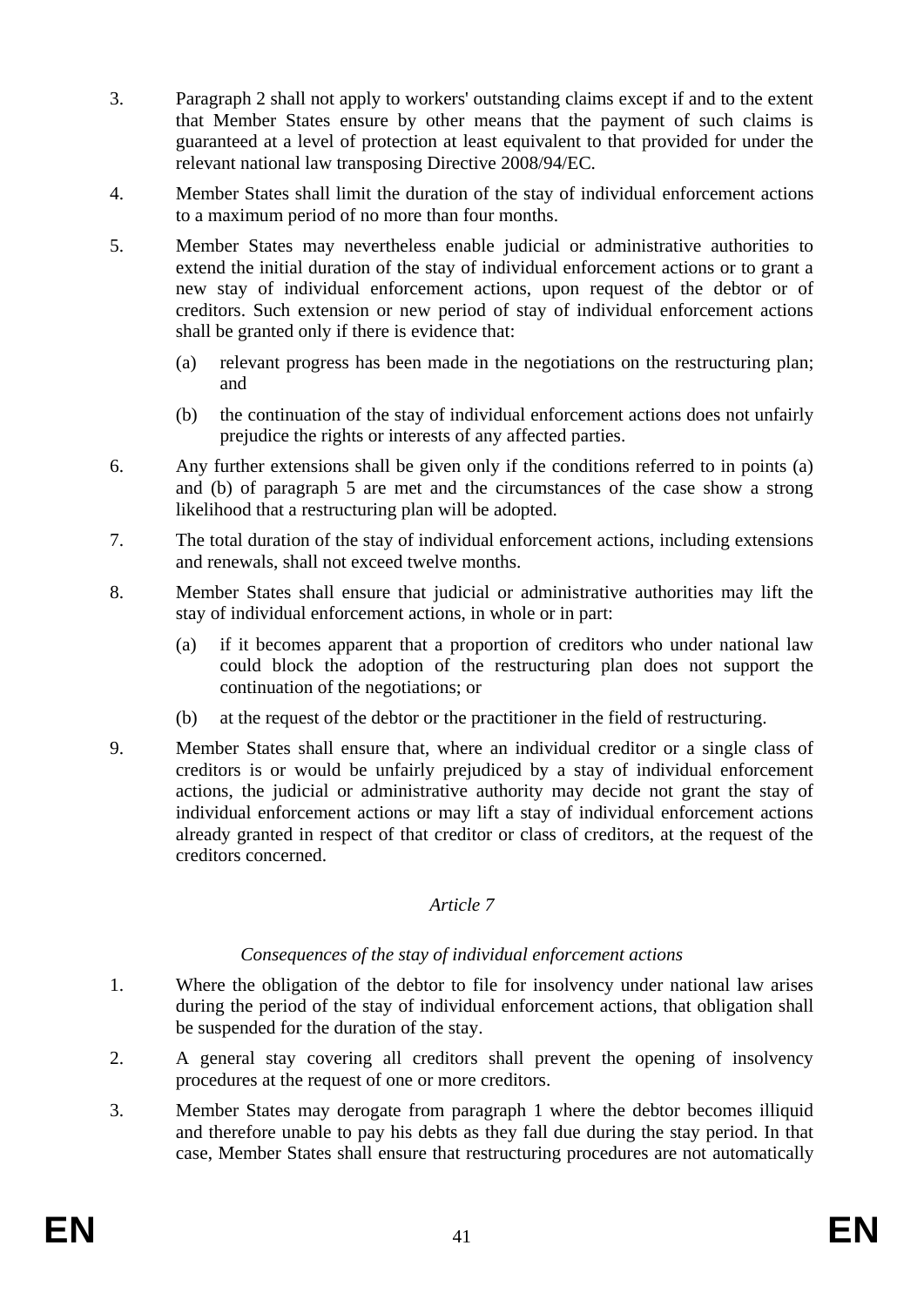3. Paragraph 2 shall not apply to workers' outstanding claims except if and to the extent that Member States ensure by other means that the payment of such claims is guaranteed at a level of protection at least equivalent to that provided for under the relevant national law transposing Directive 2008/94/EC.

4. Member States shall limit the duration of the stay of individual enforcement actions to a maximum period of no more than four months.

5. Member States may nevertheless enable judicial or administrative authorities to extend the initial duration of the stay of individual enforcement actions or to grant a new stay of individual enforcement actions, upon request of the debtor or of creditors. Such extension or new period of stay of individual enforcement actions shall be granted only if there is evidence that:

   (a) relevant progress has been made in the negotiations on the restructuring plan; and

   (b) the continuation of the stay of individual enforcement actions does not unfairly prejudice the rights or interests of any affected parties.

6. Any further extensions shall be given only if the conditions referred to in points (a) and (b) of paragraph 5 are met and the circumstances of the case show a strong likelihood that a restructuring plan will be adopted.

7. The total duration of the stay of individual enforcement actions, including extensions and renewals, shall not exceed twelve months.

8. Member States shall ensure that judicial or administrative authorities may lift the stay of individual enforcement actions, in whole or in part:

   (a) if it becomes apparent that a proportion of creditors who under national law could block the adoption of the restructuring plan does not support the continuation of the negotiations; or

   (b) at the request of the debtor or the practitioner in the field of restructuring.

9. Member States shall ensure that, where an individual creditor or a single class of creditors is or would be unfairly prejudiced by a stay of individual enforcement actions, the judicial or administrative authority may decide not grant the stay of individual enforcement actions or may lift a stay of individual enforcement actions already granted in respect of that creditor or class of creditors, at the request of the creditors concerned.

*Article 7*

*Consequences of the stay of individual enforcement actions*

1. Where the obligation of the debtor to file for insolvency under national law arises during the period of the stay of individual enforcement actions, that obligation shall be suspended for the duration of the stay.

2. A general stay covering all creditors shall prevent the opening of insolvency procedures at the request of one or more creditors.

3. Member States may derogate from paragraph 1 where the debtor becomes illiquid and therefore unable to pay his debts as they fall due during the stay period. In that case, Member States shall ensure that restructuring procedures are not automatically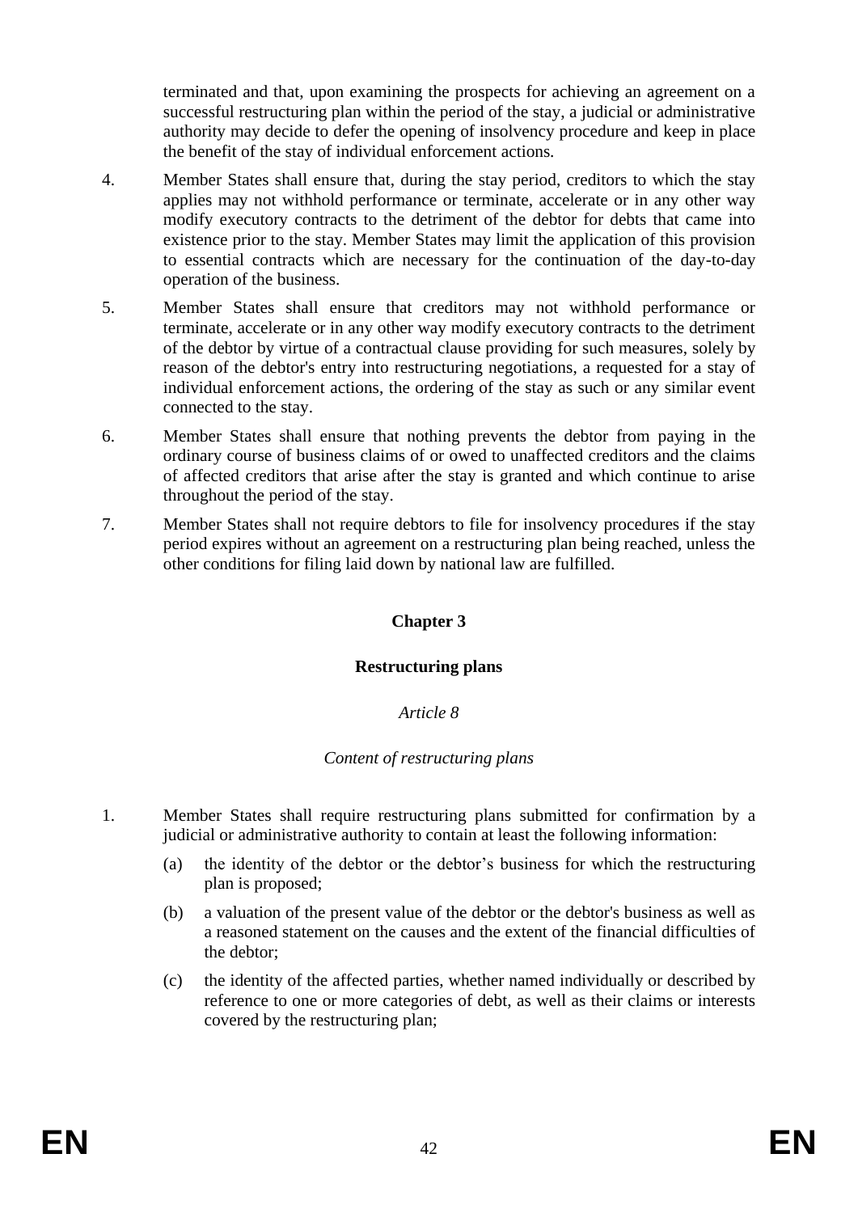terminated and that, upon examining the prospects for achieving an agreement on a successful restructuring plan within the period of the stay, a judicial or administrative authority may decide to defer the opening of insolvency procedure and keep in place the benefit of the stay of individual enforcement actions.

4. Member States shall ensure that, during the stay period, creditors to which the stay applies may not withhold performance or terminate, accelerate or in any other way modify executory contracts to the detriment of the debtor for debts that came into existence prior to the stay. Member States may limit the application of this provision to essential contracts which are necessary for the continuation of the day-to-day operation of the business.

5. Member States shall ensure that creditors may not withhold performance or terminate, accelerate or in any other way modify executory contracts to the detriment of the debtor by virtue of a contractual clause providing for such measures, solely by reason of the debtor's entry into restructuring negotiations, a requested for a stay of individual enforcement actions, the ordering of the stay as such or any similar event connected to the stay.

6. Member States shall ensure that nothing prevents the debtor from paying in the ordinary course of business claims of or owed to unaffected creditors and the claims of affected creditors that arise after the stay is granted and which continue to arise throughout the period of the stay.

7. Member States shall not require debtors to file for insolvency procedures if the stay period expires without an agreement on a restructuring plan being reached, unless the other conditions for filing laid down by national law are fulfilled.

## Chapter 3

## Restructuring plans

### *Article 8*

### *Content of restructuring plans*

1. Member States shall require restructuring plans submitted for confirmation by a judicial or administrative authority to contain at least the following information:

   (a) the identity of the debtor or the debtor's business for which the restructuring plan is proposed;

   (b) a valuation of the present value of the debtor or the debtor's business as well as a reasoned statement on the causes and the extent of the financial difficulties of the debtor;

   (c) the identity of the affected parties, whether named individually or described by reference to one or more categories of debt, as well as their claims or interests covered by the restructuring plan;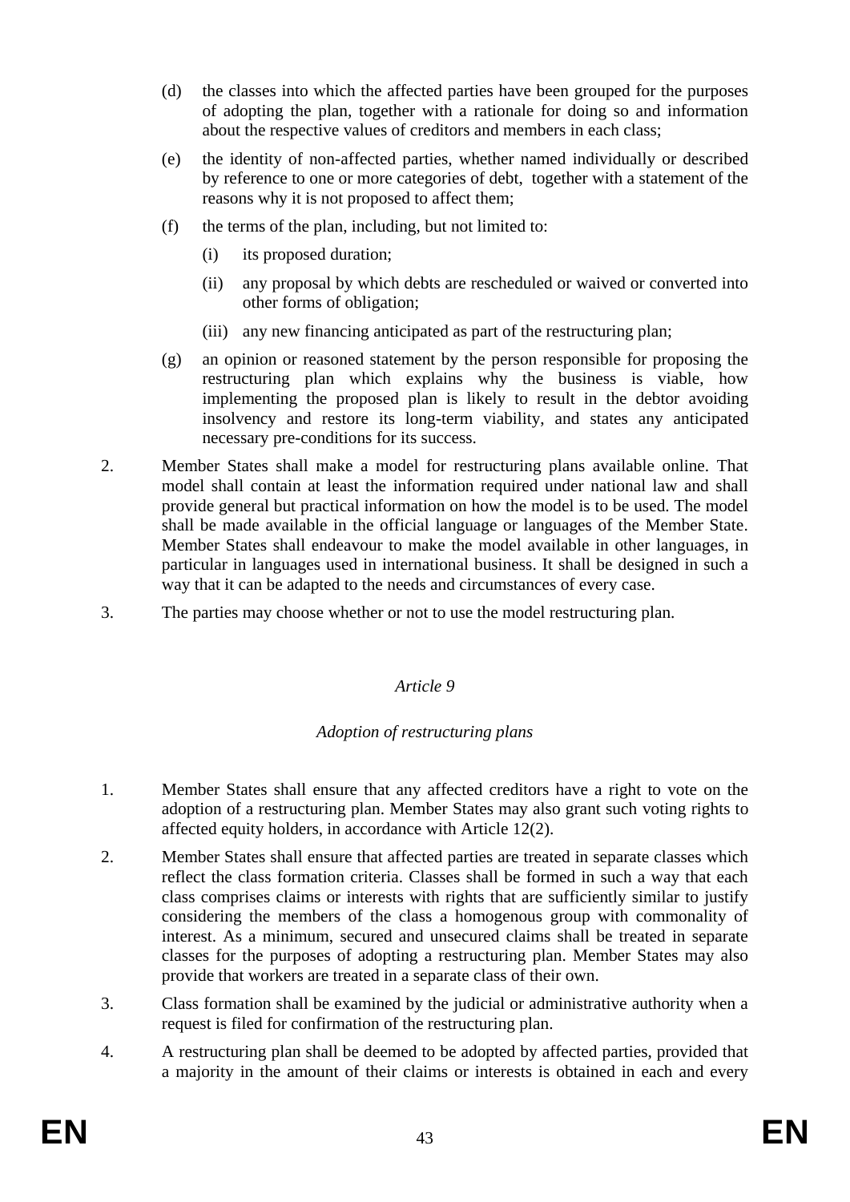(d) the classes into which the affected parties have been grouped for the purposes of adopting the plan, together with a rationale for doing so and information about the respective values of creditors and members in each class;

(e) the identity of non-affected parties, whether named individually or described by reference to one or more categories of debt, together with a statement of the reasons why it is not proposed to affect them;

(f) the terms of the plan, including, but not limited to:

   (i) its proposed duration;

   (ii) any proposal by which debts are rescheduled or waived or converted into other forms of obligation;

   (iii) any new financing anticipated as part of the restructuring plan;

(g) an opinion or reasoned statement by the person responsible for proposing the restructuring plan which explains why the business is viable, how implementing the proposed plan is likely to result in the debtor avoiding insolvency and restore its long-term viability, and states any anticipated necessary pre-conditions for its success.

2. Member States shall make a model for restructuring plans available online. That model shall contain at least the information required under national law and shall provide general but practical information on how the model is to be used. The model shall be made available in the official language or languages of the Member State. Member States shall endeavour to make the model available in other languages, in particular in languages used in international business. It shall be designed in such a way that it can be adapted to the needs and circumstances of every case.

3. The parties may choose whether or not to use the model restructuring plan.

*Article 9*

*Adoption of restructuring plans*

1. Member States shall ensure that any affected creditors have a right to vote on the adoption of a restructuring plan. Member States may also grant such voting rights to affected equity holders, in accordance with Article 12(2).

2. Member States shall ensure that affected parties are treated in separate classes which reflect the class formation criteria. Classes shall be formed in such a way that each class comprises claims or interests with rights that are sufficiently similar to justify considering the members of the class a homogenous group with commonality of interest. As a minimum, secured and unsecured claims shall be treated in separate classes for the purposes of adopting a restructuring plan. Member States may also provide that workers are treated in a separate class of their own.

3. Class formation shall be examined by the judicial or administrative authority when a request is filed for confirmation of the restructuring plan.

4. A restructuring plan shall be deemed to be adopted by affected parties, provided that a majority in the amount of their claims or interests is obtained in each and every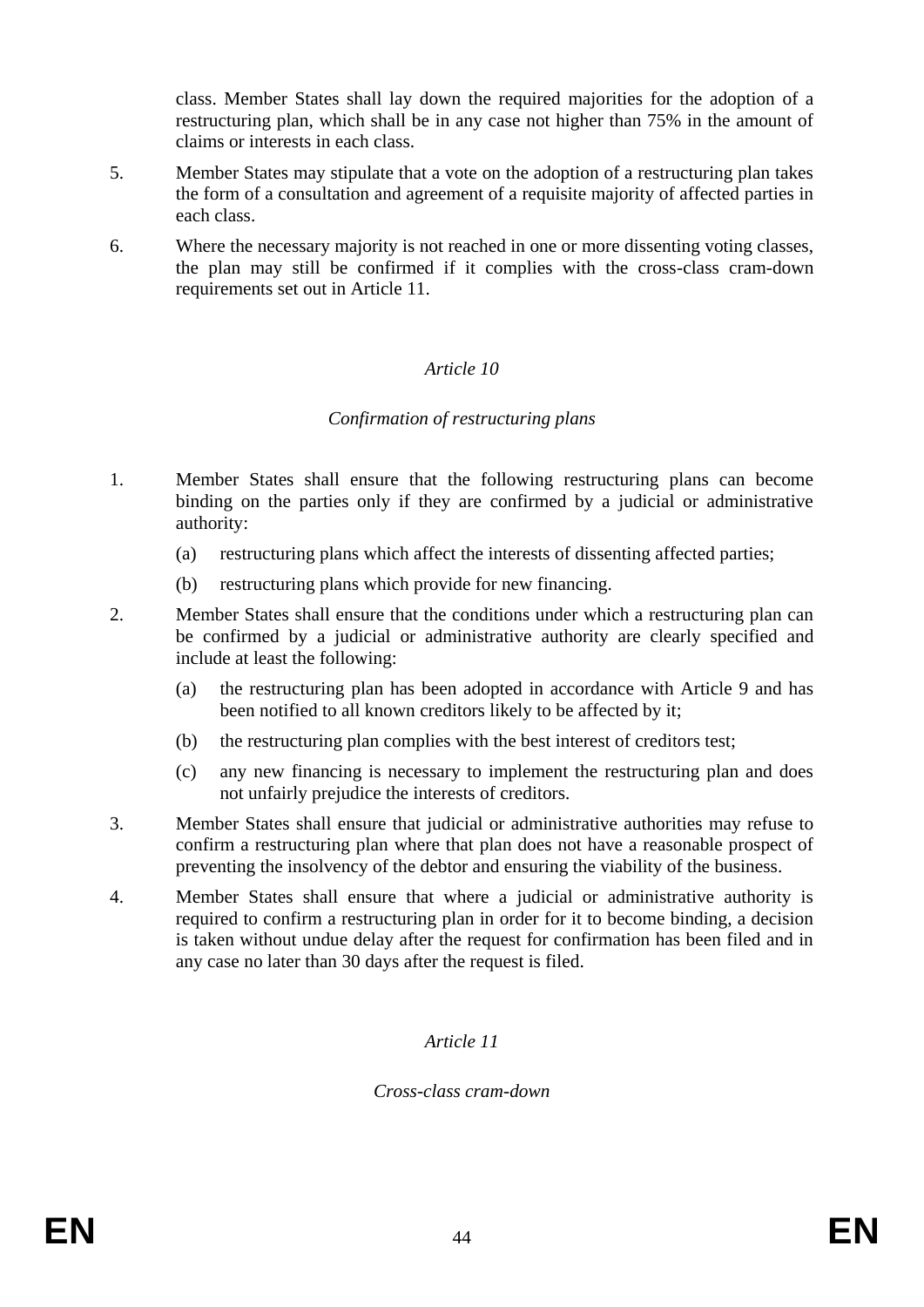class. Member States shall lay down the required majorities for the adoption of a restructuring plan, which shall be in any case not higher than 75% in the amount of claims or interests in each class.

5. Member States may stipulate that a vote on the adoption of a restructuring plan takes the form of a consultation and agreement of a requisite majority of affected parties in each class.

6. Where the necessary majority is not reached in one or more dissenting voting classes, the plan may still be confirmed if it complies with the cross-class cram-down requirements set out in Article 11.

## *Article 10*

### *Confirmation of restructuring plans*

1. Member States shall ensure that the following restructuring plans can become binding on the parties only if they are confirmed by a judicial or administrative authority:

   (a) restructuring plans which affect the interests of dissenting affected parties;

   (b) restructuring plans which provide for new financing.

2. Member States shall ensure that the conditions under which a restructuring plan can be confirmed by a judicial or administrative authority are clearly specified and include at least the following:

   (a) the restructuring plan has been adopted in accordance with Article 9 and has been notified to all known creditors likely to be affected by it;

   (b) the restructuring plan complies with the best interest of creditors test;

   (c) any new financing is necessary to implement the restructuring plan and does not unfairly prejudice the interests of creditors.

3. Member States shall ensure that judicial or administrative authorities may refuse to confirm a restructuring plan where that plan does not have a reasonable prospect of preventing the insolvency of the debtor and ensuring the viability of the business.

4. Member States shall ensure that where a judicial or administrative authority is required to confirm a restructuring plan in order for it to become binding, a decision is taken without undue delay after the request for confirmation has been filed and in any case no later than 30 days after the request is filed.

## *Article 11*

### *Cross-class cram-down*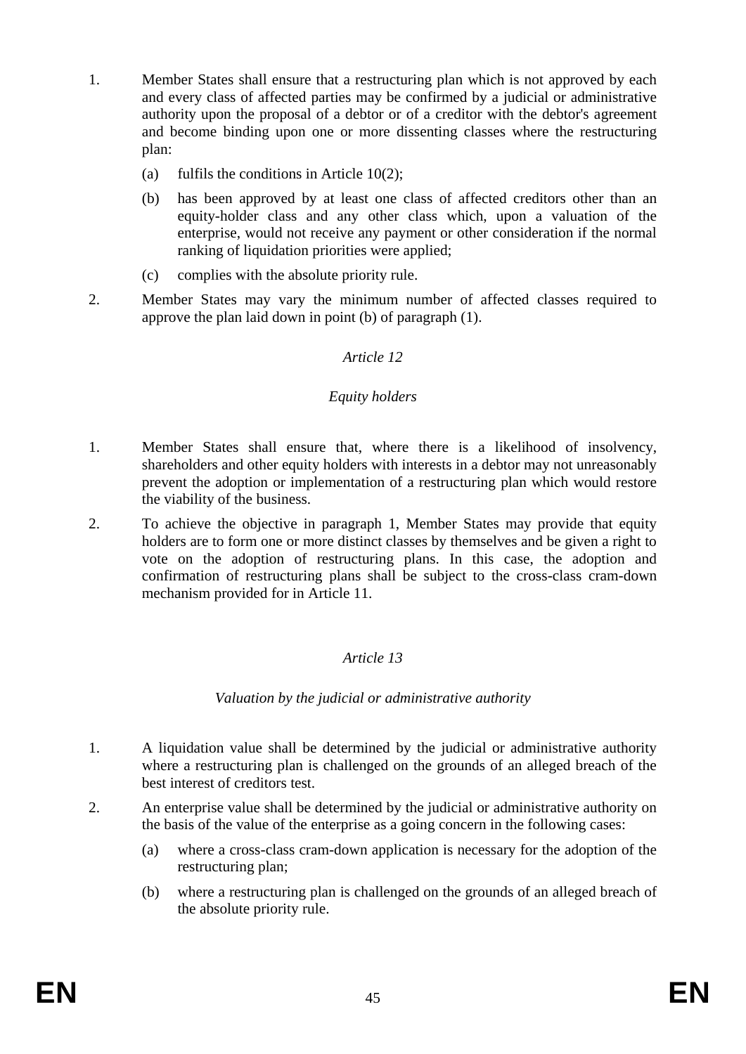1. Member States shall ensure that a restructuring plan which is not approved by each and every class of affected parties may be confirmed by a judicial or administrative authority upon the proposal of a debtor or of a creditor with the debtor's agreement and become binding upon one or more dissenting classes where the restructuring plan:

   (a) fulfils the conditions in Article 10(2);

   (b) has been approved by at least one class of affected creditors other than an equity-holder class and any other class which, upon a valuation of the enterprise, would not receive any payment or other consideration if the normal ranking of liquidation priorities were applied;

   (c) complies with the absolute priority rule.

2. Member States may vary the minimum number of affected classes required to approve the plan laid down in point (b) of paragraph (1).

*Article 12*

*Equity holders*

1. Member States shall ensure that, where there is a likelihood of insolvency, shareholders and other equity holders with interests in a debtor may not unreasonably prevent the adoption or implementation of a restructuring plan which would restore the viability of the business.

2. To achieve the objective in paragraph 1, Member States may provide that equity holders are to form one or more distinct classes by themselves and be given a right to vote on the adoption of restructuring plans. In this case, the adoption and confirmation of restructuring plans shall be subject to the cross-class cram-down mechanism provided for in Article 11.

*Article 13*

*Valuation by the judicial or administrative authority*

1. A liquidation value shall be determined by the judicial or administrative authority where a restructuring plan is challenged on the grounds of an alleged breach of the best interest of creditors test.

2. An enterprise value shall be determined by the judicial or administrative authority on the basis of the value of the enterprise as a going concern in the following cases:

   (a) where a cross-class cram-down application is necessary for the adoption of the restructuring plan;

   (b) where a restructuring plan is challenged on the grounds of an alleged breach of the absolute priority rule.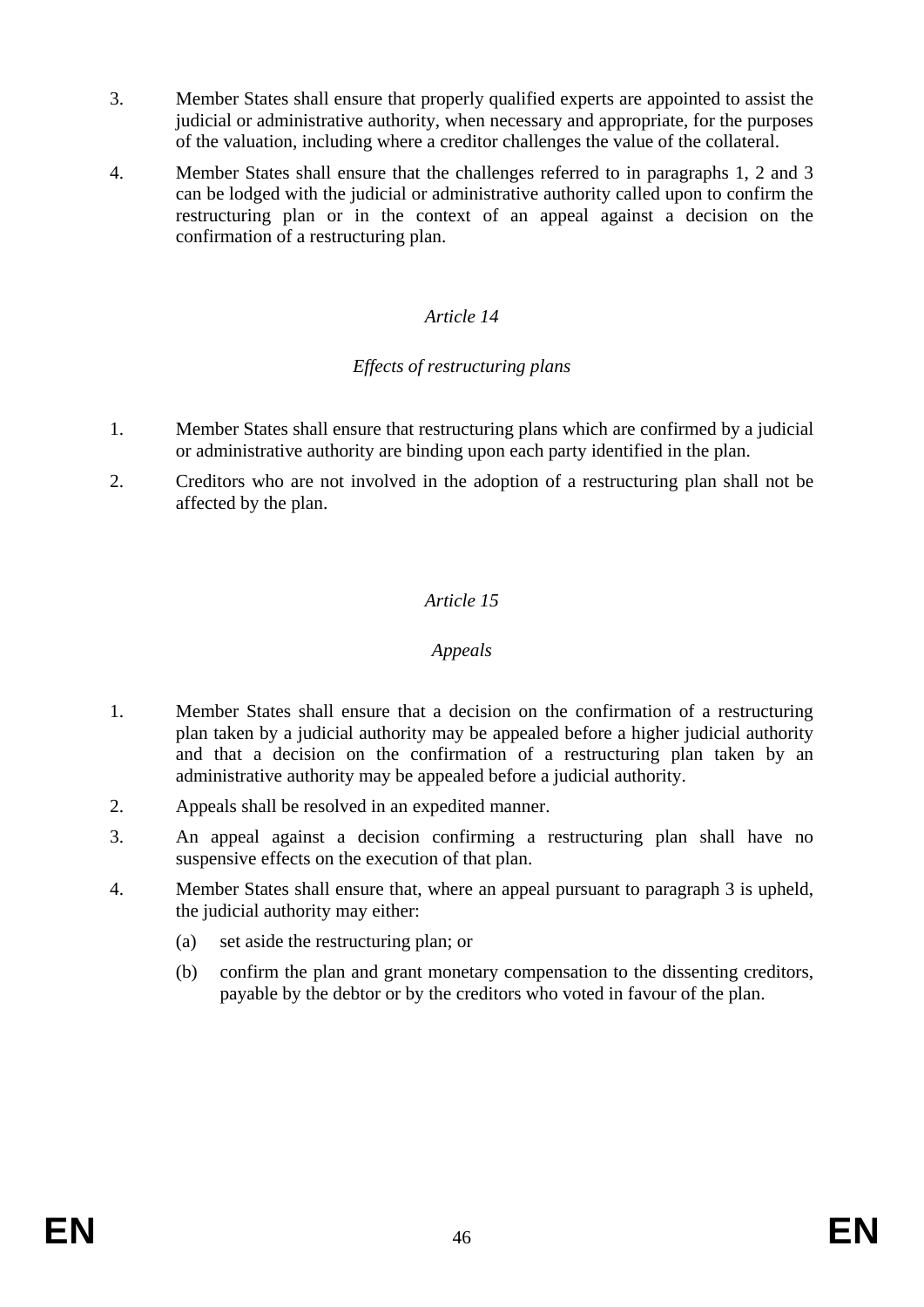3. Member States shall ensure that properly qualified experts are appointed to assist the judicial or administrative authority, when necessary and appropriate, for the purposes of the valuation, including where a creditor challenges the value of the collateral.

4. Member States shall ensure that the challenges referred to in paragraphs 1, 2 and 3 can be lodged with the judicial or administrative authority called upon to confirm the restructuring plan or in the context of an appeal against a decision on the confirmation of a restructuring plan.

*Article 14*

*Effects of restructuring plans*

1. Member States shall ensure that restructuring plans which are confirmed by a judicial or administrative authority are binding upon each party identified in the plan.

2. Creditors who are not involved in the adoption of a restructuring plan shall not be affected by the plan.

*Article 15*

*Appeals*

1. Member States shall ensure that a decision on the confirmation of a restructuring plan taken by a judicial authority may be appealed before a higher judicial authority and that a decision on the confirmation of a restructuring plan taken by an administrative authority may be appealed before a judicial authority.

2. Appeals shall be resolved in an expedited manner.

3. An appeal against a decision confirming a restructuring plan shall have no suspensive effects on the execution of that plan.

4. Member States shall ensure that, where an appeal pursuant to paragraph 3 is upheld, the judicial authority may either:

   (a) set aside the restructuring plan; or

   (b) confirm the plan and grant monetary compensation to the dissenting creditors, payable by the debtor or by the creditors who voted in favour of the plan.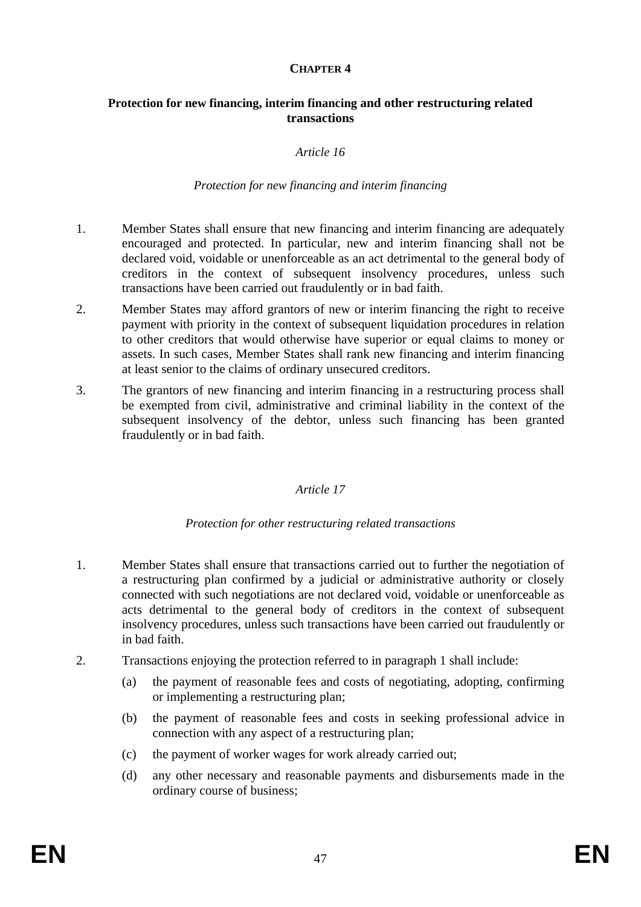## CHAPTER 4

### Protection for new financing, interim financing and other restructuring related transactions

*Article 16*

*Protection for new financing and interim financing*

1. Member States shall ensure that new financing and interim financing are adequately encouraged and protected. In particular, new and interim financing shall not be declared void, voidable or unenforceable as an act detrimental to the general body of creditors in the context of subsequent insolvency procedures, unless such transactions have been carried out fraudulently or in bad faith.

2. Member States may afford grantors of new or interim financing the right to receive payment with priority in the context of subsequent liquidation procedures in relation to other creditors that would otherwise have superior or equal claims to money or assets. In such cases, Member States shall rank new financing and interim financing at least senior to the claims of ordinary unsecured creditors.

3. The grantors of new financing and interim financing in a restructuring process shall be exempted from civil, administrative and criminal liability in the context of the subsequent insolvency of the debtor, unless such financing has been granted fraudulently or in bad faith.

*Article 17*

*Protection for other restructuring related transactions*

1. Member States shall ensure that transactions carried out to further the negotiation of a restructuring plan confirmed by a judicial or administrative authority or closely connected with such negotiations are not declared void, voidable or unenforceable as acts detrimental to the general body of creditors in the context of subsequent insolvency procedures, unless such transactions have been carried out fraudulently or in bad faith.

2. Transactions enjoying the protection referred to in paragraph 1 shall include:

   (a) the payment of reasonable fees and costs of negotiating, adopting, confirming or implementing a restructuring plan;

   (b) the payment of reasonable fees and costs in seeking professional advice in connection with any aspect of a restructuring plan;

   (c) the payment of worker wages for work already carried out;

   (d) any other necessary and reasonable payments and disbursements made in the ordinary course of business;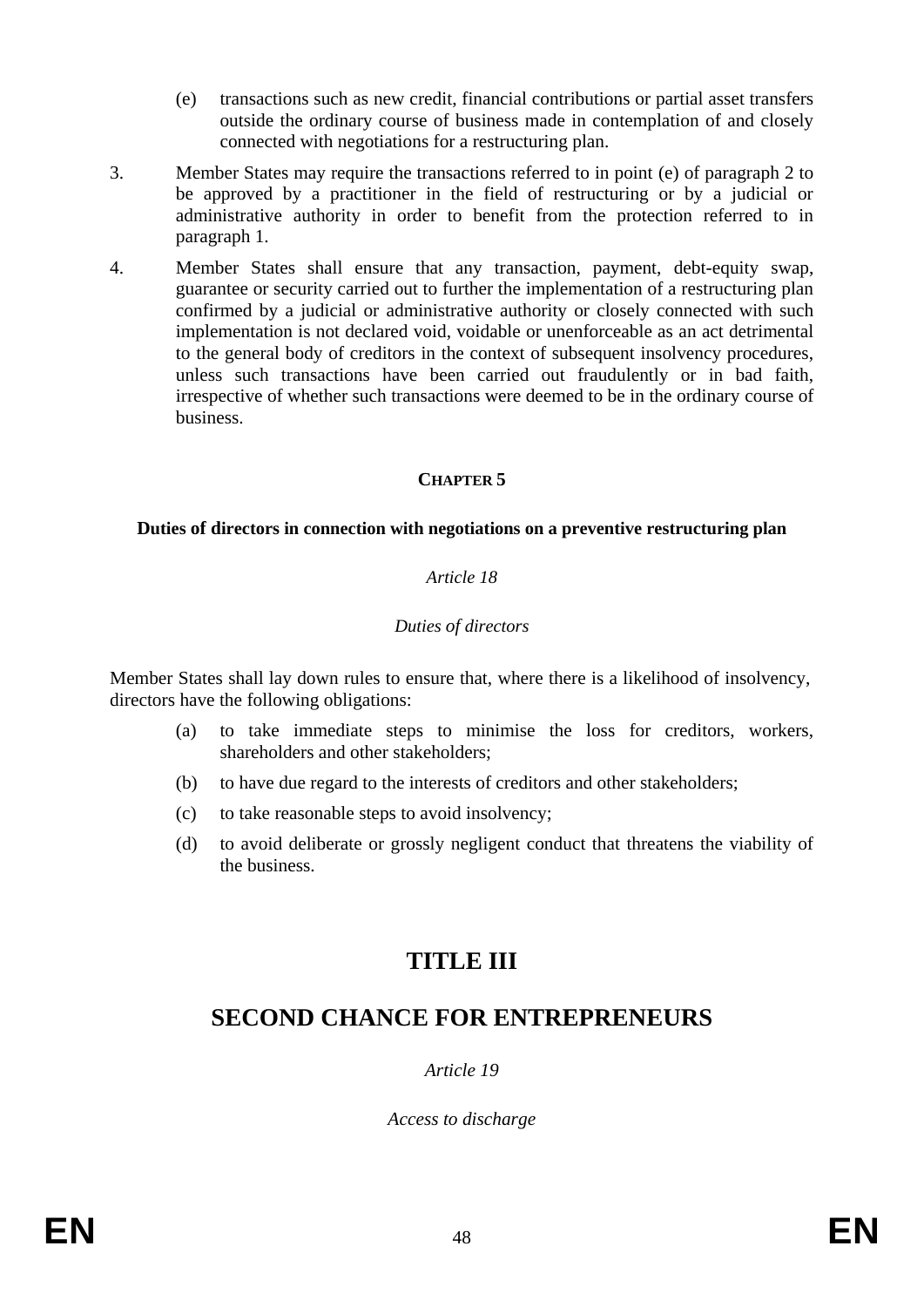(e) transactions such as new credit, financial contributions or partial asset transfers outside the ordinary course of business made in contemplation of and closely connected with negotiations for a restructuring plan.

3. Member States may require the transactions referred to in point (e) of paragraph 2 to be approved by a practitioner in the field of restructuring or by a judicial or administrative authority in order to benefit from the protection referred to in paragraph 1.

4. Member States shall ensure that any transaction, payment, debt-equity swap, guarantee or security carried out to further the implementation of a restructuring plan confirmed by a judicial or administrative authority or closely connected with such implementation is not declared void, voidable or unenforceable as an act detrimental to the general body of creditors in the context of subsequent insolvency procedures, unless such transactions have been carried out fraudulently or in bad faith, irrespective of whether such transactions were deemed to be in the ordinary course of business.

### CHAPTER 5

### Duties of directors in connection with negotiations on a preventive restructuring plan

*Article 18*

*Duties of directors*

Member States shall lay down rules to ensure that, where there is a likelihood of insolvency, directors have the following obligations:

(a) to take immediate steps to minimise the loss for creditors, workers, shareholders and other stakeholders;

(b) to have due regard to the interests of creditors and other stakeholders;

(c) to take reasonable steps to avoid insolvency;

(d) to avoid deliberate or grossly negligent conduct that threatens the viability of the business.

# TITLE III

# SECOND CHANCE FOR ENTREPRENEURS

*Article 19*

*Access to discharge*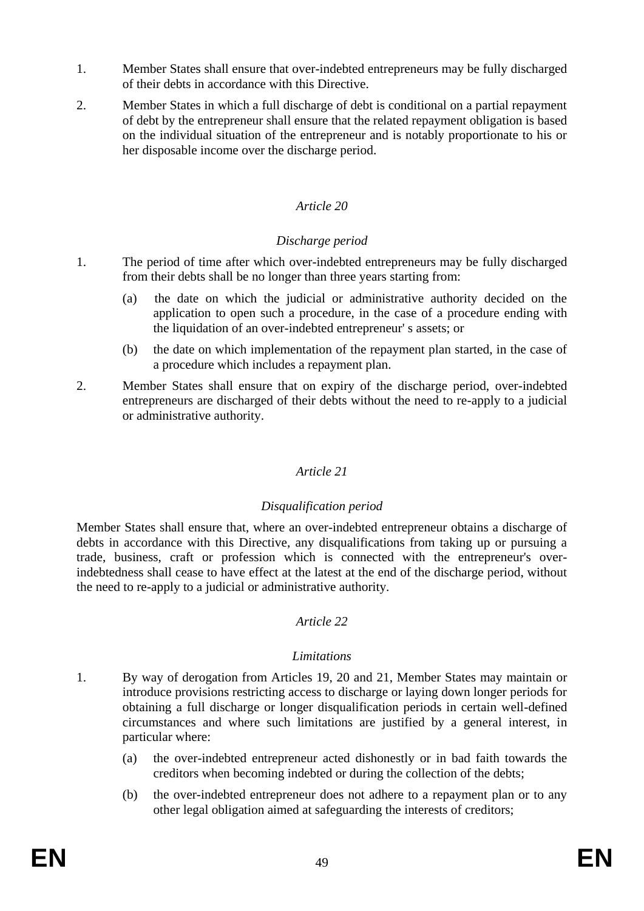1. Member States shall ensure that over-indebted entrepreneurs may be fully discharged of their debts in accordance with this Directive.

2. Member States in which a full discharge of debt is conditional on a partial repayment of debt by the entrepreneur shall ensure that the related repayment obligation is based on the individual situation of the entrepreneur and is notably proportionate to his or her disposable income over the discharge period.

*Article 20*

*Discharge period*

1. The period of time after which over-indebted entrepreneurs may be fully discharged from their debts shall be no longer than three years starting from:

   (a) the date on which the judicial or administrative authority decided on the application to open such a procedure, in the case of a procedure ending with the liquidation of an over-indebted entrepreneur' s assets; or

   (b) the date on which implementation of the repayment plan started, in the case of a procedure which includes a repayment plan.

2. Member States shall ensure that on expiry of the discharge period, over-indebted entrepreneurs are discharged of their debts without the need to re-apply to a judicial or administrative authority.

*Article 21*

*Disqualification period*

Member States shall ensure that, where an over-indebted entrepreneur obtains a discharge of debts in accordance with this Directive, any disqualifications from taking up or pursuing a trade, business, craft or profession which is connected with the entrepreneur's over-indebtedness shall cease to have effect at the latest at the end of the discharge period, without the need to re-apply to a judicial or administrative authority.

*Article 22*

*Limitations*

1. By way of derogation from Articles 19, 20 and 21, Member States may maintain or introduce provisions restricting access to discharge or laying down longer periods for obtaining a full discharge or longer disqualification periods in certain well-defined circumstances and where such limitations are justified by a general interest, in particular where:

   (a) the over-indebted entrepreneur acted dishonestly or in bad faith towards the creditors when becoming indebted or during the collection of the debts;

   (b) the over-indebted entrepreneur does not adhere to a repayment plan or to any other legal obligation aimed at safeguarding the interests of creditors;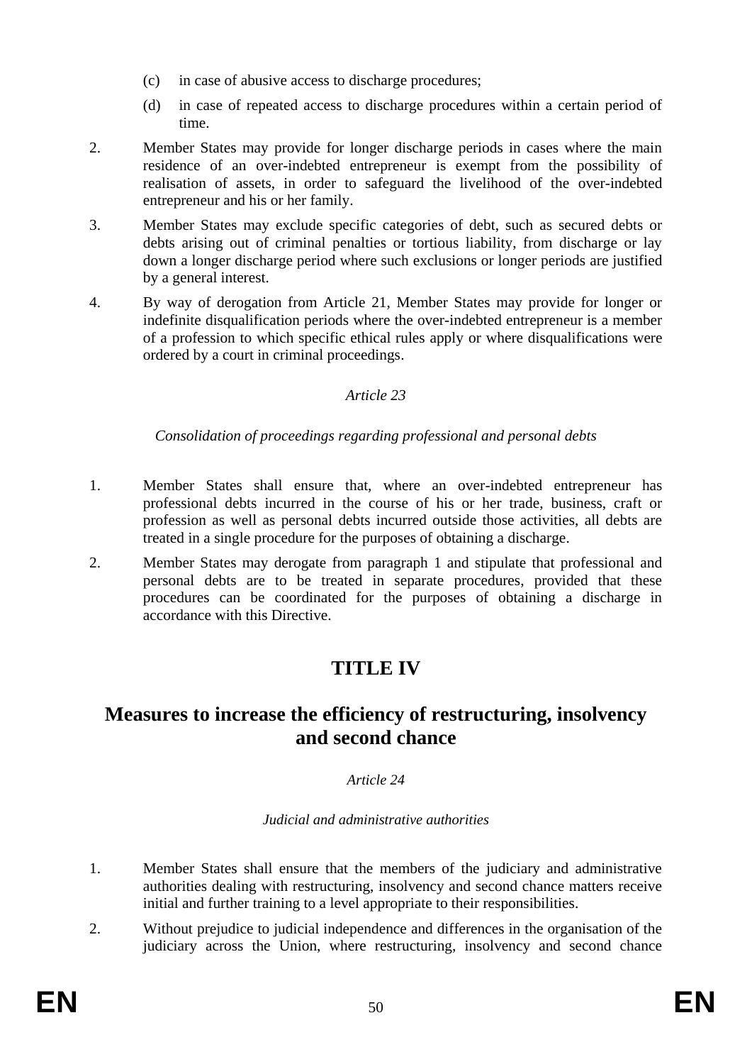(c) in case of abusive access to discharge procedures;

(d) in case of repeated access to discharge procedures within a certain period of time.

2. Member States may provide for longer discharge periods in cases where the main residence of an over-indebted entrepreneur is exempt from the possibility of realisation of assets, in order to safeguard the livelihood of the over-indebted entrepreneur and his or her family.

3. Member States may exclude specific categories of debt, such as secured debts or debts arising out of criminal penalties or tortious liability, from discharge or lay down a longer discharge period where such exclusions or longer periods are justified by a general interest.

4. By way of derogation from Article 21, Member States may provide for longer or indefinite disqualification periods where the over-indebted entrepreneur is a member of a profession to which specific ethical rules apply or where disqualifications were ordered by a court in criminal proceedings.

*Article 23*

*Consolidation of proceedings regarding professional and personal debts*

1. Member States shall ensure that, where an over-indebted entrepreneur has professional debts incurred in the course of his or her trade, business, craft or profession as well as personal debts incurred outside those activities, all debts are treated in a single procedure for the purposes of obtaining a discharge.

2. Member States may derogate from paragraph 1 and stipulate that professional and personal debts are to be treated in separate procedures, provided that these procedures can be coordinated for the purposes of obtaining a discharge in accordance with this Directive.

# TITLE IV

## Measures to increase the efficiency of restructuring, insolvency and second chance

*Article 24*

*Judicial and administrative authorities*

1. Member States shall ensure that the members of the judiciary and administrative authorities dealing with restructuring, insolvency and second chance matters receive initial and further training to a level appropriate to their responsibilities.

2. Without prejudice to judicial independence and differences in the organisation of the judiciary across the Union, where restructuring, insolvency and second chance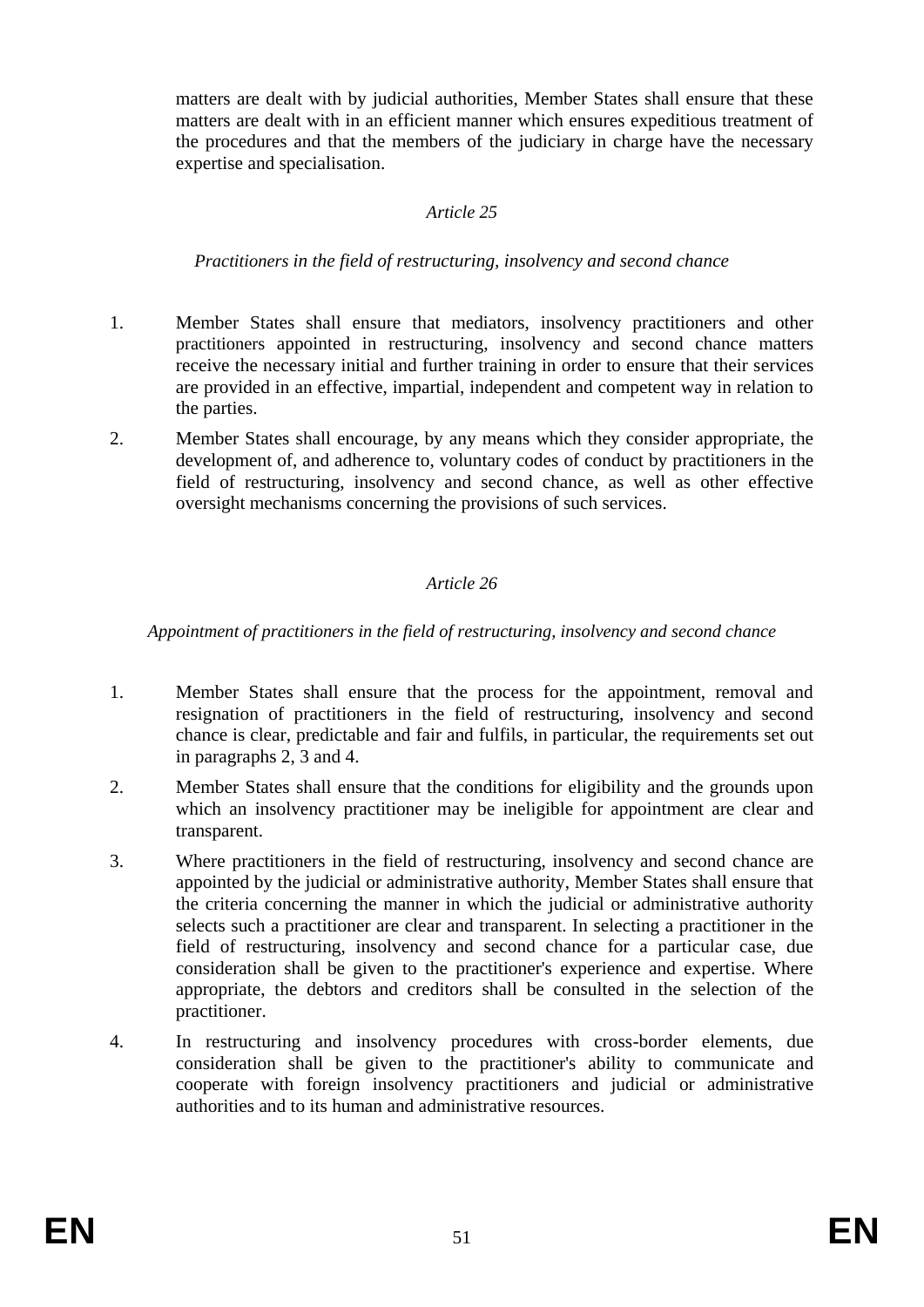matters are dealt with by judicial authorities, Member States shall ensure that these matters are dealt with in an efficient manner which ensures expeditious treatment of the procedures and that the members of the judiciary in charge have the necessary expertise and specialisation.

*Article 25*

*Practitioners in the field of restructuring, insolvency and second chance*

1. Member States shall ensure that mediators, insolvency practitioners and other practitioners appointed in restructuring, insolvency and second chance matters receive the necessary initial and further training in order to ensure that their services are provided in an effective, impartial, independent and competent way in relation to the parties.
2. Member States shall encourage, by any means which they consider appropriate, the development of, and adherence to, voluntary codes of conduct by practitioners in the field of restructuring, insolvency and second chance, as well as other effective oversight mechanisms concerning the provisions of such services.

*Article 26*

*Appointment of practitioners in the field of restructuring, insolvency and second chance*

1. Member States shall ensure that the process for the appointment, removal and resignation of practitioners in the field of restructuring, insolvency and second chance is clear, predictable and fair and fulfils, in particular, the requirements set out in paragraphs 2, 3 and 4.
2. Member States shall ensure that the conditions for eligibility and the grounds upon which an insolvency practitioner may be ineligible for appointment are clear and transparent.
3. Where practitioners in the field of restructuring, insolvency and second chance are appointed by the judicial or administrative authority, Member States shall ensure that the criteria concerning the manner in which the judicial or administrative authority selects such a practitioner are clear and transparent. In selecting a practitioner in the field of restructuring, insolvency and second chance for a particular case, due consideration shall be given to the practitioner's experience and expertise. Where appropriate, the debtors and creditors shall be consulted in the selection of the practitioner.
4. In restructuring and insolvency procedures with cross-border elements, due consideration shall be given to the practitioner's ability to communicate and cooperate with foreign insolvency practitioners and judicial or administrative authorities and to its human and administrative resources.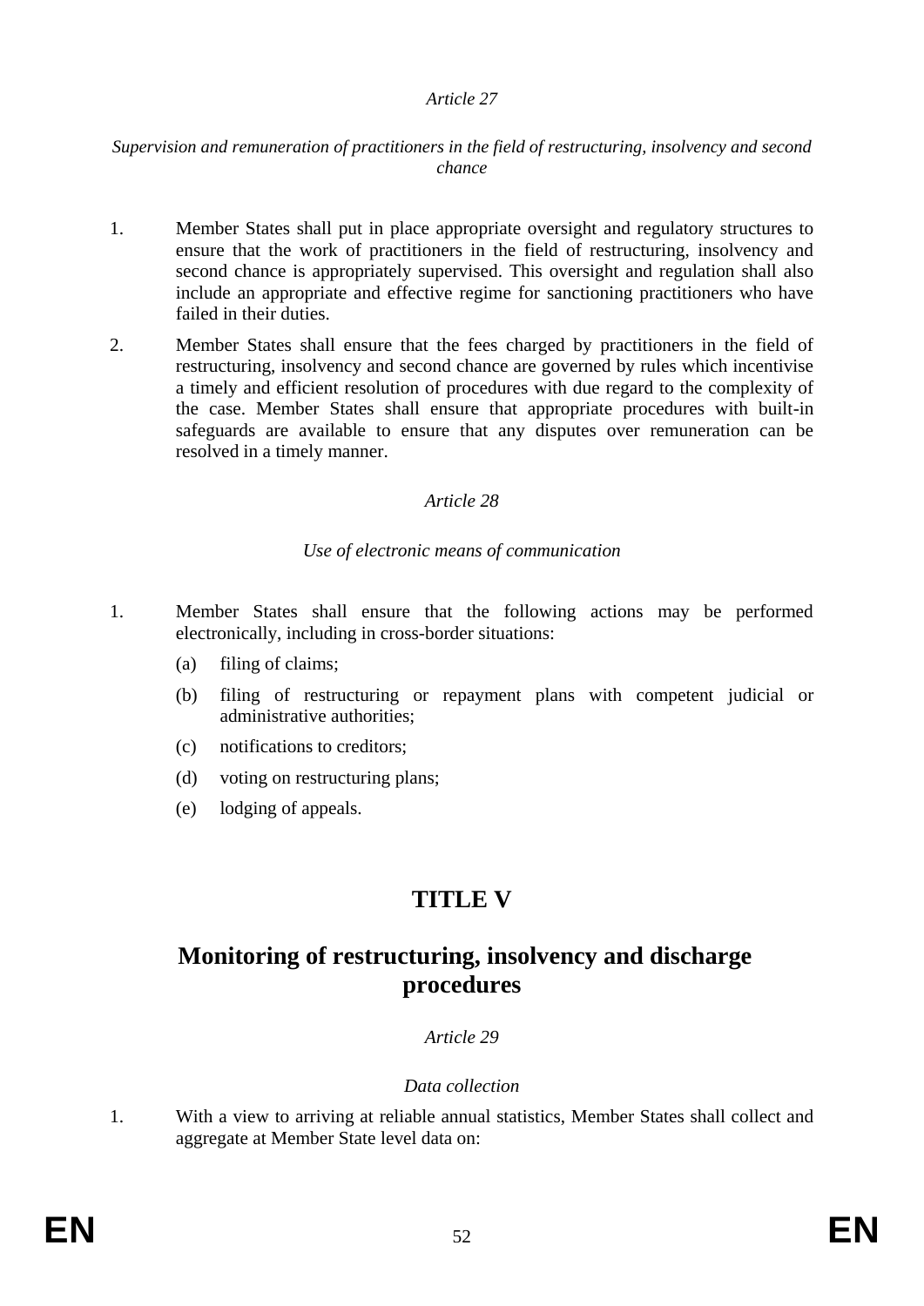*Article 27*

*Supervision and remuneration of practitioners in the field of restructuring, insolvency and second chance*

1. Member States shall put in place appropriate oversight and regulatory structures to ensure that the work of practitioners in the field of restructuring, insolvency and second chance is appropriately supervised. This oversight and regulation shall also include an appropriate and effective regime for sanctioning practitioners who have failed in their duties.

2. Member States shall ensure that the fees charged by practitioners in the field of restructuring, insolvency and second chance are governed by rules which incentivise a timely and efficient resolution of procedures with due regard to the complexity of the case. Member States shall ensure that appropriate procedures with built-in safeguards are available to ensure that any disputes over remuneration can be resolved in a timely manner.

*Article 28*

*Use of electronic means of communication*

1. Member States shall ensure that the following actions may be performed electronically, including in cross-border situations:

   (a) filing of claims;

   (b) filing of restructuring or repayment plans with competent judicial or administrative authorities;

   (c) notifications to creditors;

   (d) voting on restructuring plans;

   (e) lodging of appeals.

# TITLE V

## Monitoring of restructuring, insolvency and discharge procedures

*Article 29*

*Data collection*

1. With a view to arriving at reliable annual statistics, Member States shall collect and aggregate at Member State level data on: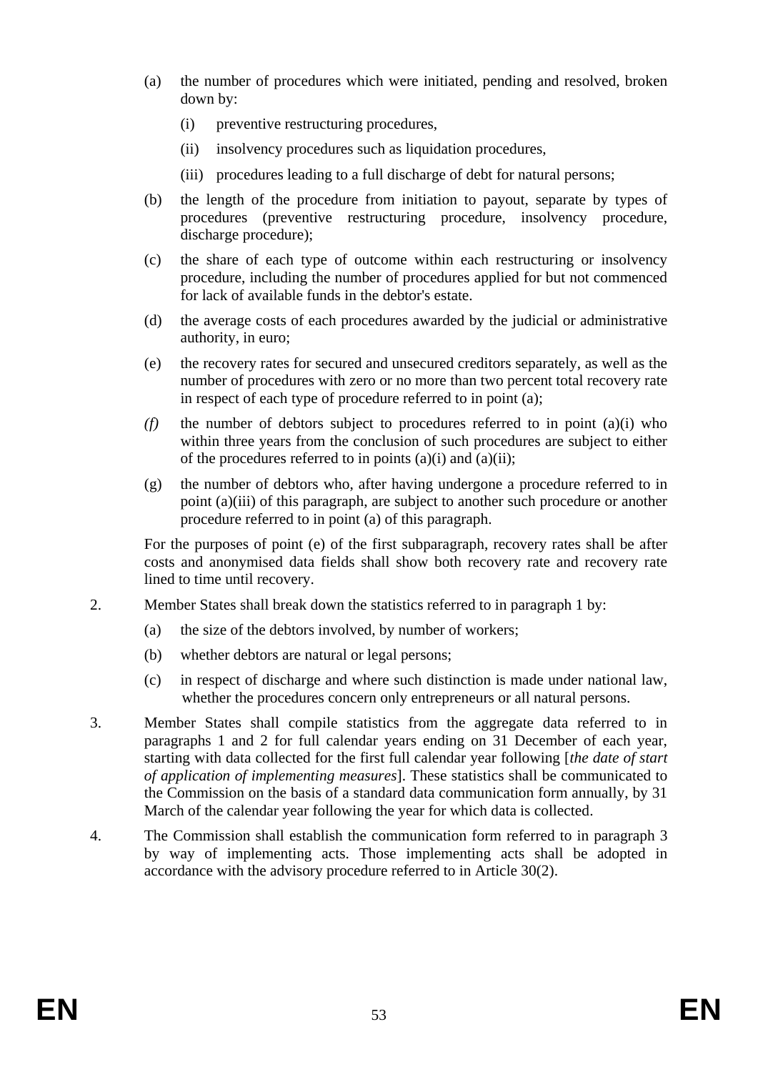(a) the number of procedures which were initiated, pending and resolved, broken down by:

   (i) preventive restructuring procedures,

   (ii) insolvency procedures such as liquidation procedures,

   (iii) procedures leading to a full discharge of debt for natural persons;

(b) the length of the procedure from initiation to payout, separate by types of procedures (preventive restructuring procedure, insolvency procedure, discharge procedure);

(c) the share of each type of outcome within each restructuring or insolvency procedure, including the number of procedures applied for but not commenced for lack of available funds in the debtor's estate.

(d) the average costs of each procedures awarded by the judicial or administrative authority, in euro;

(e) the recovery rates for secured and unsecured creditors separately, as well as the number of procedures with zero or no more than two percent total recovery rate in respect of each type of procedure referred to in point (a);

*(f)* the number of debtors subject to procedures referred to in point (a)(i) who within three years from the conclusion of such procedures are subject to either of the procedures referred to in points (a)(i) and (a)(ii);

(g) the number of debtors who, after having undergone a procedure referred to in point (a)(iii) of this paragraph, are subject to another such procedure or another procedure referred to in point (a) of this paragraph.

For the purposes of point (e) of the first subparagraph, recovery rates shall be after costs and anonymised data fields shall show both recovery rate and recovery rate lined to time until recovery.

2. Member States shall break down the statistics referred to in paragraph 1 by:

   (a) the size of the debtors involved, by number of workers;

   (b) whether debtors are natural or legal persons;

   (c) in respect of discharge and where such distinction is made under national law, whether the procedures concern only entrepreneurs or all natural persons.

3. Member States shall compile statistics from the aggregate data referred to in paragraphs 1 and 2 for full calendar years ending on 31 December of each year, starting with data collected for the first full calendar year following [*the date of start of application of implementing measures*]. These statistics shall be communicated to the Commission on the basis of a standard data communication form annually, by 31 March of the calendar year following the year for which data is collected.

4. The Commission shall establish the communication form referred to in paragraph 3 by way of implementing acts. Those implementing acts shall be adopted in accordance with the advisory procedure referred to in Article 30(2).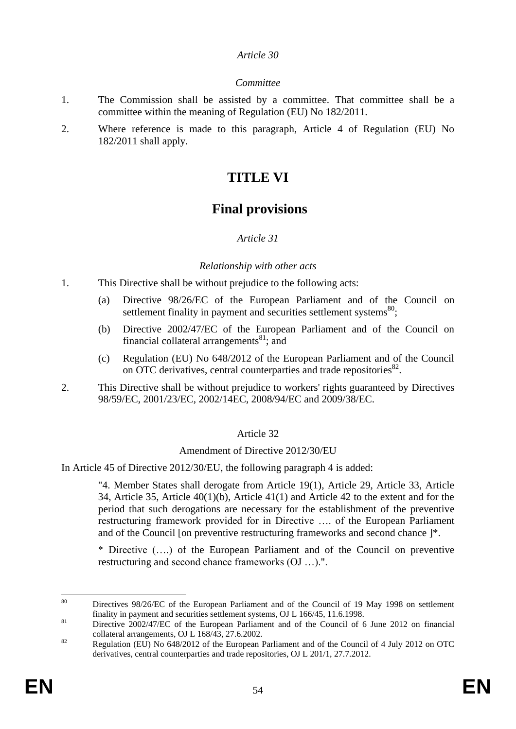*Article 30*

*Committee*

1. The Commission shall be assisted by a committee. That committee shall be a committee within the meaning of Regulation (EU) No 182/2011.
2. Where reference is made to this paragraph, Article 4 of Regulation (EU) No 182/2011 shall apply.

# TITLE VI

# Final provisions

*Article 31*

*Relationship with other acts*

1. This Directive shall be without prejudice to the following acts:
   - (a) Directive 98/26/EC of the European Parliament and of the Council on settlement finality in payment and securities settlement systems[80];
   - (b) Directive 2002/47/EC of the European Parliament and of the Council on financial collateral arrangements[81]; and
   - (c) Regulation (EU) No 648/2012 of the European Parliament and of the Council on OTC derivatives, central counterparties and trade repositories[82].
2. This Directive shall be without prejudice to workers' rights guaranteed by Directives 98/59/EC, 2001/23/EC, 2002/14EC, 2008/94/EC and 2009/38/EC.

Article 32

Amendment of Directive 2012/30/EU

In Article 45 of Directive 2012/30/EU, the following paragraph 4 is added:

> "4. Member States shall derogate from Article 19(1), Article 29, Article 33, Article 34, Article 35, Article 40(1)(b), Article 41(1) and Article 42 to the extent and for the period that such derogations are necessary for the establishment of the preventive restructuring framework provided for in Directive …. of the European Parliament and of the Council [on preventive restructuring frameworks and second chance ]*.
>
> * Directive (….) of the European Parliament and of the Council on preventive restructuring and second chance frameworks (OJ …).".

---

[80] Directives 98/26/EC of the European Parliament and of the Council of 19 May 1998 on settlement finality in payment and securities settlement systems, OJ L 166/45, 11.6.1998.

[81] Directive 2002/47/EC of the European Parliament and of the Council of 6 June 2012 on financial collateral arrangements, OJ L 168/43, 27.6.2002.

[82] Regulation (EU) No 648/2012 of the European Parliament and of the Council of 4 July 2012 on OTC derivatives, central counterparties and trade repositories, OJ L 201/1, 27.7.2012.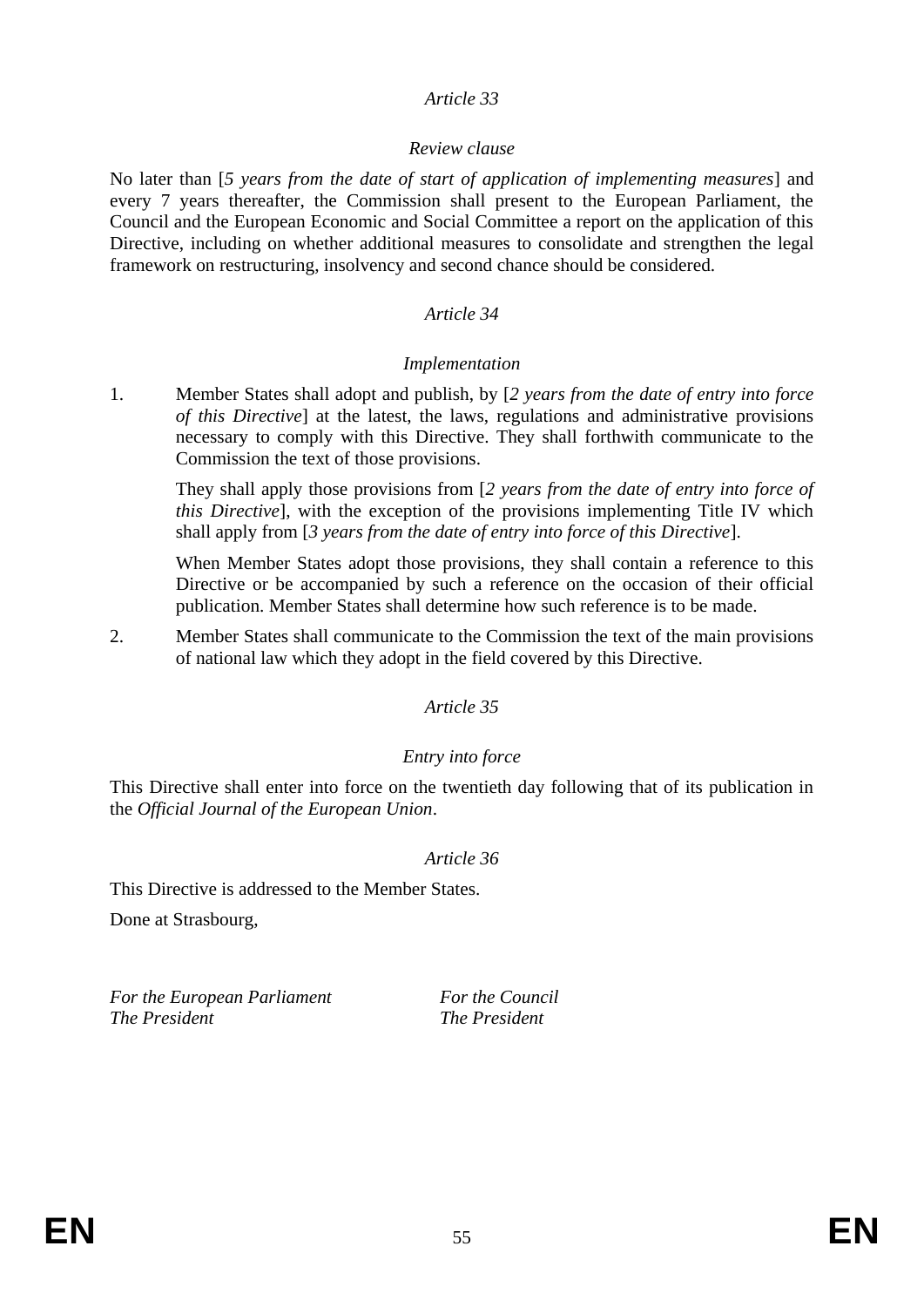*Article 33*

*Review clause*

No later than [*5 years from the date of start of application of implementing measures*] and every 7 years thereafter, the Commission shall present to the European Parliament, the Council and the European Economic and Social Committee a report on the application of this Directive, including on whether additional measures to consolidate and strengthen the legal framework on restructuring, insolvency and second chance should be considered.

*Article 34*

*Implementation*

1. Member States shall adopt and publish, by [*2 years from the date of entry into force of this Directive*] at the latest, the laws, regulations and administrative provisions necessary to comply with this Directive. They shall forthwith communicate to the Commission the text of those provisions.

   They shall apply those provisions from [*2 years from the date of entry into force of this Directive*], with the exception of the provisions implementing Title IV which shall apply from [*3 years from the date of entry into force of this Directive*].

   When Member States adopt those provisions, they shall contain a reference to this Directive or be accompanied by such a reference on the occasion of their official publication. Member States shall determine how such reference is to be made.

2. Member States shall communicate to the Commission the text of the main provisions of national law which they adopt in the field covered by this Directive.

*Article 35*

*Entry into force*

This Directive shall enter into force on the twentieth day following that of its publication in the *Official Journal of the European Union*.

*Article 36*

This Directive is addressed to the Member States.

Done at Strasbourg,

*For the European Parliament*
*The President*

*For the Council*
*The President*